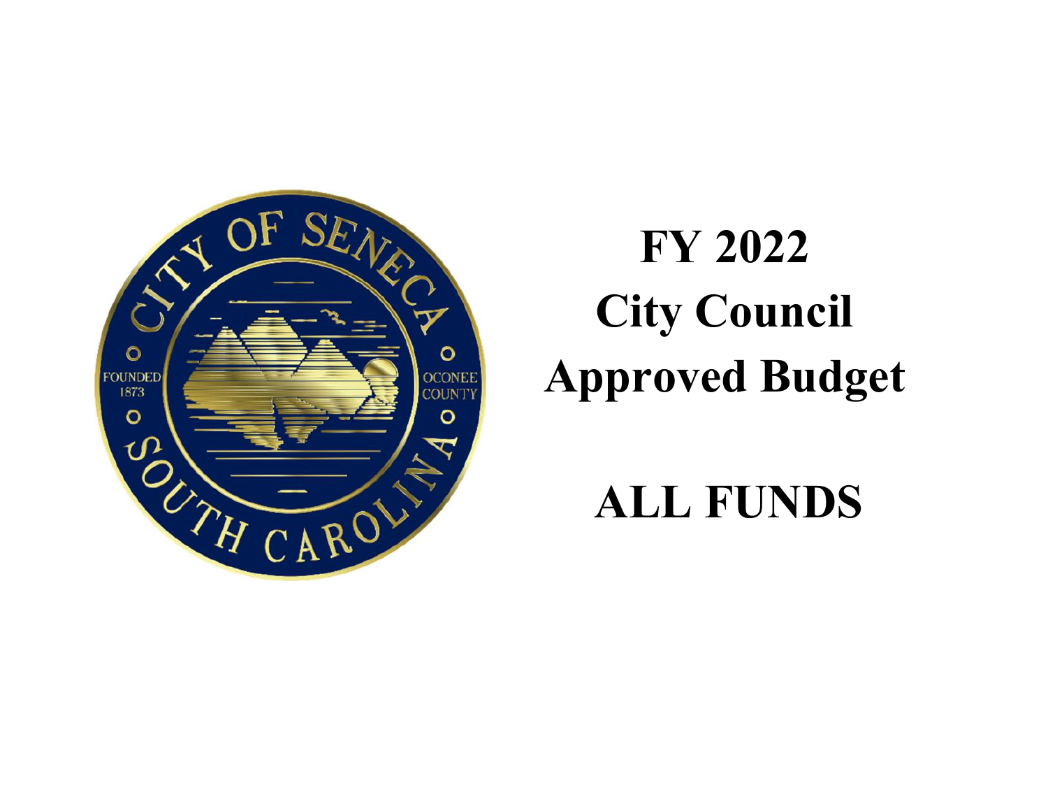# FY 2022
# City Council
# Approved Budget

# ALL FUNDS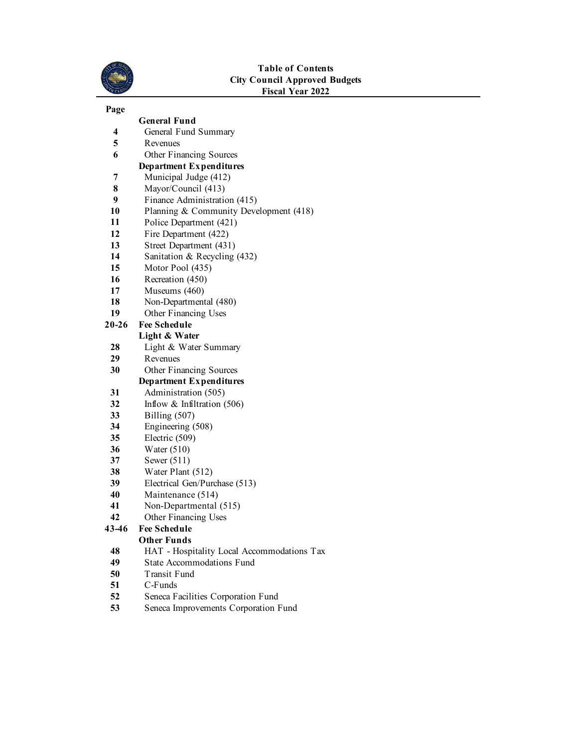# Table of Contents
## City Council Approved Budgets
## Fiscal Year 2022

| Page | |
|---|---|
| | **General Fund** |
| **4** | General Fund Summary |
| **5** | Revenues |
| **6** | Other Financing Sources |
| | **Department Expenditures** |
| **7** | Municipal Judge (412) |
| **8** | Mayor/Council (413) |
| **9** | Finance Administration (415) |
| **10** | Planning & Community Development (418) |
| **11** | Police Department (421) |
| **12** | Fire Department (422) |
| **13** | Street Department (431) |
| **14** | Sanitation & Recycling (432) |
| **15** | Motor Pool (435) |
| **16** | Recreation (450) |
| **17** | Museums (460) |
| **18** | Non-Departmental (480) |
| **19** | Other Financing Uses |
| **20-26** | **Fee Schedule** |
| | **Light & Water** |
| **28** | Light & Water Summary |
| **29** | Revenues |
| **30** | Other Financing Sources |
| | **Department Expenditures** |
| **31** | Administration (505) |
| **32** | Inflow & Infiltration (506) |
| **33** | Billing (507) |
| **34** | Engineering (508) |
| **35** | Electric (509) |
| **36** | Water (510) |
| **37** | Sewer (511) |
| **38** | Water Plant (512) |
| **39** | Electrical Gen/Purchase (513) |
| **40** | Maintenance (514) |
| **41** | Non-Departmental (515) |
| **42** | Other Financing Uses |
| **43-46** | **Fee Schedule** |
| | **Other Funds** |
| **48** | HAT - Hospitality Local Accommodations Tax |
| **49** | State Accommodations Fund |
| **50** | Transit Fund |
| **51** | C-Funds |
| **52** | Seneca Facilities Corporation Fund |
| **53** | Seneca Improvements Corporation Fund |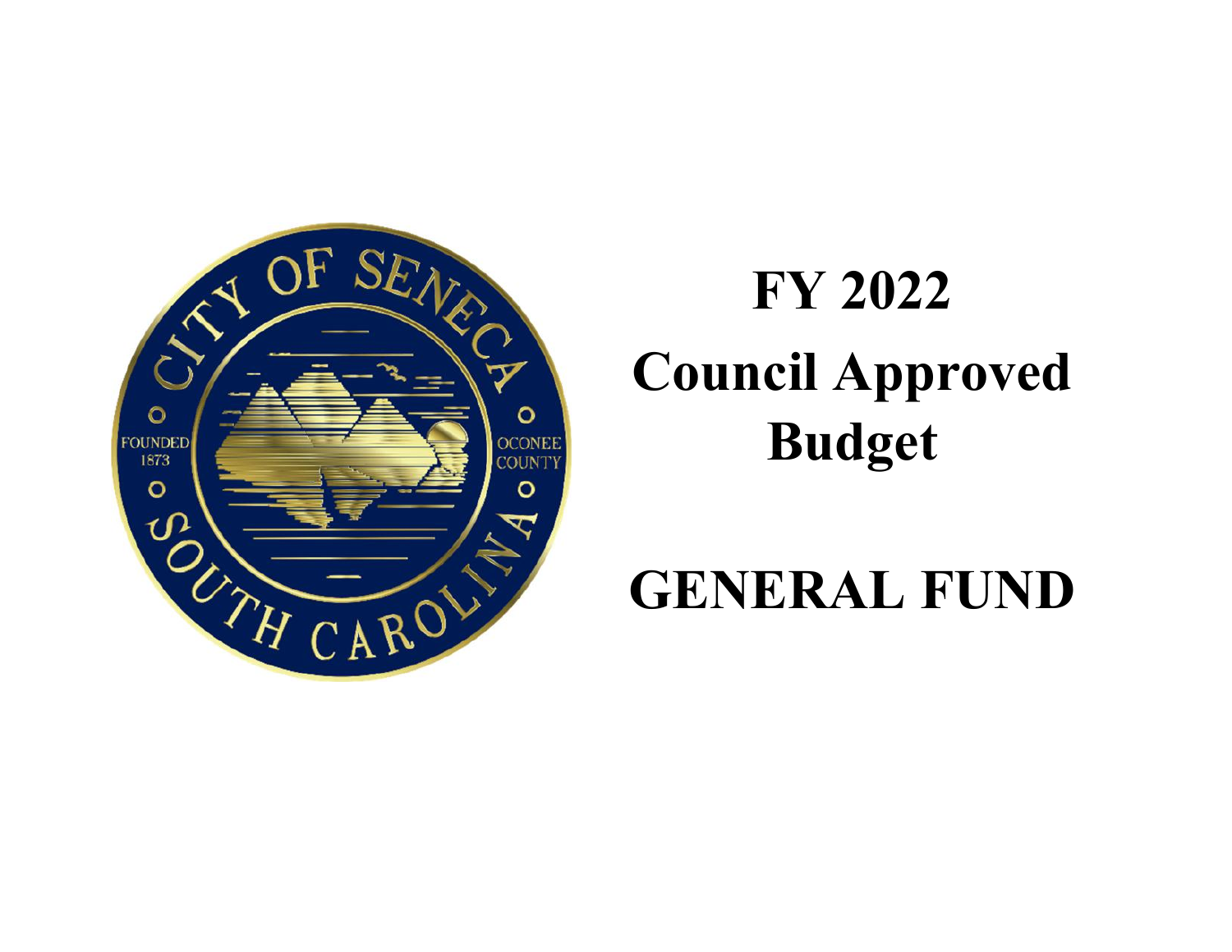# FY 2022

# Council Approved Budget

# GENERAL FUND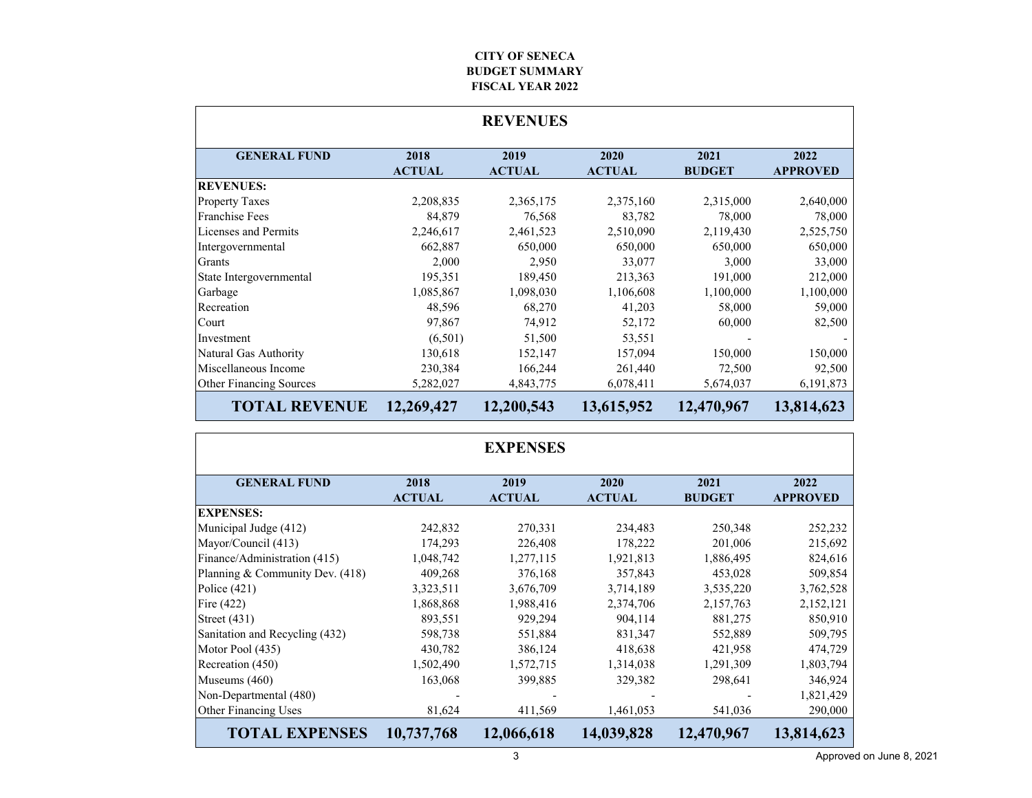**CITY OF SENECA**
**BUDGET SUMMARY**
**FISCAL YEAR 2022**

## REVENUES

| GENERAL FUND | 2018 ACTUAL | 2019 ACTUAL | 2020 ACTUAL | 2021 BUDGET | 2022 APPROVED |
|---|---|---|---|---|---|
| **REVENUES:** | | | | | |
| Property Taxes | 2,208,835 | 2,365,175 | 2,375,160 | 2,315,000 | 2,640,000 |
| Franchise Fees | 84,879 | 76,568 | 83,782 | 78,000 | 78,000 |
| Licenses and Permits | 2,246,617 | 2,461,523 | 2,510,090 | 2,119,430 | 2,525,750 |
| Intergovernmental | 662,887 | 650,000 | 650,000 | 650,000 | 650,000 |
| Grants | 2,000 | 2,950 | 33,077 | 3,000 | 33,000 |
| State Intergovernmental | 195,351 | 189,450 | 213,363 | 191,000 | 212,000 |
| Garbage | 1,085,867 | 1,098,030 | 1,106,608 | 1,100,000 | 1,100,000 |
| Recreation | 48,596 | 68,270 | 41,203 | 58,000 | 59,000 |
| Court | 97,867 | 74,912 | 52,172 | 60,000 | 82,500 |
| Investment | (6,501) | 51,500 | 53,551 | - | - |
| Natural Gas Authority | 130,618 | 152,147 | 157,094 | 150,000 | 150,000 |
| Miscellaneous Income | 230,384 | 166,244 | 261,440 | 72,500 | 92,500 |
| Other Financing Sources | 5,282,027 | 4,843,775 | 6,078,411 | 5,674,037 | 6,191,873 |
| **TOTAL REVENUE** | **12,269,427** | **12,200,543** | **13,615,952** | **12,470,967** | **13,814,623** |

## EXPENSES

| GENERAL FUND | 2018 ACTUAL | 2019 ACTUAL | 2020 ACTUAL | 2021 BUDGET | 2022 APPROVED |
|---|---|---|---|---|---|
| **EXPENSES:** | | | | | |
| Municipal Judge (412) | 242,832 | 270,331 | 234,483 | 250,348 | 252,232 |
| Mayor/Council (413) | 174,293 | 226,408 | 178,222 | 201,006 | 215,692 |
| Finance/Administration (415) | 1,048,742 | 1,277,115 | 1,921,813 | 1,886,495 | 824,616 |
| Planning & Community Dev. (418) | 409,268 | 376,168 | 357,843 | 453,028 | 509,854 |
| Police (421) | 3,323,511 | 3,676,709 | 3,714,189 | 3,535,220 | 3,762,528 |
| Fire (422) | 1,868,868 | 1,988,416 | 2,374,706 | 2,157,763 | 2,152,121 |
| Street (431) | 893,551 | 929,294 | 904,114 | 881,275 | 850,910 |
| Sanitation and Recycling (432) | 598,738 | 551,884 | 831,347 | 552,889 | 509,795 |
| Motor Pool (435) | 430,782 | 386,124 | 418,638 | 421,958 | 474,729 |
| Recreation (450) | 1,502,490 | 1,572,715 | 1,314,038 | 1,291,309 | 1,803,794 |
| Museums (460) | 163,068 | 399,885 | 329,382 | 298,641 | 346,924 |
| Non-Departmental (480) | - | - | - | - | 1,821,429 |
| Other Financing Uses | 81,624 | 411,569 | 1,461,053 | 541,036 | 290,000 |
| **TOTAL EXPENSES** | **10,737,768** | **12,066,618** | **14,039,828** | **12,470,967** | **13,814,623** |

Approved on June 8, 2021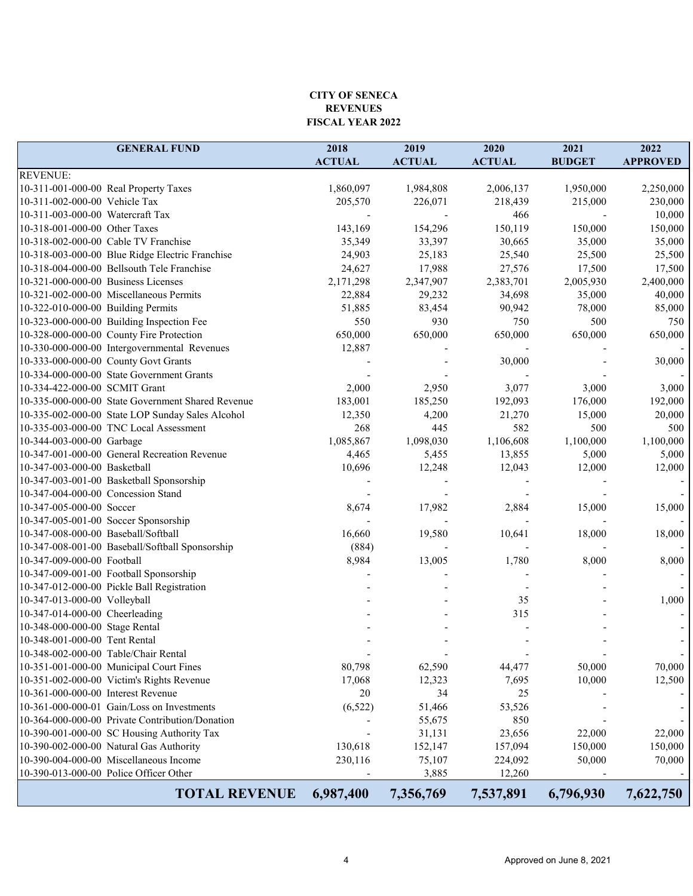**CITY OF SENECA**
**REVENUES**
**FISCAL YEAR 2022**

| GENERAL FUND | | 2018 ACTUAL | 2019 ACTUAL | 2020 ACTUAL | 2021 BUDGET | 2022 APPROVED |
|---|---|---|---|---|---|---|
| REVENUE: | | | | | | |
| 10-311-001-000-00 | Real Property Taxes | 1,860,097 | 1,984,808 | 2,006,137 | 1,950,000 | 2,250,000 |
| 10-311-002-000-00 | Vehicle Tax | 205,570 | 226,071 | 218,439 | 215,000 | 230,000 |
| 10-311-003-000-00 | Watercraft Tax | - | - | 466 | - | 10,000 |
| 10-318-001-000-00 | Other Taxes | 143,169 | 154,296 | 150,119 | 150,000 | 150,000 |
| 10-318-002-000-00 | Cable TV Franchise | 35,349 | 33,397 | 30,665 | 35,000 | 35,000 |
| 10-318-003-000-00 | Blue Ridge Electric Franchise | 24,903 | 25,183 | 25,540 | 25,500 | 25,500 |
| 10-318-004-000-00 | Bellsouth Tele Franchise | 24,627 | 17,988 | 27,576 | 17,500 | 17,500 |
| 10-321-000-000-00 | Business Licenses | 2,171,298 | 2,347,907 | 2,383,701 | 2,005,930 | 2,400,000 |
| 10-321-002-000-00 | Miscellaneous Permits | 22,884 | 29,232 | 34,698 | 35,000 | 40,000 |
| 10-322-010-000-00 | Building Permits | 51,885 | 83,454 | 90,942 | 78,000 | 85,000 |
| 10-323-000-000-00 | Building Inspection Fee | 550 | 930 | 750 | 500 | 750 |
| 10-328-000-000-00 | County Fire Protection | 650,000 | 650,000 | 650,000 | 650,000 | 650,000 |
| 10-330-000-000-00 | Intergovernmental Revenues | 12,887 | - | - | - | - |
| 10-333-000-000-00 | County Govt Grants | - | - | 30,000 | - | 30,000 |
| 10-334-000-000-00 | State Government Grants | - | - | - | - | - |
| 10-334-422-000-00 | SCMIT Grant | 2,000 | 2,950 | 3,077 | 3,000 | 3,000 |
| 10-335-000-000-00 | State Government Shared Revenue | 183,001 | 185,250 | 192,093 | 176,000 | 192,000 |
| 10-335-002-000-00 | State LOP Sunday Sales Alcohol | 12,350 | 4,200 | 21,270 | 15,000 | 20,000 |
| 10-335-003-000-00 | TNC Local Assessment | 268 | 445 | 582 | 500 | 500 |
| 10-344-003-000-00 | Garbage | 1,085,867 | 1,098,030 | 1,106,608 | 1,100,000 | 1,100,000 |
| 10-347-001-000-00 | General Recreation Revenue | 4,465 | 5,455 | 13,855 | 5,000 | 5,000 |
| 10-347-003-000-00 | Basketball | 10,696 | 12,248 | 12,043 | 12,000 | 12,000 |
| 10-347-003-001-00 | Basketball Sponsorship | - | - | - | - | - |
| 10-347-004-000-00 | Concession Stand | - | - | - | - | - |
| 10-347-005-000-00 | Soccer | 8,674 | 17,982 | 2,884 | 15,000 | 15,000 |
| 10-347-005-001-00 | Soccer Sponsorship | - | - | - | - | - |
| 10-347-008-000-00 | Baseball/Softball | 16,660 | 19,580 | 10,641 | 18,000 | 18,000 |
| 10-347-008-001-00 | Baseball/Softball Sponsorship | (884) | - | - | - | - |
| 10-347-009-000-00 | Football | 8,984 | 13,005 | 1,780 | 8,000 | 8,000 |
| 10-347-009-001-00 | Football Sponsorship | - | - | - | - | - |
| 10-347-012-000-00 | Pickle Ball Registration | - | - | - | - | - |
| 10-347-013-000-00 | Volleyball | - | - | 35 | - | 1,000 |
| 10-347-014-000-00 | Cheerleading | - | - | 315 | - | - |
| 10-348-000-000-00 | Stage Rental | - | - | - | - | - |
| 10-348-001-000-00 | Tent Rental | - | - | - | - | - |
| 10-348-002-000-00 | Table/Chair Rental | - | - | - | - | - |
| 10-351-001-000-00 | Municipal Court Fines | 80,798 | 62,590 | 44,477 | 50,000 | 70,000 |
| 10-351-002-000-00 | Victim's Rights Revenue | 17,068 | 12,323 | 7,695 | 10,000 | 12,500 |
| 10-361-000-000-00 | Interest Revenue | 20 | 34 | 25 | - | - |
| 10-361-000-000-01 | Gain/Loss on Investments | (6,522) | 51,466 | 53,526 | - | - |
| 10-364-000-000-00 | Private Contribution/Donation | - | 55,675 | 850 | - | - |
| 10-390-001-000-00 | SC Housing Authority Tax | - | 31,131 | 23,656 | 22,000 | 22,000 |
| 10-390-002-000-00 | Natural Gas Authority | 130,618 | 152,147 | 157,094 | 150,000 | 150,000 |
| 10-390-004-000-00 | Miscellaneous Income | 230,116 | 75,107 | 224,092 | 50,000 | 70,000 |
| 10-390-013-000-00 | Police Officer Other | - | 3,885 | 12,260 | - | - |
| | **TOTAL REVENUE** | **6,987,400** | **7,356,769** | **7,537,891** | **6,796,930** | **7,622,750** |

Approved on June 8, 2021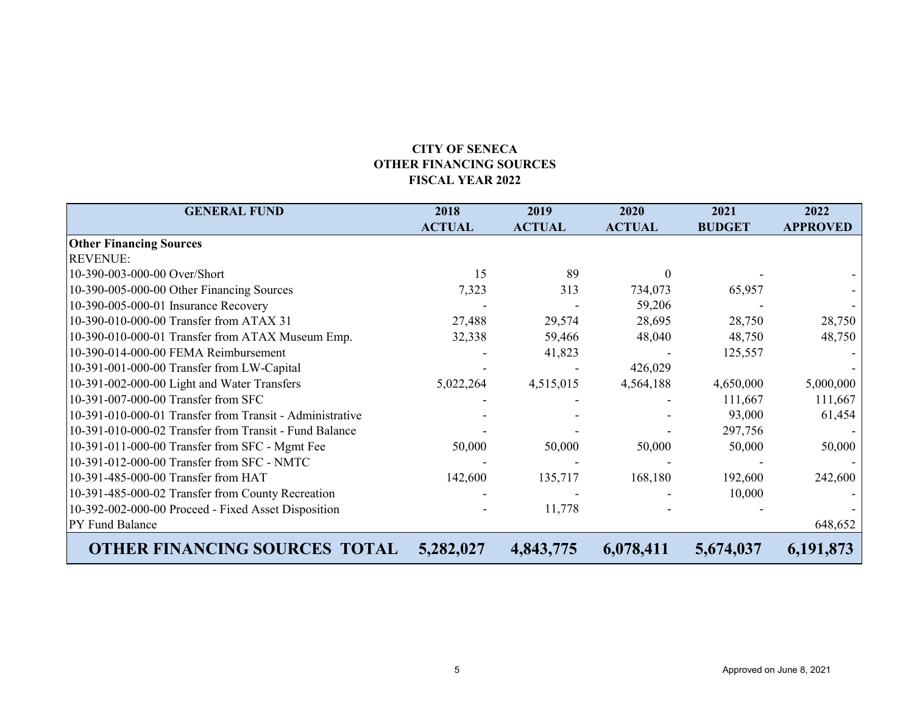**CITY OF SENECA**
**OTHER FINANCING SOURCES**
**FISCAL YEAR 2022**

| GENERAL FUND | 2018 ACTUAL | 2019 ACTUAL | 2020 ACTUAL | 2021 BUDGET | 2022 APPROVED |
|---|---|---|---|---|---|
| **Other Financing Sources** | | | | | |
| REVENUE: | | | | | |
| 10-390-003-000-00 Over/Short | 15 | 89 | 0 | - | - |
| 10-390-005-000-00 Other Financing Sources | 7,323 | 313 | 734,073 | 65,957 | - |
| 10-390-005-000-01 Insurance Recovery | - | - | 59,206 | - | - |
| 10-390-010-000-00 Transfer from ATAX 31 | 27,488 | 29,574 | 28,695 | 28,750 | 28,750 |
| 10-390-010-000-01 Transfer from ATAX Museum Emp. | 32,338 | 59,466 | 48,040 | 48,750 | 48,750 |
| 10-390-014-000-00 FEMA Reimbursement | - | 41,823 | - | 125,557 | - |
| 10-391-001-000-00 Transfer from LW-Capital | - | - | 426,029 | | - |
| 10-391-002-000-00 Light and Water Transfers | 5,022,264 | 4,515,015 | 4,564,188 | 4,650,000 | 5,000,000 |
| 10-391-007-000-00 Transfer from SFC | - | - | - | 111,667 | 111,667 |
| 10-391-010-000-01 Transfer from Transit - Administrative | - | - | - | 93,000 | 61,454 |
| 10-391-010-000-02 Transfer from Transit - Fund Balance | - | - | - | 297,756 | - |
| 10-391-011-000-00 Transfer from SFC - Mgmt Fee | 50,000 | 50,000 | 50,000 | 50,000 | 50,000 |
| 10-391-012-000-00 Transfer from SFC - NMTC | - | - | - | - | - |
| 10-391-485-000-00 Transfer from HAT | 142,600 | 135,717 | 168,180 | 192,600 | 242,600 |
| 10-391-485-000-02 Transfer from County Recreation | - | - | - | 10,000 | - |
| 10-392-002-000-00 Proceed - Fixed Asset Disposition | - | 11,778 | - | - | - |
| PY Fund Balance | | | | | 648,652 |
| **OTHER FINANCING SOURCES TOTAL** | **5,282,027** | **4,843,775** | **6,078,411** | **5,674,037** | **6,191,873** |

Approved on June 8, 2021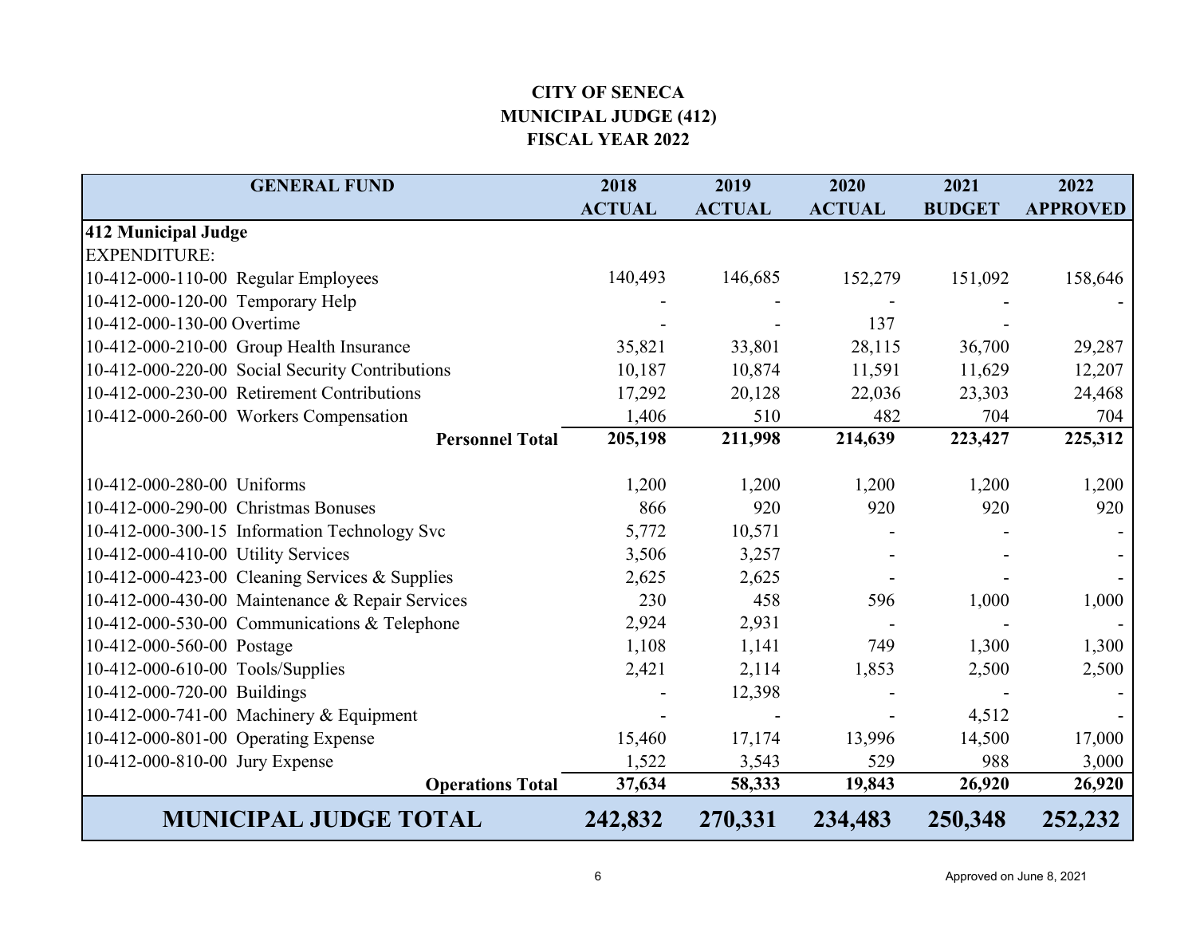# CITY OF SENECA
## MUNICIPAL JUDGE (412)
## FISCAL YEAR 2022

| GENERAL FUND | 2018 ACTUAL | 2019 ACTUAL | 2020 ACTUAL | 2021 BUDGET | 2022 APPROVED |
|---|---|---|---|---|---|
| **412 Municipal Judge** | | | | | |
| EXPENDITURE: | | | | | |
| 10-412-000-110-00 Regular Employees | 140,493 | 146,685 | 152,279 | 151,092 | 158,646 |
| 10-412-000-120-00 Temporary Help | - | - | - | - | - |
| 10-412-000-130-00 Overtime | - | - | 137 | - | |
| 10-412-000-210-00 Group Health Insurance | 35,821 | 33,801 | 28,115 | 36,700 | 29,287 |
| 10-412-000-220-00 Social Security Contributions | 10,187 | 10,874 | 11,591 | 11,629 | 12,207 |
| 10-412-000-230-00 Retirement Contributions | 17,292 | 20,128 | 22,036 | 23,303 | 24,468 |
| 10-412-000-260-00 Workers Compensation | 1,406 | 510 | 482 | 704 | 704 |
| **Personnel Total** | **205,198** | **211,998** | **214,639** | **223,427** | **225,312** |
| | | | | | |
| 10-412-000-280-00 Uniforms | 1,200 | 1,200 | 1,200 | 1,200 | 1,200 |
| 10-412-000-290-00 Christmas Bonuses | 866 | 920 | 920 | 920 | 920 |
| 10-412-000-300-15 Information Technology Svc | 5,772 | 10,571 | - | - | - |
| 10-412-000-410-00 Utility Services | 3,506 | 3,257 | - | - | - |
| 10-412-000-423-00 Cleaning Services & Supplies | 2,625 | 2,625 | - | - | - |
| 10-412-000-430-00 Maintenance & Repair Services | 230 | 458 | 596 | 1,000 | 1,000 |
| 10-412-000-530-00 Communications & Telephone | 2,924 | 2,931 | - | - | - |
| 10-412-000-560-00 Postage | 1,108 | 1,141 | 749 | 1,300 | 1,300 |
| 10-412-000-610-00 Tools/Supplies | 2,421 | 2,114 | 1,853 | 2,500 | 2,500 |
| 10-412-000-720-00 Buildings | - | 12,398 | - | - | - |
| 10-412-000-741-00 Machinery & Equipment | - | - | - | 4,512 | - |
| 10-412-000-801-00 Operating Expense | 15,460 | 17,174 | 13,996 | 14,500 | 17,000 |
| 10-412-000-810-00 Jury Expense | 1,522 | 3,543 | 529 | 988 | 3,000 |
| **Operations Total** | **37,634** | **58,333** | **19,843** | **26,920** | **26,920** |
| **MUNICIPAL JUDGE TOTAL** | **242,832** | **270,331** | **234,483** | **250,348** | **252,232** |

Approved on June 8, 2021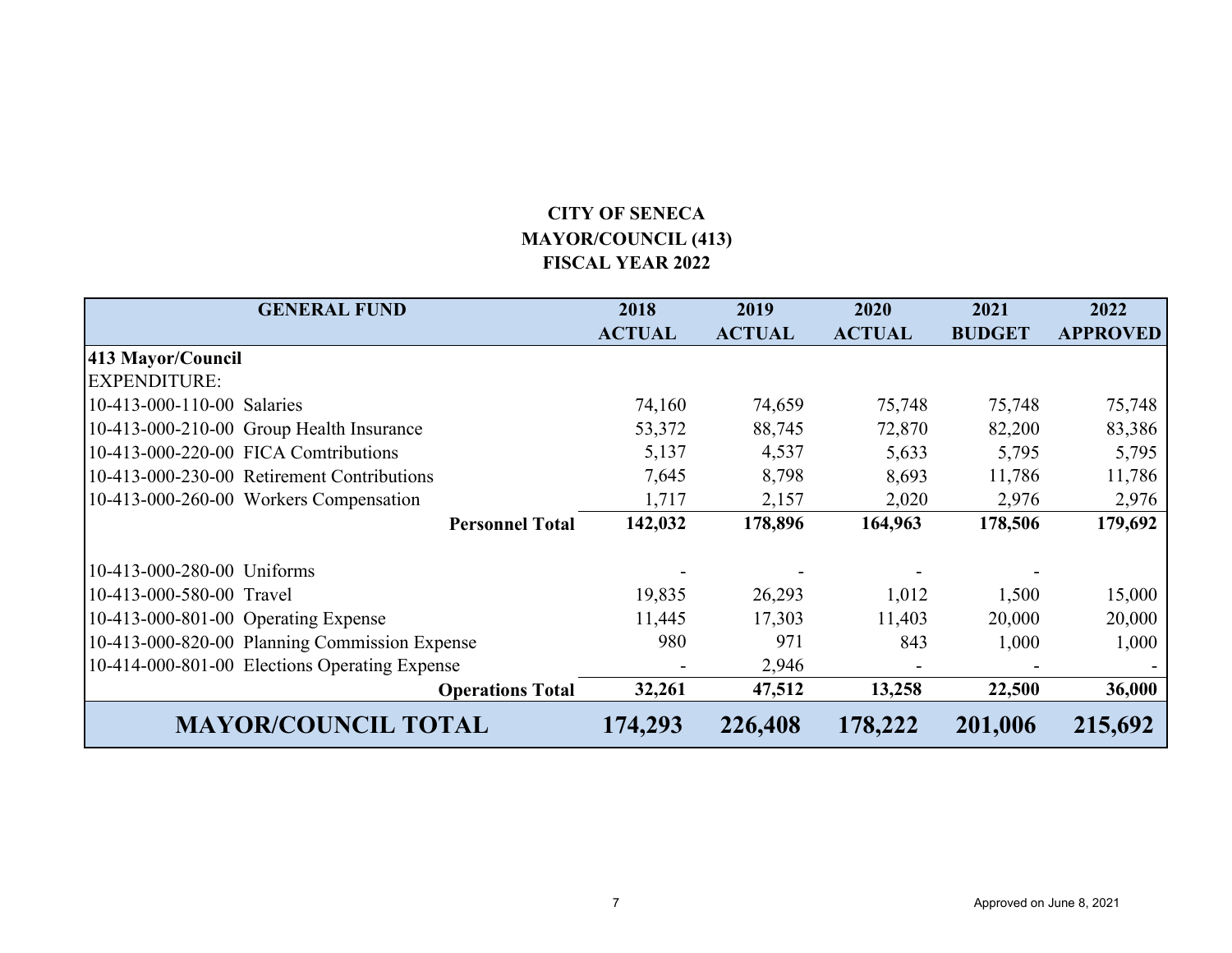**CITY OF SENECA**
**MAYOR/COUNCIL (413)**
**FISCAL YEAR 2022**

| GENERAL FUND | 2018 ACTUAL | 2019 ACTUAL | 2020 ACTUAL | 2021 BUDGET | 2022 APPROVED |
|---|---|---|---|---|---|
| **413 Mayor/Council** | | | | | |
| EXPENDITURE: | | | | | |
| 10-413-000-110-00 Salaries | 74,160 | 74,659 | 75,748 | 75,748 | 75,748 |
| 10-413-000-210-00 Group Health Insurance | 53,372 | 88,745 | 72,870 | 82,200 | 83,386 |
| 10-413-000-220-00 FICA Comtributions | 5,137 | 4,537 | 5,633 | 5,795 | 5,795 |
| 10-413-000-230-00 Retirement Contributions | 7,645 | 8,798 | 8,693 | 11,786 | 11,786 |
| 10-413-000-260-00 Workers Compensation | 1,717 | 2,157 | 2,020 | 2,976 | 2,976 |
| **Personnel Total** | **142,032** | **178,896** | **164,963** | **178,506** | **179,692** |
| 10-413-000-280-00 Uniforms | - | - | - | - | |
| 10-413-000-580-00 Travel | 19,835 | 26,293 | 1,012 | 1,500 | 15,000 |
| 10-413-000-801-00 Operating Expense | 11,445 | 17,303 | 11,403 | 20,000 | 20,000 |
| 10-413-000-820-00 Planning Commission Expense | 980 | 971 | 843 | 1,000 | 1,000 |
| 10-414-000-801-00 Elections Operating Expense | - | 2,946 | - | - | - |
| **Operations Total** | **32,261** | **47,512** | **13,258** | **22,500** | **36,000** |
| **MAYOR/COUNCIL TOTAL** | **174,293** | **226,408** | **178,222** | **201,006** | **215,692** |

Approved on June 8, 2021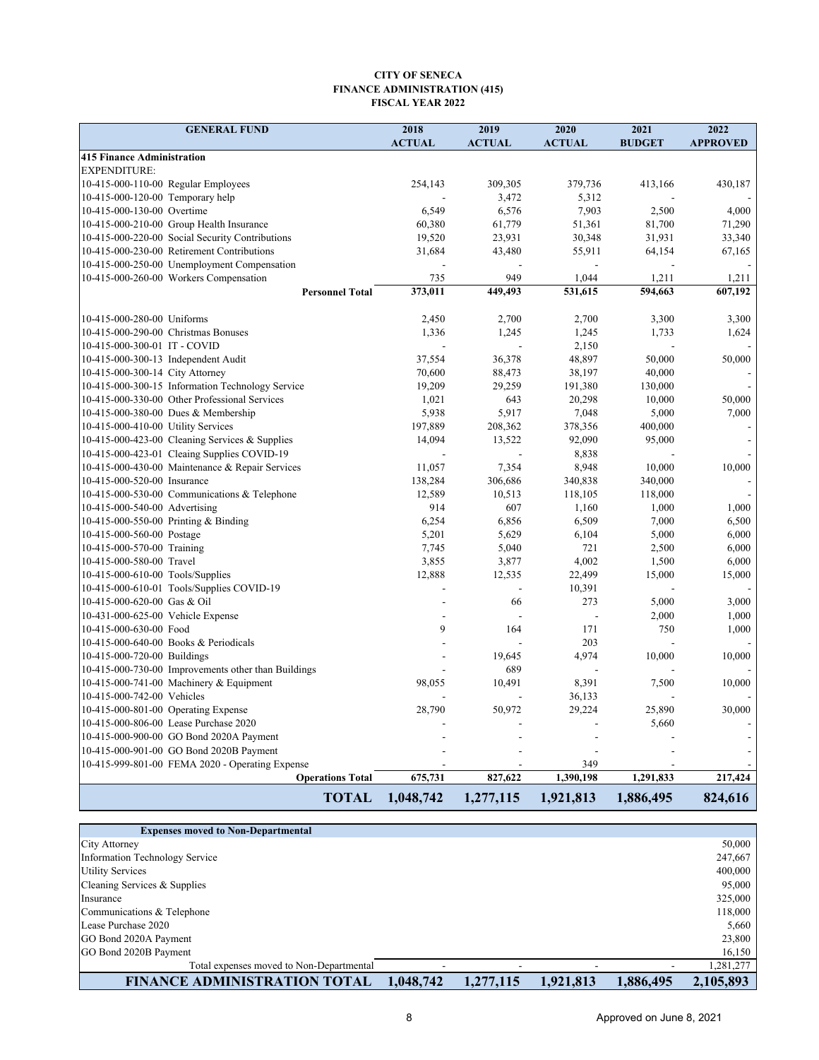**CITY OF SENECA**
**FINANCE ADMINISTRATION (415)**
**FISCAL YEAR 2022**

| GENERAL FUND | 2018 ACTUAL | 2019 ACTUAL | 2020 ACTUAL | 2021 BUDGET | 2022 APPROVED |
|---|---|---|---|---|---|
| **415 Finance Administration** | | | | | |
| EXPENDITURE: | | | | | |
| 10-415-000-110-00 Regular Employees | 254,143 | 309,305 | 379,736 | 413,166 | 430,187 |
| 10-415-000-120-00 Temporary help | - | 3,472 | 5,312 | - | - |
| 10-415-000-130-00 Overtime | 6,549 | 6,576 | 7,903 | 2,500 | 4,000 |
| 10-415-000-210-00 Group Health Insurance | 60,380 | 61,779 | 51,361 | 81,700 | 71,290 |
| 10-415-000-220-00 Social Security Contributions | 19,520 | 23,931 | 30,348 | 31,931 | 33,340 |
| 10-415-000-230-00 Retirement Contributions | 31,684 | 43,480 | 55,911 | 64,154 | 67,165 |
| 10-415-000-250-00 Unemployment Compensation | - | - | - | - | - |
| 10-415-000-260-00 Workers Compensation | 735 | 949 | 1,044 | 1,211 | 1,211 |
| **Personnel Total** | **373,011** | **449,493** | **531,615** | **594,663** | **607,192** |
| 10-415-000-280-00 Uniforms | 2,450 | 2,700 | 2,700 | 3,300 | 3,300 |
| 10-415-000-290-00 Christmas Bonuses | 1,336 | 1,245 | 1,245 | 1,733 | 1,624 |
| 10-415-000-300-01 IT - COVID | - | - | 2,150 | - | - |
| 10-415-000-300-13 Independent Audit | 37,554 | 36,378 | 48,897 | 50,000 | 50,000 |
| 10-415-000-300-14 City Attorney | 70,600 | 88,473 | 38,197 | 40,000 | - |
| 10-415-000-300-15 Information Technology Service | 19,209 | 29,259 | 191,380 | 130,000 | - |
| 10-415-000-330-00 Other Professional Services | 1,021 | 643 | 20,298 | 10,000 | 50,000 |
| 10-415-000-380-00 Dues & Membership | 5,938 | 5,917 | 7,048 | 5,000 | 7,000 |
| 10-415-000-410-00 Utility Services | 197,889 | 208,362 | 378,356 | 400,000 | - |
| 10-415-000-423-00 Cleaning Services & Supplies | 14,094 | 13,522 | 92,090 | 95,000 | - |
| 10-415-000-423-01 Cleaing Supplies COVID-19 | - | - | 8,838 | - | - |
| 10-415-000-430-00 Maintenance & Repair Services | 11,057 | 7,354 | 8,948 | 10,000 | 10,000 |
| 10-415-000-520-00 Insurance | 138,284 | 306,686 | 340,838 | 340,000 | - |
| 10-415-000-530-00 Communications & Telephone | 12,589 | 10,513 | 118,105 | 118,000 | - |
| 10-415-000-540-00 Advertising | 914 | 607 | 1,160 | 1,000 | 1,000 |
| 10-415-000-550-00 Printing & Binding | 6,254 | 6,856 | 6,509 | 7,000 | 6,500 |
| 10-415-000-560-00 Postage | 5,201 | 5,629 | 6,104 | 5,000 | 6,000 |
| 10-415-000-570-00 Training | 7,745 | 5,040 | 721 | 2,500 | 6,000 |
| 10-415-000-580-00 Travel | 3,855 | 3,877 | 4,002 | 1,500 | 6,000 |
| 10-415-000-610-00 Tools/Supplies | 12,888 | 12,535 | 22,499 | 15,000 | 15,000 |
| 10-415-000-610-01 Tools/Supplies COVID-19 | - | - | 10,391 | - | - |
| 10-415-000-620-00 Gas & Oil | - | 66 | 273 | 5,000 | 3,000 |
| 10-431-000-625-00 Vehicle Expense | - | - | - | 2,000 | 1,000 |
| 10-415-000-630-00 Food | 9 | 164 | 171 | 750 | 1,000 |
| 10-415-000-640-00 Books & Periodicals | - | - | 203 | - | - |
| 10-415-000-720-00 Buildings | - | 19,645 | 4,974 | 10,000 | 10,000 |
| 10-415-000-730-00 Improvements other than Buildings | - | 689 | - | - | - |
| 10-415-000-741-00 Machinery & Equipment | 98,055 | 10,491 | 8,391 | 7,500 | 10,000 |
| 10-415-000-742-00 Vehicles | - | - | 36,133 | - | - |
| 10-415-000-801-00 Operating Expense | 28,790 | 50,972 | 29,224 | 25,890 | 30,000 |
| 10-415-000-806-00 Lease Purchase 2020 | - | - | - | 5,660 | - |
| 10-415-000-900-00 GO Bond 2020A Payment | - | - | - | - | - |
| 10-415-000-901-00 GO Bond 2020B Payment | - | - | - | - | - |
| 10-415-999-801-00 FEMA 2020 - Operating Expense | - | - | 349 | - | - |
| **Operations Total** | **675,731** | **827,622** | **1,390,198** | **1,291,833** | **217,424** |
| **TOTAL** | **1,048,742** | **1,277,115** | **1,921,813** | **1,886,495** | **824,616** |

| Expenses moved to Non-Departmental | | | | | |
|---|---|---|---|---|---|
| City Attorney | | | | | 50,000 |
| Information Technology Service | | | | | 247,667 |
| Utility Services | | | | | 400,000 |
| Cleaning Services & Supplies | | | | | 95,000 |
| Insurance | | | | | 325,000 |
| Communications & Telephone | | | | | 118,000 |
| Lease Purchase 2020 | | | | | 5,660 |
| GO Bond 2020A Payment | | | | | 23,800 |
| GO Bond 2020B Payment | | | | | 16,150 |
| Total expenses moved to Non-Departmental | - | - | - | - | 1,281,277 |
| **FINANCE ADMINISTRATION TOTAL** | **1,048,742** | **1,277,115** | **1,921,813** | **1,886,495** | **2,105,893** |

Approved on June 8, 2021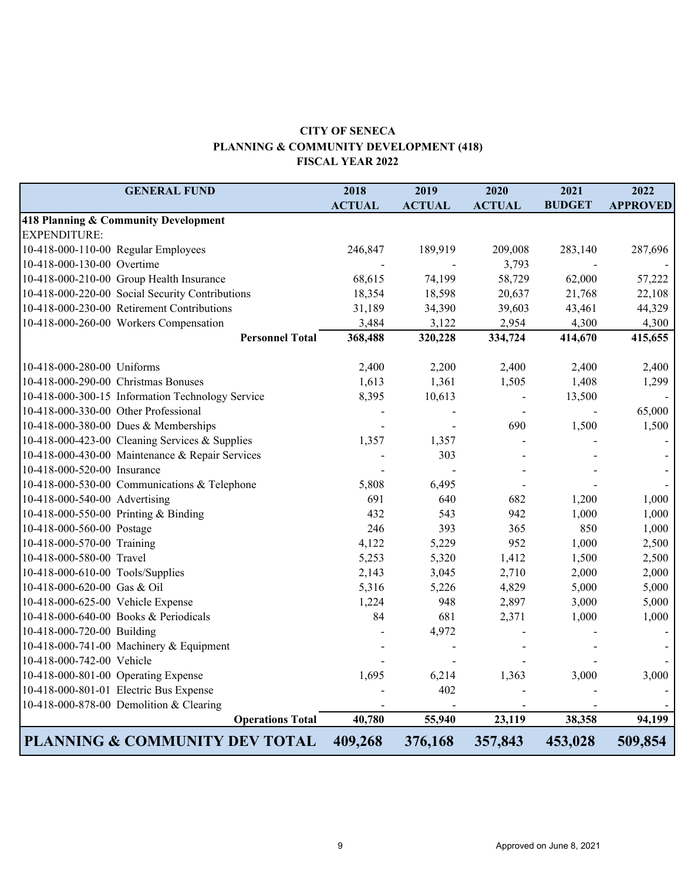**CITY OF SENECA**
**PLANNING & COMMUNITY DEVELOPMENT (418)**
**FISCAL YEAR 2022**

| GENERAL FUND | 2018 ACTUAL | 2019 ACTUAL | 2020 ACTUAL | 2021 BUDGET | 2022 APPROVED |
|---|---|---|---|---|---|
| **418 Planning & Community Development** | | | | | |
| EXPENDITURE: | | | | | |
| 10-418-000-110-00 Regular Employees | 246,847 | 189,919 | 209,008 | 283,140 | 287,696 |
| 10-418-000-130-00 Overtime | - | - | 3,793 | - | - |
| 10-418-000-210-00 Group Health Insurance | 68,615 | 74,199 | 58,729 | 62,000 | 57,222 |
| 10-418-000-220-00 Social Security Contributions | 18,354 | 18,598 | 20,637 | 21,768 | 22,108 |
| 10-418-000-230-00 Retirement Contributions | 31,189 | 34,390 | 39,603 | 43,461 | 44,329 |
| 10-418-000-260-00 Workers Compensation | 3,484 | 3,122 | 2,954 | 4,300 | 4,300 |
| **Personnel Total** | **368,488** | **320,228** | **334,724** | **414,670** | **415,655** |
| 10-418-000-280-00 Uniforms | 2,400 | 2,200 | 2,400 | 2,400 | 2,400 |
| 10-418-000-290-00 Christmas Bonuses | 1,613 | 1,361 | 1,505 | 1,408 | 1,299 |
| 10-418-000-300-15 Information Technology Service | 8,395 | 10,613 | - | 13,500 | - |
| 10-418-000-330-00 Other Professional | - | - | - | - | 65,000 |
| 10-418-000-380-00 Dues & Memberships | - | - | 690 | 1,500 | 1,500 |
| 10-418-000-423-00 Cleaning Services & Supplies | 1,357 | 1,357 | - | - | - |
| 10-418-000-430-00 Maintenance & Repair Services | - | 303 | - | - | - |
| 10-418-000-520-00 Insurance | - | - | - | - | - |
| 10-418-000-530-00 Communications & Telephone | 5,808 | 6,495 | - | - | - |
| 10-418-000-540-00 Advertising | 691 | 640 | 682 | 1,200 | 1,000 |
| 10-418-000-550-00 Printing & Binding | 432 | 543 | 942 | 1,000 | 1,000 |
| 10-418-000-560-00 Postage | 246 | 393 | 365 | 850 | 1,000 |
| 10-418-000-570-00 Training | 4,122 | 5,229 | 952 | 1,000 | 2,500 |
| 10-418-000-580-00 Travel | 5,253 | 5,320 | 1,412 | 1,500 | 2,500 |
| 10-418-000-610-00 Tools/Supplies | 2,143 | 3,045 | 2,710 | 2,000 | 2,000 |
| 10-418-000-620-00 Gas & Oil | 5,316 | 5,226 | 4,829 | 5,000 | 5,000 |
| 10-418-000-625-00 Vehicle Expense | 1,224 | 948 | 2,897 | 3,000 | 5,000 |
| 10-418-000-640-00 Books & Periodicals | 84 | 681 | 2,371 | 1,000 | 1,000 |
| 10-418-000-720-00 Building | - | 4,972 | - | - | - |
| 10-418-000-741-00 Machinery & Equipment | - | - | - | - | - |
| 10-418-000-742-00 Vehicle | - | - | - | - | - |
| 10-418-000-801-00 Operating Expense | 1,695 | 6,214 | 1,363 | 3,000 | 3,000 |
| 10-418-000-801-01 Electric Bus Expense | - | 402 | - | - | - |
| 10-418-000-878-00 Demolition & Clearing | - | - | - | - | - |
| **Operations Total** | **40,780** | **55,940** | **23,119** | **38,358** | **94,199** |
| **PLANNING & COMMUNITY DEV TOTAL** | **409,268** | **376,168** | **357,843** | **453,028** | **509,854** |

Approved on June 8, 2021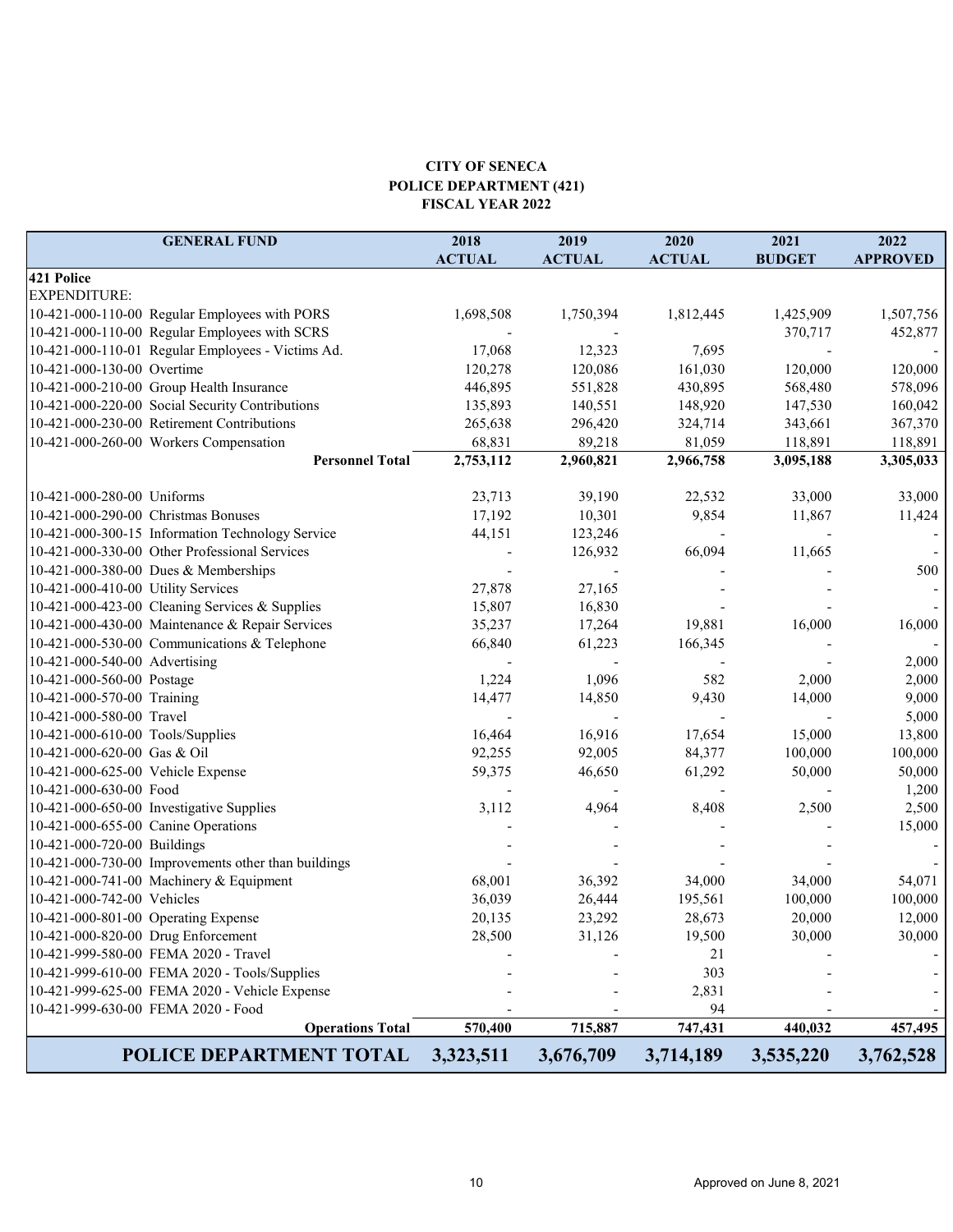**CITY OF SENECA**
**POLICE DEPARTMENT (421)**
**FISCAL YEAR 2022**

| GENERAL FUND | 2018 ACTUAL | 2019 ACTUAL | 2020 ACTUAL | 2021 BUDGET | 2022 APPROVED |
|---|---|---|---|---|---|
| **421 Police** | | | | | |
| EXPENDITURE: | | | | | |
| 10-421-000-110-00 Regular Employees with PORS | 1,698,508 | 1,750,394 | 1,812,445 | 1,425,909 | 1,507,756 |
| 10-421-000-110-00 Regular Employees with SCRS | - | - | | 370,717 | 452,877 |
| 10-421-000-110-01 Regular Employees - Victims Ad. | 17,068 | 12,323 | 7,695 | - | - |
| 10-421-000-130-00 Overtime | 120,278 | 120,086 | 161,030 | 120,000 | 120,000 |
| 10-421-000-210-00 Group Health Insurance | 446,895 | 551,828 | 430,895 | 568,480 | 578,096 |
| 10-421-000-220-00 Social Security Contributions | 135,893 | 140,551 | 148,920 | 147,530 | 160,042 |
| 10-421-000-230-00 Retirement Contributions | 265,638 | 296,420 | 324,714 | 343,661 | 367,370 |
| 10-421-000-260-00 Workers Compensation | 68,831 | 89,218 | 81,059 | 118,891 | 118,891 |
| **Personnel Total** | **2,753,112** | **2,960,821** | **2,966,758** | **3,095,188** | **3,305,033** |
| | | | | | |
| 10-421-000-280-00 Uniforms | 23,713 | 39,190 | 22,532 | 33,000 | 33,000 |
| 10-421-000-290-00 Christmas Bonuses | 17,192 | 10,301 | 9,854 | 11,867 | 11,424 |
| 10-421-000-300-15 Information Technology Service | 44,151 | 123,246 | - | - | - |
| 10-421-000-330-00 Other Professional Services | - | 126,932 | 66,094 | 11,665 | - |
| 10-421-000-380-00 Dues & Memberships | - | - | - | - | 500 |
| 10-421-000-410-00 Utility Services | 27,878 | 27,165 | - | - | - |
| 10-421-000-423-00 Cleaning Services & Supplies | 15,807 | 16,830 | - | - | - |
| 10-421-000-430-00 Maintenance & Repair Services | 35,237 | 17,264 | 19,881 | 16,000 | 16,000 |
| 10-421-000-530-00 Communications & Telephone | 66,840 | 61,223 | 166,345 | - | - |
| 10-421-000-540-00 Advertising | - | - | - | - | 2,000 |
| 10-421-000-560-00 Postage | 1,224 | 1,096 | 582 | 2,000 | 2,000 |
| 10-421-000-570-00 Training | 14,477 | 14,850 | 9,430 | 14,000 | 9,000 |
| 10-421-000-580-00 Travel | - | - | - | - | 5,000 |
| 10-421-000-610-00 Tools/Supplies | 16,464 | 16,916 | 17,654 | 15,000 | 13,800 |
| 10-421-000-620-00 Gas & Oil | 92,255 | 92,005 | 84,377 | 100,000 | 100,000 |
| 10-421-000-625-00 Vehicle Expense | 59,375 | 46,650 | 61,292 | 50,000 | 50,000 |
| 10-421-000-630-00 Food | - | - | - | - | 1,200 |
| 10-421-000-650-00 Investigative Supplies | 3,112 | 4,964 | 8,408 | 2,500 | 2,500 |
| 10-421-000-655-00 Canine Operations | - | - | - | - | 15,000 |
| 10-421-000-720-00 Buildings | - | - | - | - | - |
| 10-421-000-730-00 Improvements other than buildings | - | - | - | - | - |
| 10-421-000-741-00 Machinery & Equipment | 68,001 | 36,392 | 34,000 | 34,000 | 54,071 |
| 10-421-000-742-00 Vehicles | 36,039 | 26,444 | 195,561 | 100,000 | 100,000 |
| 10-421-000-801-00 Operating Expense | 20,135 | 23,292 | 28,673 | 20,000 | 12,000 |
| 10-421-000-820-00 Drug Enforcement | 28,500 | 31,126 | 19,500 | 30,000 | 30,000 |
| 10-421-999-580-00 FEMA 2020 - Travel | - | - | 21 | - | - |
| 10-421-999-610-00 FEMA 2020 - Tools/Supplies | - | - | 303 | - | - |
| 10-421-999-625-00 FEMA 2020 - Vehicle Expense | - | - | 2,831 | - | - |
| 10-421-999-630-00 FEMA 2020 - Food | - | - | 94 | - | - |
| **Operations Total** | **570,400** | **715,887** | **747,431** | **440,032** | **457,495** |
| **POLICE DEPARTMENT TOTAL** | **3,323,511** | **3,676,709** | **3,714,189** | **3,535,220** | **3,762,528** |

Approved on June 8, 2021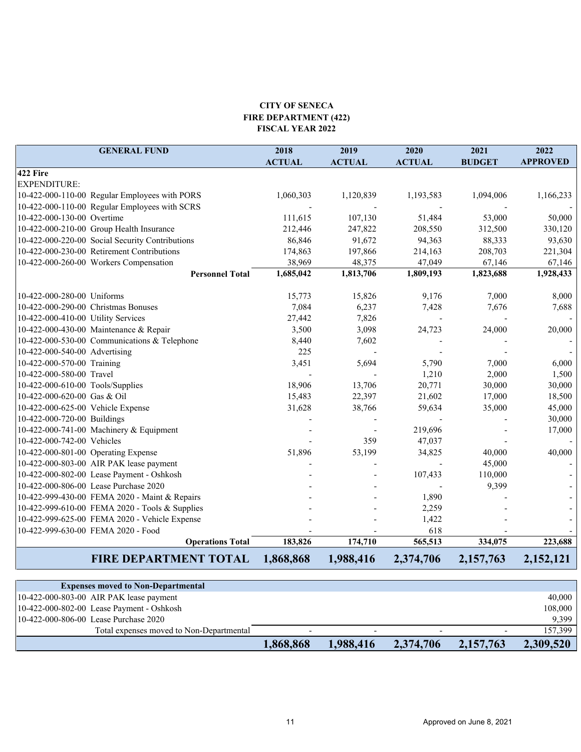**CITY OF SENECA**
**FIRE DEPARTMENT (422)**
**FISCAL YEAR 2022**

| GENERAL FUND | 2018 ACTUAL | 2019 ACTUAL | 2020 ACTUAL | 2021 BUDGET | 2022 APPROVED |
|---|---|---|---|---|---|
| **422 Fire** | | | | | |
| EXPENDITURE: | | | | | |
| 10-422-000-110-00 Regular Employees with PORS | 1,060,303 | 1,120,839 | 1,193,583 | 1,094,006 | 1,166,233 |
| 10-422-000-110-00 Regular Employees with SCRS | - | - | - | - | - |
| 10-422-000-130-00 Overtime | 111,615 | 107,130 | 51,484 | 53,000 | 50,000 |
| 10-422-000-210-00 Group Health Insurance | 212,446 | 247,822 | 208,550 | 312,500 | 330,120 |
| 10-422-000-220-00 Social Security Contributions | 86,846 | 91,672 | 94,363 | 88,333 | 93,630 |
| 10-422-000-230-00 Retirement Contributions | 174,863 | 197,866 | 214,163 | 208,703 | 221,304 |
| 10-422-000-260-00 Workers Compensation | 38,969 | 48,375 | 47,049 | 67,146 | 67,146 |
| **Personnel Total** | **1,685,042** | **1,813,706** | **1,809,193** | **1,823,688** | **1,928,433** |
| 10-422-000-280-00 Uniforms | 15,773 | 15,826 | 9,176 | 7,000 | 8,000 |
| 10-422-000-290-00 Christmas Bonuses | 7,084 | 6,237 | 7,428 | 7,676 | 7,688 |
| 10-422-000-410-00 Utility Services | 27,442 | 7,826 | - | - | - |
| 10-422-000-430-00 Maintenance & Repair | 3,500 | 3,098 | 24,723 | 24,000 | 20,000 |
| 10-422-000-530-00 Communications & Telephone | 8,440 | 7,602 | - | - | - |
| 10-422-000-540-00 Advertising | 225 | - | - | - | - |
| 10-422-000-570-00 Training | 3,451 | 5,694 | 5,790 | 7,000 | 6,000 |
| 10-422-000-580-00 Travel | - | - | 1,210 | 2,000 | 1,500 |
| 10-422-000-610-00 Tools/Supplies | 18,906 | 13,706 | 20,771 | 30,000 | 30,000 |
| 10-422-000-620-00 Gas & Oil | 15,483 | 22,397 | 21,602 | 17,000 | 18,500 |
| 10-422-000-625-00 Vehicle Expense | 31,628 | 38,766 | 59,634 | 35,000 | 45,000 |
| 10-422-000-720-00 Buildings | - | - | - | - | 30,000 |
| 10-422-000-741-00 Machinery & Equipment | - | - | 219,696 | - | 17,000 |
| 10-422-000-742-00 Vehicles | - | 359 | 47,037 | - | - |
| 10-422-000-801-00 Operating Expense | 51,896 | 53,199 | 34,825 | 40,000 | 40,000 |
| 10-422-000-803-00 AIR PAK lease payment | - | - | - | 45,000 | - |
| 10-422-000-802-00 Lease Payment - Oshkosh | - | - | 107,433 | 110,000 | - |
| 10-422-000-806-00 Lease Purchase 2020 | - | - | - | 9,399 | - |
| 10-422-999-430-00 FEMA 2020 - Maint & Repairs | - | - | 1,890 | - | - |
| 10-422-999-610-00 FEMA 2020 - Tools & Supplies | - | - | 2,259 | - | - |
| 10-422-999-625-00 FEMA 2020 - Vehicle Expense | - | - | 1,422 | - | - |
| 10-422-999-630-00 FEMA 2020 - Food | - | - | 618 | - | - |
| **Operations Total** | **183,826** | **174,710** | **565,513** | **334,075** | **223,688** |
| **FIRE DEPARTMENT TOTAL** | **1,868,868** | **1,988,416** | **2,374,706** | **2,157,763** | **2,152,121** |

| **Expenses moved to Non-Departmental** | | | | | |
|---|---|---|---|---|---|
| 10-422-000-803-00 AIR PAK lease payment | | | | | 40,000 |
| 10-422-000-802-00 Lease Payment - Oshkosh | | | | | 108,000 |
| 10-422-000-806-00 Lease Purchase 2020 | | | | | 9,399 |
| Total expenses moved to Non-Departmental | - | - | - | - | 157,399 |
| | **1,868,868** | **1,988,416** | **2,374,706** | **2,157,763** | **2,309,520** |

Approved on June 8, 2021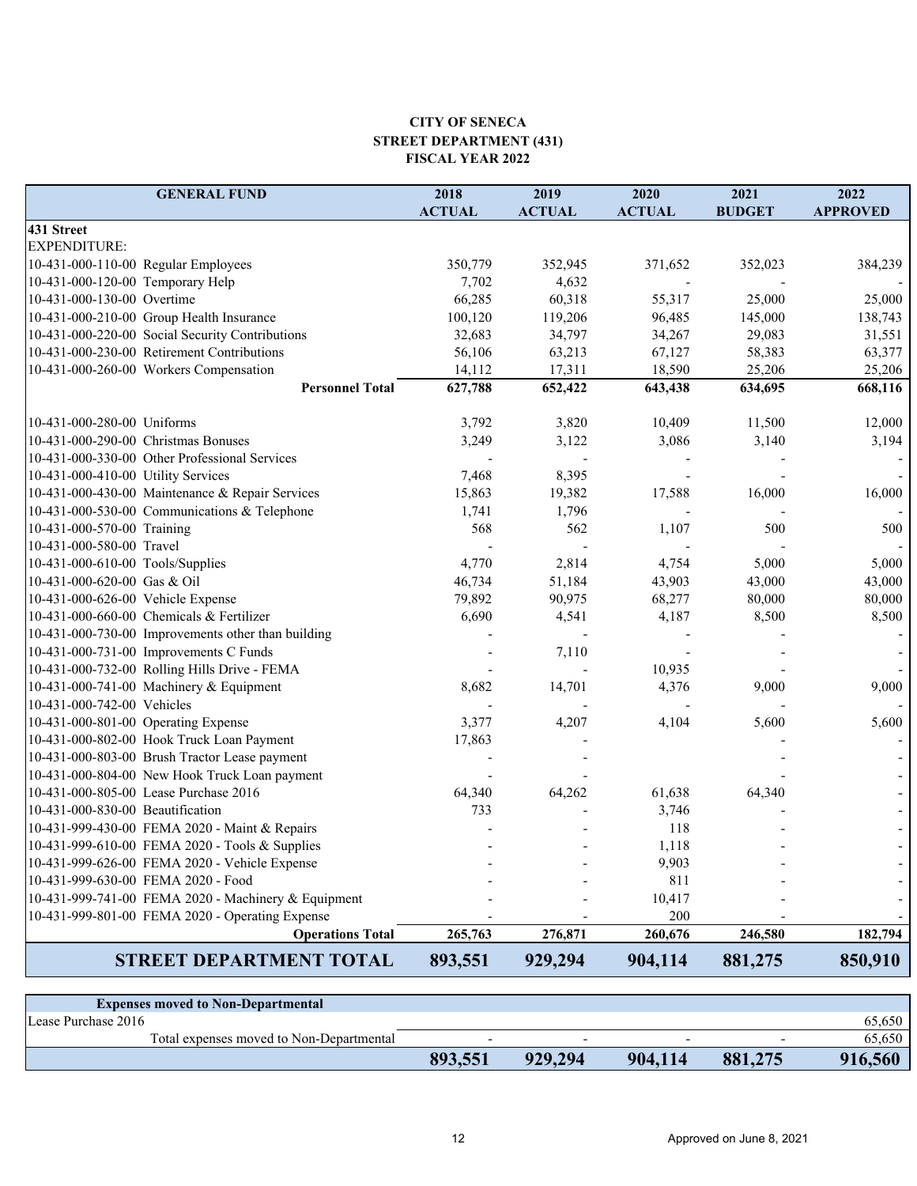**CITY OF SENECA**
**STREET DEPARTMENT (431)**
**FISCAL YEAR 2022**

| GENERAL FUND | 2018 ACTUAL | 2019 ACTUAL | 2020 ACTUAL | 2021 BUDGET | 2022 APPROVED |
|---|---|---|---|---|---|
| **431 Street** | | | | | |
| EXPENDITURE: | | | | | |
| 10-431-000-110-00 Regular Employees | 350,779 | 352,945 | 371,652 | 352,023 | 384,239 |
| 10-431-000-120-00 Temporary Help | 7,702 | 4,632 | - | - | - |
| 10-431-000-130-00 Overtime | 66,285 | 60,318 | 55,317 | 25,000 | 25,000 |
| 10-431-000-210-00 Group Health Insurance | 100,120 | 119,206 | 96,485 | 145,000 | 138,743 |
| 10-431-000-220-00 Social Security Contributions | 32,683 | 34,797 | 34,267 | 29,083 | 31,551 |
| 10-431-000-230-00 Retirement Contributions | 56,106 | 63,213 | 67,127 | 58,383 | 63,377 |
| 10-431-000-260-00 Workers Compensation | 14,112 | 17,311 | 18,590 | 25,206 | 25,206 |
| **Personnel Total** | **627,788** | **652,422** | **643,438** | **634,695** | **668,116** |
| 10-431-000-280-00 Uniforms | 3,792 | 3,820 | 10,409 | 11,500 | 12,000 |
| 10-431-000-290-00 Christmas Bonuses | 3,249 | 3,122 | 3,086 | 3,140 | 3,194 |
| 10-431-000-330-00 Other Professional Services | - | - | - | - | - |
| 10-431-000-410-00 Utility Services | 7,468 | 8,395 | - | - | - |
| 10-431-000-430-00 Maintenance & Repair Services | 15,863 | 19,382 | 17,588 | 16,000 | 16,000 |
| 10-431-000-530-00 Communications & Telephone | 1,741 | 1,796 | - | - | - |
| 10-431-000-570-00 Training | 568 | 562 | 1,107 | 500 | 500 |
| 10-431-000-580-00 Travel | - | - | - | - | - |
| 10-431-000-610-00 Tools/Supplies | 4,770 | 2,814 | 4,754 | 5,000 | 5,000 |
| 10-431-000-620-00 Gas & Oil | 46,734 | 51,184 | 43,903 | 43,000 | 43,000 |
| 10-431-000-626-00 Vehicle Expense | 79,892 | 90,975 | 68,277 | 80,000 | 80,000 |
| 10-431-000-660-00 Chemicals & Fertilizer | 6,690 | 4,541 | 4,187 | 8,500 | 8,500 |
| 10-431-000-730-00 Improvements other than building | - | - | - | - | - |
| 10-431-000-731-00 Improvements C Funds | - | 7,110 | - | - | - |
| 10-431-000-732-00 Rolling Hills Drive - FEMA | - | - | 10,935 | - | - |
| 10-431-000-741-00 Machinery & Equipment | 8,682 | 14,701 | 4,376 | 9,000 | 9,000 |
| 10-431-000-742-00 Vehicles | - | - | - | - | - |
| 10-431-000-801-00 Operating Expense | 3,377 | 4,207 | 4,104 | 5,600 | 5,600 |
| 10-431-000-802-00 Hook Truck Loan Payment | 17,863 | - | | - | - |
| 10-431-000-803-00 Brush Tractor Lease payment | - | - | | - | - |
| 10-431-000-804-00 New Hook Truck Loan payment | - | - | | - | - |
| 10-431-000-805-00 Lease Purchase 2016 | 64,340 | 64,262 | 61,638 | 64,340 | - |
| 10-431-000-830-00 Beautification | 733 | - | 3,746 | - | - |
| 10-431-999-430-00 FEMA 2020 - Maint & Repairs | - | - | 118 | - | - |
| 10-431-999-610-00 FEMA 2020 - Tools & Supplies | - | - | 1,118 | - | - |
| 10-431-999-626-00 FEMA 2020 - Vehicle Expense | - | - | 9,903 | - | - |
| 10-431-999-630-00 FEMA 2020 - Food | - | - | 811 | - | - |
| 10-431-999-741-00 FEMA 2020 - Machinery & Equipment | - | - | 10,417 | - | - |
| 10-431-999-801-00 FEMA 2020 - Operating Expense | - | - | 200 | - | - |
| **Operations Total** | **265,763** | **276,871** | **260,676** | **246,580** | **182,794** |
| **STREET DEPARTMENT TOTAL** | **893,551** | **929,294** | **904,114** | **881,275** | **850,910** |

| Expenses moved to Non-Departmental | | | | | |
|---|---|---|---|---|---|
| Lease Purchase 2016 | | | | | 65,650 |
| Total expenses moved to Non-Departmental | - | - | - | - | 65,650 |
| | **893,551** | **929,294** | **904,114** | **881,275** | **916,560** |

Approved on June 8, 2021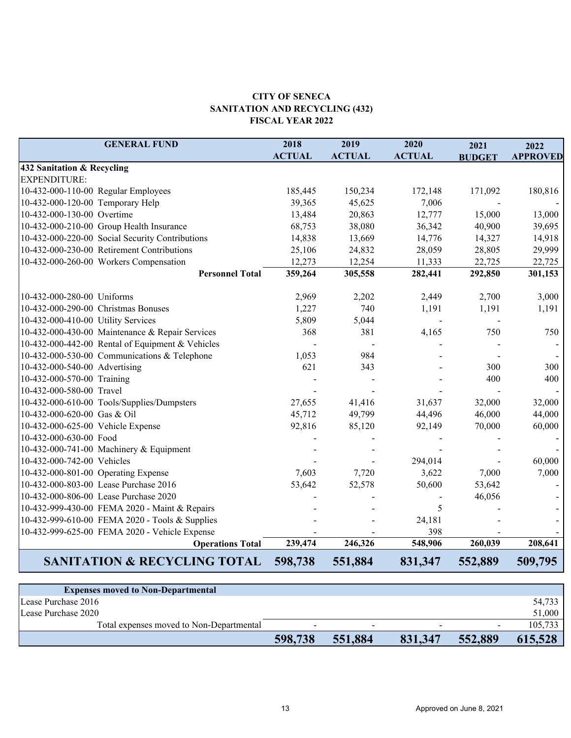# CITY OF SENECA
## SANITATION AND RECYCLING (432)
## FISCAL YEAR 2022

| GENERAL FUND | 2018 ACTUAL | 2019 ACTUAL | 2020 ACTUAL | 2021 BUDGET | 2022 APPROVED |
|---|---|---|---|---|---|
| **432 Sanitation & Recycling** | | | | | |
| EXPENDITURE: | | | | | |
| 10-432-000-110-00 Regular Employees | 185,445 | 150,234 | 172,148 | 171,092 | 180,816 |
| 10-432-000-120-00 Temporary Help | 39,365 | 45,625 | 7,006 | - | - |
| 10-432-000-130-00 Overtime | 13,484 | 20,863 | 12,777 | 15,000 | 13,000 |
| 10-432-000-210-00 Group Health Insurance | 68,753 | 38,080 | 36,342 | 40,900 | 39,695 |
| 10-432-000-220-00 Social Security Contributions | 14,838 | 13,669 | 14,776 | 14,327 | 14,918 |
| 10-432-000-230-00 Retirement Contributions | 25,106 | 24,832 | 28,059 | 28,805 | 29,999 |
| 10-432-000-260-00 Workers Compensation | 12,273 | 12,254 | 11,333 | 22,725 | 22,725 |
| **Personnel Total** | **359,264** | **305,558** | **282,441** | **292,850** | **301,153** |
| 10-432-000-280-00 Uniforms | 2,969 | 2,202 | 2,449 | 2,700 | 3,000 |
| 10-432-000-290-00 Christmas Bonuses | 1,227 | 740 | 1,191 | 1,191 | 1,191 |
| 10-432-000-410-00 Utility Services | 5,809 | 5,044 | - | - | |
| 10-432-000-430-00 Maintenance & Repair Services | 368 | 381 | 4,165 | 750 | 750 |
| 10-432-000-442-00 Rental of Equipment & Vehicles | - | - | - | - | - |
| 10-432-000-530-00 Communications & Telephone | 1,053 | 984 | - | - | - |
| 10-432-000-540-00 Advertising | 621 | 343 | - | 300 | 300 |
| 10-432-000-570-00 Training | - | - | - | 400 | 400 |
| 10-432-000-580-00 Travel | - | - | - | - | - |
| 10-432-000-610-00 Tools/Supplies/Dumpsters | 27,655 | 41,416 | 31,637 | 32,000 | 32,000 |
| 10-432-000-620-00 Gas & Oil | 45,712 | 49,799 | 44,496 | 46,000 | 44,000 |
| 10-432-000-625-00 Vehicle Expense | 92,816 | 85,120 | 92,149 | 70,000 | 60,000 |
| 10-432-000-630-00 Food | - | - | - | - | - |
| 10-432-000-741-00 Machinery & Equipment | - | - | - | - | - |
| 10-432-000-742-00 Vehicles | - | - | 294,014 | - | 60,000 |
| 10-432-000-801-00 Operating Expense | 7,603 | 7,720 | 3,622 | 7,000 | 7,000 |
| 10-432-000-803-00 Lease Purchase 2016 | 53,642 | 52,578 | 50,600 | 53,642 | - |
| 10-432-000-806-00 Lease Purchase 2020 | - | - | - | 46,056 | - |
| 10-432-999-430-00 FEMA 2020 - Maint & Repairs | - | - | 5 | - | - |
| 10-432-999-610-00 FEMA 2020 - Tools & Supplies | - | - | 24,181 | - | - |
| 10-432-999-625-00 FEMA 2020 - Vehicle Expense | - | - | 398 | - | - |
| **Operations Total** | **239,474** | **246,326** | **548,906** | **260,039** | **208,641** |
| **SANITATION & RECYCLING TOTAL** | **598,738** | **551,884** | **831,347** | **552,889** | **509,795** |

| Expenses moved to Non-Departmental | | | | | |
|---|---|---|---|---|---|
| Lease Purchase 2016 | | | | | 54,733 |
| Lease Purchase 2020 | | | | | 51,000 |
| Total expenses moved to Non-Departmental | - | - | - | - | 105,733 |
| | **598,738** | **551,884** | **831,347** | **552,889** | **615,528** |

Approved on June 8, 2021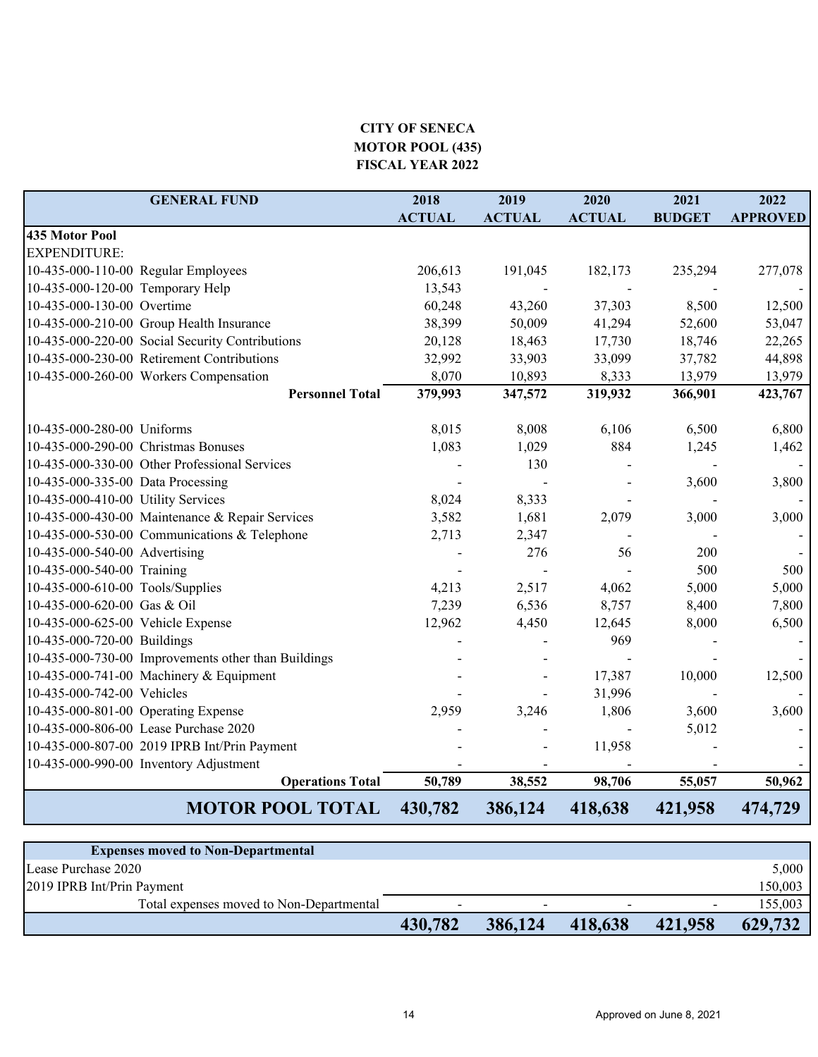**CITY OF SENECA**
**MOTOR POOL (435)**
**FISCAL YEAR 2022**

| GENERAL FUND | 2018 ACTUAL | 2019 ACTUAL | 2020 ACTUAL | 2021 BUDGET | 2022 APPROVED |
|---|---|---|---|---|---|
| **435 Motor Pool** | | | | | |
| EXPENDITURE: | | | | | |
| 10-435-000-110-00 Regular Employees | 206,613 | 191,045 | 182,173 | 235,294 | 277,078 |
| 10-435-000-120-00 Temporary Help | 13,543 | - | - | - | - |
| 10-435-000-130-00 Overtime | 60,248 | 43,260 | 37,303 | 8,500 | 12,500 |
| 10-435-000-210-00 Group Health Insurance | 38,399 | 50,009 | 41,294 | 52,600 | 53,047 |
| 10-435-000-220-00 Social Security Contributions | 20,128 | 18,463 | 17,730 | 18,746 | 22,265 |
| 10-435-000-230-00 Retirement Contributions | 32,992 | 33,903 | 33,099 | 37,782 | 44,898 |
| 10-435-000-260-00 Workers Compensation | 8,070 | 10,893 | 8,333 | 13,979 | 13,979 |
| **Personnel Total** | **379,993** | **347,572** | **319,932** | **366,901** | **423,767** |
| | | | | | |
| 10-435-000-280-00 Uniforms | 8,015 | 8,008 | 6,106 | 6,500 | 6,800 |
| 10-435-000-290-00 Christmas Bonuses | 1,083 | 1,029 | 884 | 1,245 | 1,462 |
| 10-435-000-330-00 Other Professional Services | - | 130 | - | - | - |
| 10-435-000-335-00 Data Processing | - | - | - | 3,600 | 3,800 |
| 10-435-000-410-00 Utility Services | 8,024 | 8,333 | - | - | - |
| 10-435-000-430-00 Maintenance & Repair Services | 3,582 | 1,681 | 2,079 | 3,000 | 3,000 |
| 10-435-000-530-00 Communications & Telephone | 2,713 | 2,347 | - | - | - |
| 10-435-000-540-00 Advertising | - | 276 | 56 | 200 | - |
| 10-435-000-540-00 Training | - | - | - | 500 | 500 |
| 10-435-000-610-00 Tools/Supplies | 4,213 | 2,517 | 4,062 | 5,000 | 5,000 |
| 10-435-000-620-00 Gas & Oil | 7,239 | 6,536 | 8,757 | 8,400 | 7,800 |
| 10-435-000-625-00 Vehicle Expense | 12,962 | 4,450 | 12,645 | 8,000 | 6,500 |
| 10-435-000-720-00 Buildings | - | - | 969 | - | - |
| 10-435-000-730-00 Improvements other than Buildings | - | - | - | - | - |
| 10-435-000-741-00 Machinery & Equipment | - | - | 17,387 | 10,000 | 12,500 |
| 10-435-000-742-00 Vehicles | - | - | 31,996 | - | - |
| 10-435-000-801-00 Operating Expense | 2,959 | 3,246 | 1,806 | 3,600 | 3,600 |
| 10-435-000-806-00 Lease Purchase 2020 | - | - | - | 5,012 | - |
| 10-435-000-807-00 2019 IPRB Int/Prin Payment | - | - | 11,958 | - | - |
| 10-435-000-990-00 Inventory Adjustment | - | - | - | - | - |
| **Operations Total** | **50,789** | **38,552** | **98,706** | **55,057** | **50,962** |
| **MOTOR POOL TOTAL** | **430,782** | **386,124** | **418,638** | **421,958** | **474,729** |

| Expenses moved to Non-Departmental | | | | | |
|---|---|---|---|---|---|
| Lease Purchase 2020 | | | | | 5,000 |
| 2019 IPRB Int/Prin Payment | | | | | 150,003 |
| Total expenses moved to Non-Departmental | - | - | - | - | 155,003 |
| | **430,782** | **386,124** | **418,638** | **421,958** | **629,732** |

Approved on June 8, 2021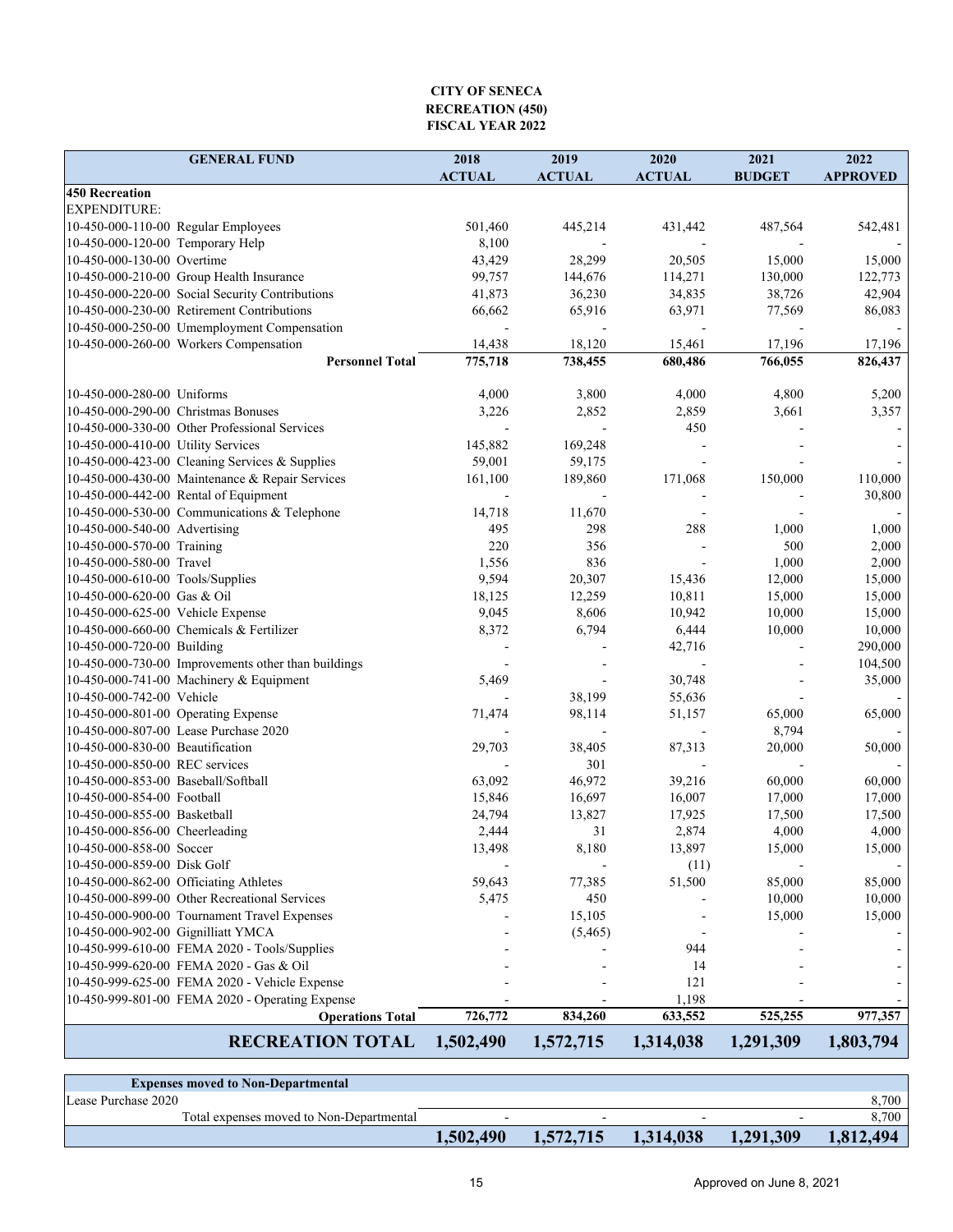**CITY OF SENECA**
**RECREATION (450)**
**FISCAL YEAR 2022**

| GENERAL FUND | 2018 ACTUAL | 2019 ACTUAL | 2020 ACTUAL | 2021 BUDGET | 2022 APPROVED |
|---|---|---|---|---|---|
| **450 Recreation** | | | | | |
| EXPENDITURE: | | | | | |
| 10-450-000-110-00 Regular Employees | 501,460 | 445,214 | 431,442 | 487,564 | 542,481 |
| 10-450-000-120-00 Temporary Help | 8,100 | - | - | - | - |
| 10-450-000-130-00 Overtime | 43,429 | 28,299 | 20,505 | 15,000 | 15,000 |
| 10-450-000-210-00 Group Health Insurance | 99,757 | 144,676 | 114,271 | 130,000 | 122,773 |
| 10-450-000-220-00 Social Security Contributions | 41,873 | 36,230 | 34,835 | 38,726 | 42,904 |
| 10-450-000-230-00 Retirement Contributions | 66,662 | 65,916 | 63,971 | 77,569 | 86,083 |
| 10-450-000-250-00 Umemployment Compensation | - | - | - | - | - |
| 10-450-000-260-00 Workers Compensation | 14,438 | 18,120 | 15,461 | 17,196 | 17,196 |
| **Personnel Total** | **775,718** | **738,455** | **680,486** | **766,055** | **826,437** |
| | | | | | |
| 10-450-000-280-00 Uniforms | 4,000 | 3,800 | 4,000 | 4,800 | 5,200 |
| 10-450-000-290-00 Christmas Bonuses | 3,226 | 2,852 | 2,859 | 3,661 | 3,357 |
| 10-450-000-330-00 Other Professional Services | - | - | 450 | - | - |
| 10-450-000-410-00 Utility Services | 145,882 | 169,248 | - | - | - |
| 10-450-000-423-00 Cleaning Services & Supplies | 59,001 | 59,175 | - | - | - |
| 10-450-000-430-00 Maintenance & Repair Services | 161,100 | 189,860 | 171,068 | 150,000 | 110,000 |
| 10-450-000-442-00 Rental of Equipment | - | - | - | - | 30,800 |
| 10-450-000-530-00 Communications & Telephone | 14,718 | 11,670 | - | - | - |
| 10-450-000-540-00 Advertising | 495 | 298 | 288 | 1,000 | 1,000 |
| 10-450-000-570-00 Training | 220 | 356 | - | 500 | 2,000 |
| 10-450-000-580-00 Travel | 1,556 | 836 | - | 1,000 | 2,000 |
| 10-450-000-610-00 Tools/Supplies | 9,594 | 20,307 | 15,436 | 12,000 | 15,000 |
| 10-450-000-620-00 Gas & Oil | 18,125 | 12,259 | 10,811 | 15,000 | 15,000 |
| 10-450-000-625-00 Vehicle Expense | 9,045 | 8,606 | 10,942 | 10,000 | 15,000 |
| 10-450-000-660-00 Chemicals & Fertilizer | 8,372 | 6,794 | 6,444 | 10,000 | 10,000 |
| 10-450-000-720-00 Building | - | - | 42,716 | - | 290,000 |
| 10-450-000-730-00 Improvements other than buildings | - | - | - | - | 104,500 |
| 10-450-000-741-00 Machinery & Equipment | 5,469 | - | 30,748 | - | 35,000 |
| 10-450-000-742-00 Vehicle | - | 38,199 | 55,636 | - | - |
| 10-450-000-801-00 Operating Expense | 71,474 | 98,114 | 51,157 | 65,000 | 65,000 |
| 10-450-000-807-00 Lease Purchase 2020 | - | - | - | 8,794 | - |
| 10-450-000-830-00 Beautification | 29,703 | 38,405 | 87,313 | 20,000 | 50,000 |
| 10-450-000-850-00 REC services | - | 301 | - | - | - |
| 10-450-000-853-00 Baseball/Softball | 63,092 | 46,972 | 39,216 | 60,000 | 60,000 |
| 10-450-000-854-00 Football | 15,846 | 16,697 | 16,007 | 17,000 | 17,000 |
| 10-450-000-855-00 Basketball | 24,794 | 13,827 | 17,925 | 17,500 | 17,500 |
| 10-450-000-856-00 Cheerleading | 2,444 | 31 | 2,874 | 4,000 | 4,000 |
| 10-450-000-858-00 Soccer | 13,498 | 8,180 | 13,897 | 15,000 | 15,000 |
| 10-450-000-859-00 Disk Golf | - | - | (11) | - | - |
| 10-450-000-862-00 Officiating Athletes | 59,643 | 77,385 | 51,500 | 85,000 | 85,000 |
| 10-450-000-899-00 Other Recreational Services | 5,475 | 450 | - | 10,000 | 10,000 |
| 10-450-000-900-00 Tournament Travel Expenses | - | 15,105 | - | 15,000 | 15,000 |
| 10-450-000-902-00 Gignilliatt YMCA | - | (5,465) | - | - | - |
| 10-450-999-610-00 FEMA 2020 - Tools/Supplies | - | - | 944 | - | - |
| 10-450-999-620-00 FEMA 2020 - Gas & Oil | - | - | 14 | - | - |
| 10-450-999-625-00 FEMA 2020 - Vehicle Expense | - | - | 121 | - | - |
| 10-450-999-801-00 FEMA 2020 - Operating Expense | - | - | 1,198 | - | - |
| **Operations Total** | **726,772** | **834,260** | **633,552** | **525,255** | **977,357** |
| **RECREATION TOTAL** | **1,502,490** | **1,572,715** | **1,314,038** | **1,291,309** | **1,803,794** |

| **Expenses moved to Non-Departmental** | | | | | |
|---|---|---|---|---|---|
| Lease Purchase 2020 | | | | | 8,700 |
| Total expenses moved to Non-Departmental | - | - | - | - | 8,700 |
| | **1,502,490** | **1,572,715** | **1,314,038** | **1,291,309** | **1,812,494** |

Approved on June 8, 2021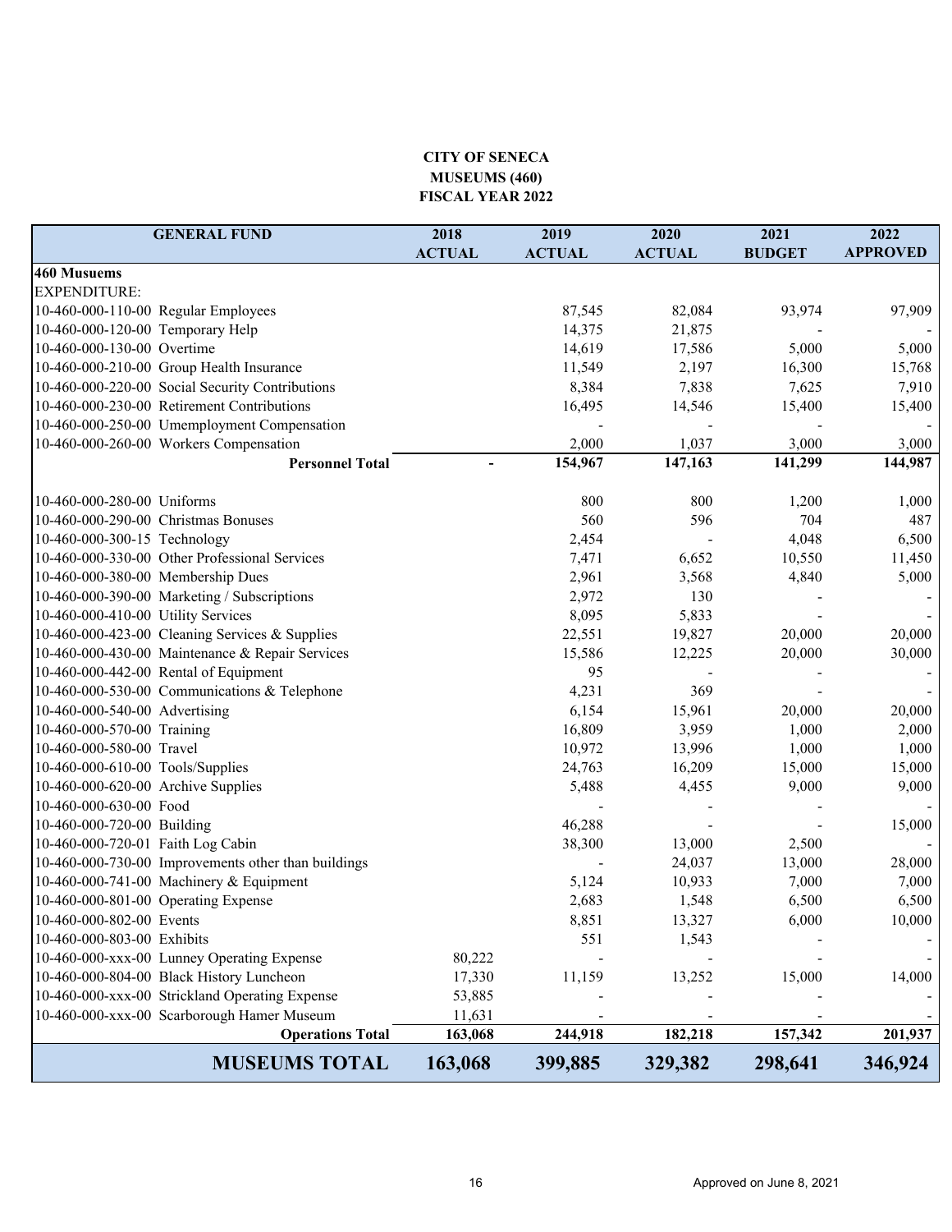# CITY OF SENECA
## MUSEUMS (460)
## FISCAL YEAR 2022

| GENERAL FUND | | 2018 ACTUAL | 2019 ACTUAL | 2020 ACTUAL | 2021 BUDGET | 2022 APPROVED |
|---|---|---|---|---|---|---|
| **460 Musuems** | | | | | | |
| EXPENDITURE: | | | | | | |
| 10-460-000-110-00 | Regular Employees | | 87,545 | 82,084 | 93,974 | 97,909 |
| 10-460-000-120-00 | Temporary Help | | 14,375 | 21,875 | - | - |
| 10-460-000-130-00 | Overtime | | 14,619 | 17,586 | 5,000 | 5,000 |
| 10-460-000-210-00 | Group Health Insurance | | 11,549 | 2,197 | 16,300 | 15,768 |
| 10-460-000-220-00 | Social Security Contributions | | 8,384 | 7,838 | 7,625 | 7,910 |
| 10-460-000-230-00 | Retirement Contributions | | 16,495 | 14,546 | 15,400 | 15,400 |
| 10-460-000-250-00 | Umemployment Compensation | | - | - | - | - |
| 10-460-000-260-00 | Workers Compensation | | 2,000 | 1,037 | 3,000 | 3,000 |
| | **Personnel Total** | **-** | **154,967** | **147,163** | **141,299** | **144,987** |
| 10-460-000-280-00 | Uniforms | | 800 | 800 | 1,200 | 1,000 |
| 10-460-000-290-00 | Christmas Bonuses | | 560 | 596 | 704 | 487 |
| 10-460-000-300-15 | Technology | | 2,454 | - | 4,048 | 6,500 |
| 10-460-000-330-00 | Other Professional Services | | 7,471 | 6,652 | 10,550 | 11,450 |
| 10-460-000-380-00 | Membership Dues | | 2,961 | 3,568 | 4,840 | 5,000 |
| 10-460-000-390-00 | Marketing / Subscriptions | | 2,972 | 130 | - | - |
| 10-460-000-410-00 | Utility Services | | 8,095 | 5,833 | - | - |
| 10-460-000-423-00 | Cleaning Services & Supplies | | 22,551 | 19,827 | 20,000 | 20,000 |
| 10-460-000-430-00 | Maintenance & Repair Services | | 15,586 | 12,225 | 20,000 | 30,000 |
| 10-460-000-442-00 | Rental of Equipment | | 95 | - | - | - |
| 10-460-000-530-00 | Communications & Telephone | | 4,231 | 369 | - | - |
| 10-460-000-540-00 | Advertising | | 6,154 | 15,961 | 20,000 | 20,000 |
| 10-460-000-570-00 | Training | | 16,809 | 3,959 | 1,000 | 2,000 |
| 10-460-000-580-00 | Travel | | 10,972 | 13,996 | 1,000 | 1,000 |
| 10-460-000-610-00 | Tools/Supplies | | 24,763 | 16,209 | 15,000 | 15,000 |
| 10-460-000-620-00 | Archive Supplies | | 5,488 | 4,455 | 9,000 | 9,000 |
| 10-460-000-630-00 | Food | | - | - | - | - |
| 10-460-000-720-00 | Building | | 46,288 | - | - | 15,000 |
| 10-460-000-720-01 | Faith Log Cabin | | 38,300 | 13,000 | 2,500 | - |
| 10-460-000-730-00 | Improvements other than buildings | | - | 24,037 | 13,000 | 28,000 |
| 10-460-000-741-00 | Machinery & Equipment | | 5,124 | 10,933 | 7,000 | 7,000 |
| 10-460-000-801-00 | Operating Expense | | 2,683 | 1,548 | 6,500 | 6,500 |
| 10-460-000-802-00 | Events | | 8,851 | 13,327 | 6,000 | 10,000 |
| 10-460-000-803-00 | Exhibits | | 551 | 1,543 | - | - |
| 10-460-000-xxx-00 | Lunney Operating Expense | 80,222 | - | - | - | - |
| 10-460-000-804-00 | Black History Luncheon | 17,330 | 11,159 | 13,252 | 15,000 | 14,000 |
| 10-460-000-xxx-00 | Strickland Operating Expense | 53,885 | - | - | - | - |
| 10-460-000-xxx-00 | Scarborough Hamer Museum | 11,631 | - | - | - | - |
| | **Operations Total** | **163,068** | **244,918** | **182,218** | **157,342** | **201,937** |
| | **MUSEUMS TOTAL** | **163,068** | **399,885** | **329,382** | **298,641** | **346,924** |

Approved on June 8, 2021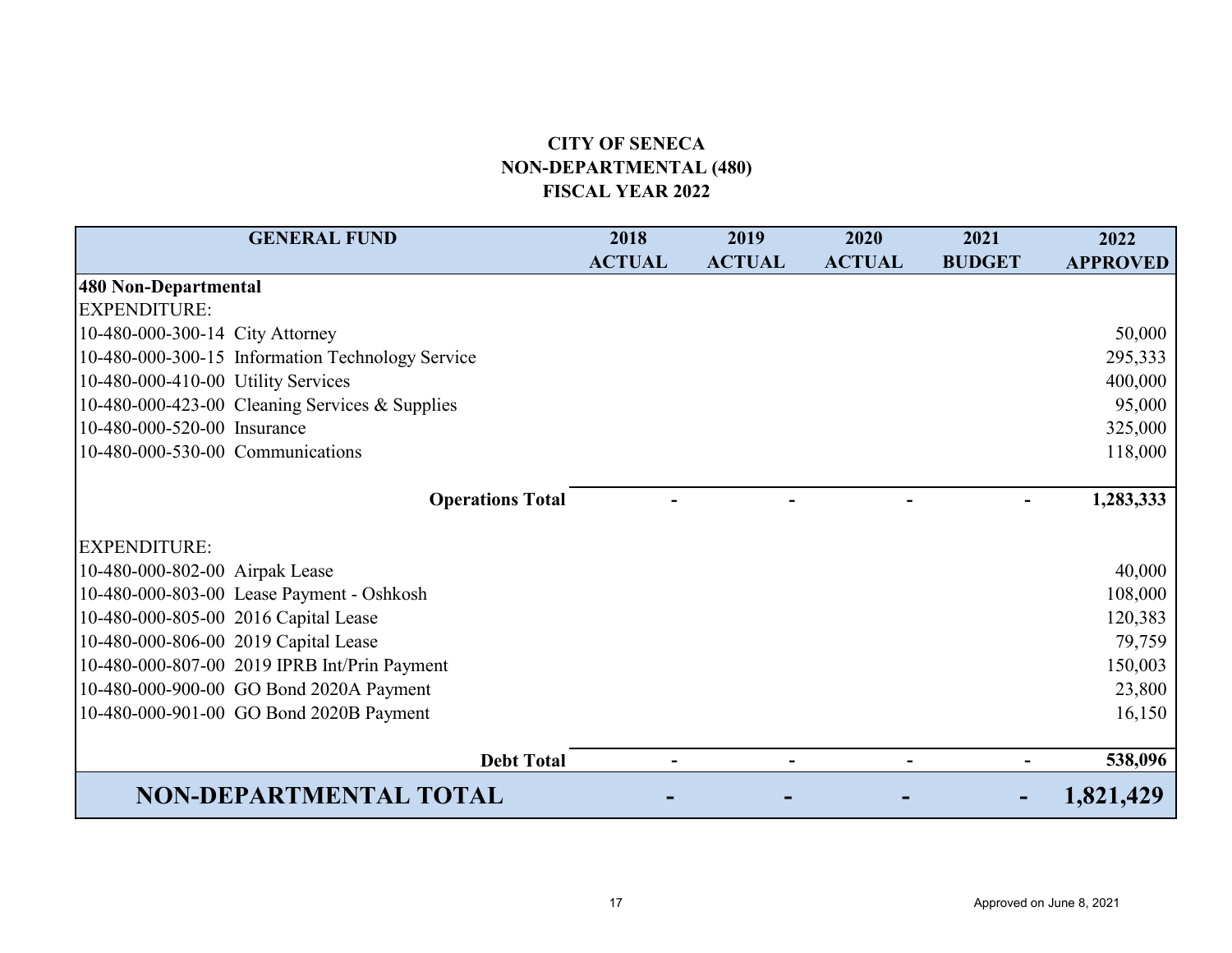# CITY OF SENECA
## NON-DEPARTMENTAL (480)
## FISCAL YEAR 2022

| GENERAL FUND | 2018 ACTUAL | 2019 ACTUAL | 2020 ACTUAL | 2021 BUDGET | 2022 APPROVED |
|---|---|---|---|---|---|
| **480 Non-Departmental** | | | | | |
| EXPENDITURE: | | | | | |
| 10-480-000-300-14 City Attorney | | | | | 50,000 |
| 10-480-000-300-15 Information Technology Service | | | | | 295,333 |
| 10-480-000-410-00 Utility Services | | | | | 400,000 |
| 10-480-000-423-00 Cleaning Services & Supplies | | | | | 95,000 |
| 10-480-000-520-00 Insurance | | | | | 325,000 |
| 10-480-000-530-00 Communications | | | | | 118,000 |
| **Operations Total** | **-** | **-** | **-** | **-** | **1,283,333** |
| EXPENDITURE: | | | | | |
| 10-480-000-802-00 Airpak Lease | | | | | 40,000 |
| 10-480-000-803-00 Lease Payment - Oshkosh | | | | | 108,000 |
| 10-480-000-805-00 2016 Capital Lease | | | | | 120,383 |
| 10-480-000-806-00 2019 Capital Lease | | | | | 79,759 |
| 10-480-000-807-00 2019 IPRB Int/Prin Payment | | | | | 150,003 |
| 10-480-000-900-00 GO Bond 2020A Payment | | | | | 23,800 |
| 10-480-000-901-00 GO Bond 2020B Payment | | | | | 16,150 |
| **Debt Total** | **-** | **-** | **-** | **-** | **538,096** |
| **NON-DEPARTMENTAL TOTAL** | **-** | **-** | **-** | **-** | **1,821,429** |

Approved on June 8, 2021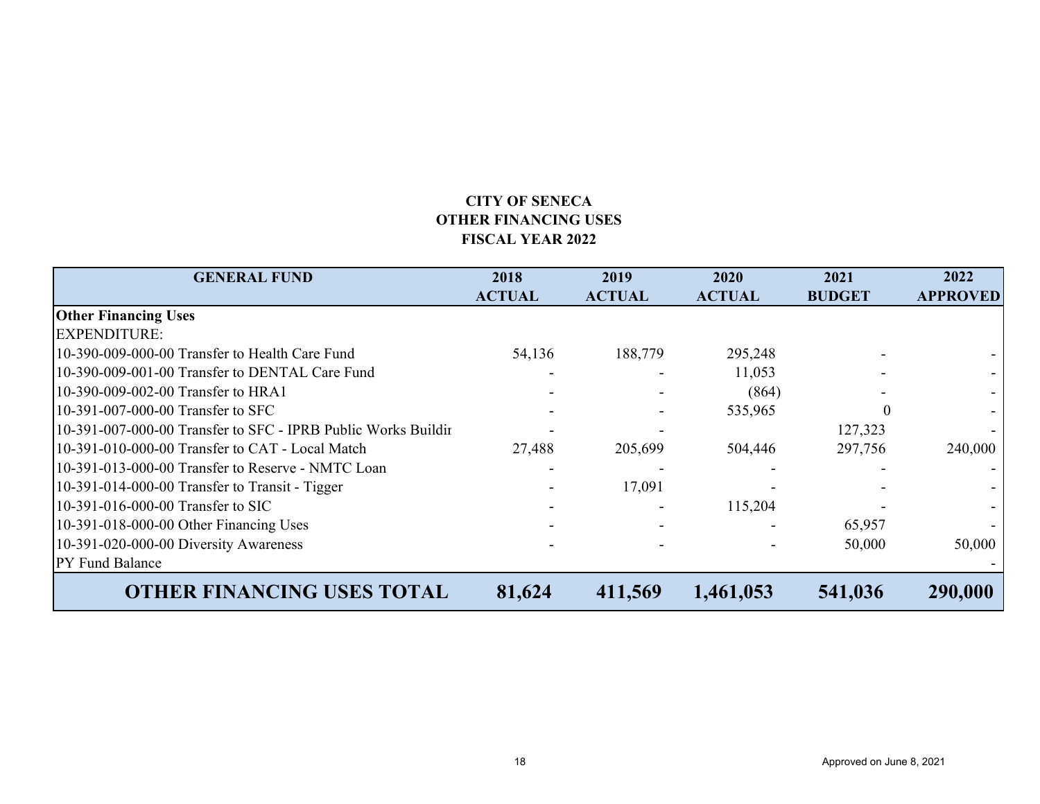**CITY OF SENECA**
**OTHER FINANCING USES**
**FISCAL YEAR 2022**

| GENERAL FUND | 2018 ACTUAL | 2019 ACTUAL | 2020 ACTUAL | 2021 BUDGET | 2022 APPROVED |
|---|---|---|---|---|---|
| **Other Financing Uses** | | | | | |
| EXPENDITURE: | | | | | |
| 10-390-009-000-00 Transfer to Health Care Fund | 54,136 | 188,779 | 295,248 | - | - |
| 10-390-009-001-00 Transfer to DENTAL Care Fund | - | - | 11,053 | - | - |
| 10-390-009-002-00 Transfer to HRA1 | - | - | (864) | - | - |
| 10-391-007-000-00 Transfer to SFC | - | - | 535,965 | 0 | - |
| 10-391-007-000-00 Transfer to SFC - IPRB Public Works Buildir | - | - | | 127,323 | - |
| 10-391-010-000-00 Transfer to CAT - Local Match | 27,488 | 205,699 | 504,446 | 297,756 | 240,000 |
| 10-391-013-000-00 Transfer to Reserve - NMTC Loan | - | - | - | - | - |
| 10-391-014-000-00 Transfer to Transit - Tigger | - | 17,091 | - | - | - |
| 10-391-016-000-00 Transfer to SIC | - | - | 115,204 | - | - |
| 10-391-018-000-00 Other Financing Uses | - | - | - | 65,957 | - |
| 10-391-020-000-00 Diversity Awareness | - | - | - | 50,000 | 50,000 |
| PY Fund Balance | | | | | - |
| **OTHER FINANCING USES TOTAL** | **81,624** | **411,569** | **1,461,053** | **541,036** | **290,000** |

Approved on June 8, 2021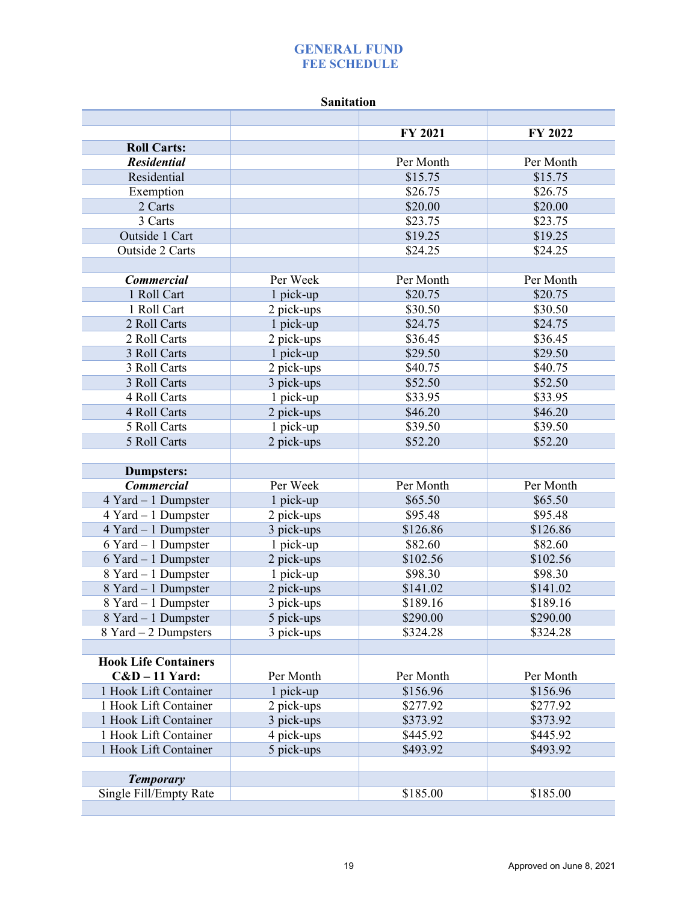# GENERAL FUND
## FEE SCHEDULE

### Sanitation

| | | FY 2021 | FY 2022 |
|---|---|---|---|
| **Roll Carts:** | | | |
| ***Residential*** | | Per Month | Per Month |
| Residential | | $15.75 | $15.75 |
| Exemption | | $26.75 | $26.75 |
| 2 Carts | | $20.00 | $20.00 |
| 3 Carts | | $23.75 | $23.75 |
| Outside 1 Cart | | $19.25 | $19.25 |
| Outside 2 Carts | | $24.25 | $24.25 |
| | | | |
| ***Commercial*** | Per Week | Per Month | Per Month |
| 1 Roll Cart | 1 pick-up | $20.75 | $20.75 |
| 1 Roll Cart | 2 pick-ups | $30.50 | $30.50 |
| 2 Roll Carts | 1 pick-up | $24.75 | $24.75 |
| 2 Roll Carts | 2 pick-ups | $36.45 | $36.45 |
| 3 Roll Carts | 1 pick-up | $29.50 | $29.50 |
| 3 Roll Carts | 2 pick-ups | $40.75 | $40.75 |
| 3 Roll Carts | 3 pick-ups | $52.50 | $52.50 |
| 4 Roll Carts | 1 pick-up | $33.95 | $33.95 |
| 4 Roll Carts | 2 pick-ups | $46.20 | $46.20 |
| 5 Roll Carts | 1 pick-up | $39.50 | $39.50 |
| 5 Roll Carts | 2 pick-ups | $52.20 | $52.20 |
| | | | |
| **Dumpsters:** | | | |
| ***Commercial*** | Per Week | Per Month | Per Month |
| 4 Yard – 1 Dumpster | 1 pick-up | $65.50 | $65.50 |
| 4 Yard – 1 Dumpster | 2 pick-ups | $95.48 | $95.48 |
| 4 Yard – 1 Dumpster | 3 pick-ups | $126.86 | $126.86 |
| 6 Yard – 1 Dumpster | 1 pick-up | $82.60 | $82.60 |
| 6 Yard – 1 Dumpster | 2 pick-ups | $102.56 | $102.56 |
| 8 Yard – 1 Dumpster | 1 pick-up | $98.30 | $98.30 |
| 8 Yard – 1 Dumpster | 2 pick-ups | $141.02 | $141.02 |
| 8 Yard – 1 Dumpster | 3 pick-ups | $189.16 | $189.16 |
| 8 Yard – 1 Dumpster | 5 pick-ups | $290.00 | $290.00 |
| 8 Yard – 2 Dumpsters | 3 pick-ups | $324.28 | $324.28 |
| | | | |
| **Hook Life Containers C&D – 11 Yard:** | Per Month | Per Month | Per Month |
| 1 Hook Lift Container | 1 pick-up | $156.96 | $156.96 |
| 1 Hook Lift Container | 2 pick-ups | $277.92 | $277.92 |
| 1 Hook Lift Container | 3 pick-ups | $373.92 | $373.92 |
| 1 Hook Lift Container | 4 pick-ups | $445.92 | $445.92 |
| 1 Hook Lift Container | 5 pick-ups | $493.92 | $493.92 |
| | | | |
| ***Temporary*** | | | |
| Single Fill/Empty Rate | | $185.00 | $185.00 |

Approved on June 8, 2021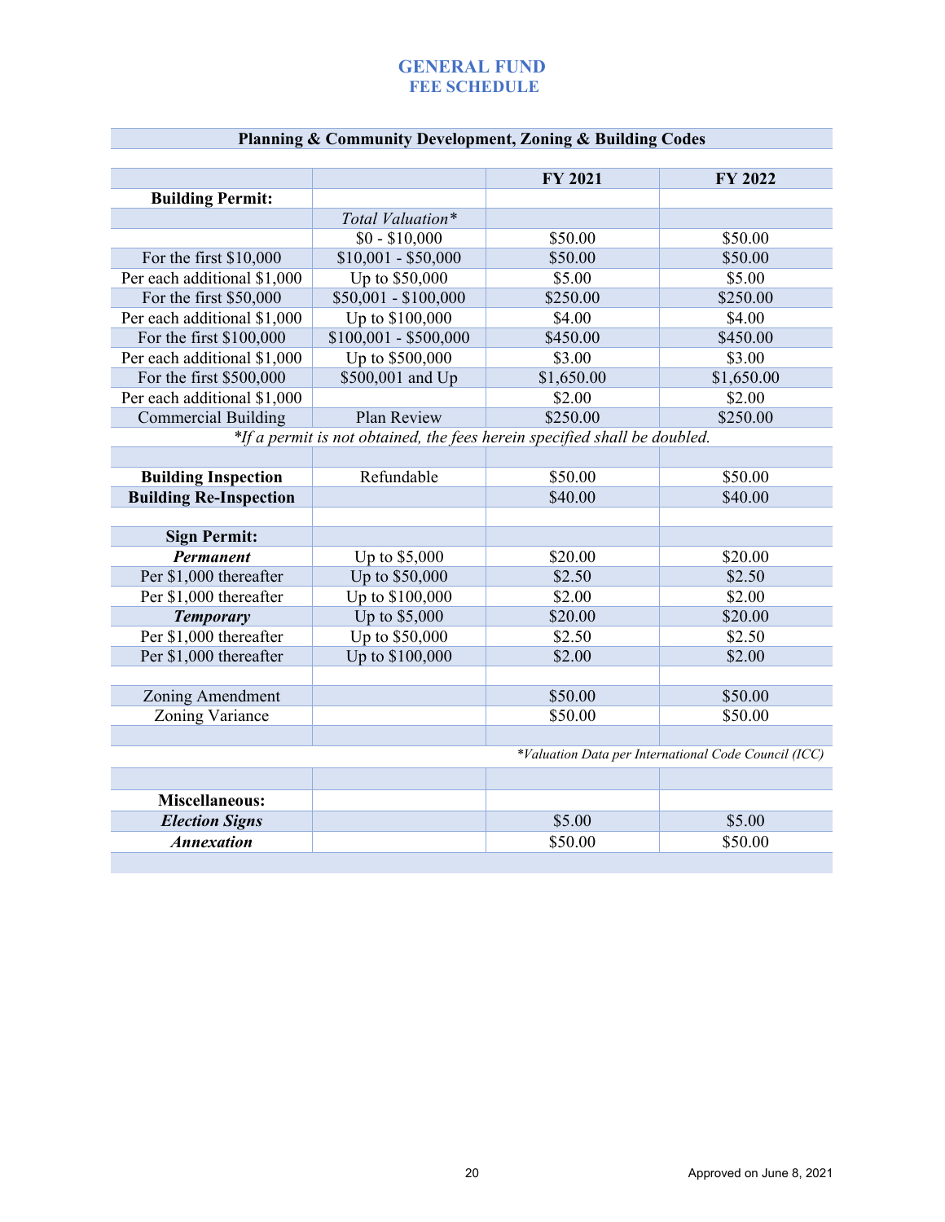# GENERAL FUND
## FEE SCHEDULE

| Planning & Community Development, Zoning & Building Codes | | | |
|---|---|---|---|
| | | **FY 2021** | **FY 2022** |
| **Building Permit:** | | | |
| | *Total Valuation** | | |
| | $0 - $10,000 | $50.00 | $50.00 |
| For the first $10,000 | $10,001 - $50,000 | $50.00 | $50.00 |
| Per each additional $1,000 | Up to $50,000 | $5.00 | $5.00 |
| For the first $50,000 | $50,001 - $100,000 | $250.00 | $250.00 |
| Per each additional $1,000 | Up to $100,000 | $4.00 | $4.00 |
| For the first $100,000 | $100,001 - $500,000 | $450.00 | $450.00 |
| Per each additional $1,000 | Up to $500,000 | $3.00 | $3.00 |
| For the first $500,000 | $500,001 and Up | $1,650.00 | $1,650.00 |
| Per each additional $1,000 | | $2.00 | $2.00 |
| Commercial Building | Plan Review | $250.00 | $250.00 |
| *If a permit is not obtained, the fees herein specified shall be doubled.* | | | |
| | | | |
| **Building Inspection** | Refundable | $50.00 | $50.00 |
| **Building Re-Inspection** | | $40.00 | $40.00 |
| | | | |
| **Sign Permit:** | | | |
| ***Permanent*** | Up to $5,000 | $20.00 | $20.00 |
| Per $1,000 thereafter | Up to $50,000 | $2.50 | $2.50 |
| Per $1,000 thereafter | Up to $100,000 | $2.00 | $2.00 |
| ***Temporary*** | Up to $5,000 | $20.00 | $20.00 |
| Per $1,000 thereafter | Up to $50,000 | $2.50 | $2.50 |
| Per $1,000 thereafter | Up to $100,000 | $2.00 | $2.00 |
| | | | |
| Zoning Amendment | | $50.00 | $50.00 |
| Zoning Variance | | $50.00 | $50.00 |
| | | | |
| | | *\*Valuation Data per International Code Council (ICC)* | |
| | | | |
| **Miscellaneous:** | | | |
| ***Election Signs*** | | $5.00 | $5.00 |
| ***Annexation*** | | $50.00 | $50.00 |

Approved on June 8, 2021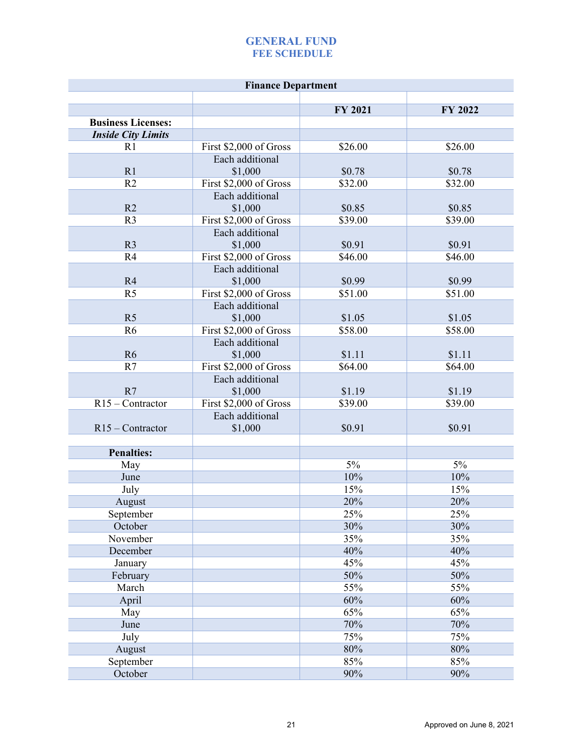# GENERAL FUND
## FEE SCHEDULE

| Finance Department | | | |
|---|---|---|---|
| | | **FY 2021** | **FY 2022** |
| **Business Licenses:** | | | |
| ***Inside City Limits*** | | | |
| R1 | First $2,000 of Gross | $26.00 | $26.00 |
| R1 | Each additional $1,000 | $0.78 | $0.78 |
| R2 | First $2,000 of Gross | $32.00 | $32.00 |
| R2 | Each additional $1,000 | $0.85 | $0.85 |
| R3 | First $2,000 of Gross | $39.00 | $39.00 |
| R3 | Each additional $1,000 | $0.91 | $0.91 |
| R4 | First $2,000 of Gross | $46.00 | $46.00 |
| R4 | Each additional $1,000 | $0.99 | $0.99 |
| R5 | First $2,000 of Gross | $51.00 | $51.00 |
| R5 | Each additional $1,000 | $1.05 | $1.05 |
| R6 | First $2,000 of Gross | $58.00 | $58.00 |
| R6 | Each additional $1,000 | $1.11 | $1.11 |
| R7 | First $2,000 of Gross | $64.00 | $64.00 |
| R7 | Each additional $1,000 | $1.19 | $1.19 |
| R15 – Contractor | First $2,000 of Gross | $39.00 | $39.00 |
| R15 – Contractor | Each additional $1,000 | $0.91 | $0.91 |
| | | | |
| **Penalties:** | | | |
| May | | 5% | 5% |
| June | | 10% | 10% |
| July | | 15% | 15% |
| August | | 20% | 20% |
| September | | 25% | 25% |
| October | | 30% | 30% |
| November | | 35% | 35% |
| December | | 40% | 40% |
| January | | 45% | 45% |
| February | | 50% | 50% |
| March | | 55% | 55% |
| April | | 60% | 60% |
| May | | 65% | 65% |
| June | | 70% | 70% |
| July | | 75% | 75% |
| August | | 80% | 80% |
| September | | 85% | 85% |
| October | | 90% | 90% |

Approved on June 8, 2021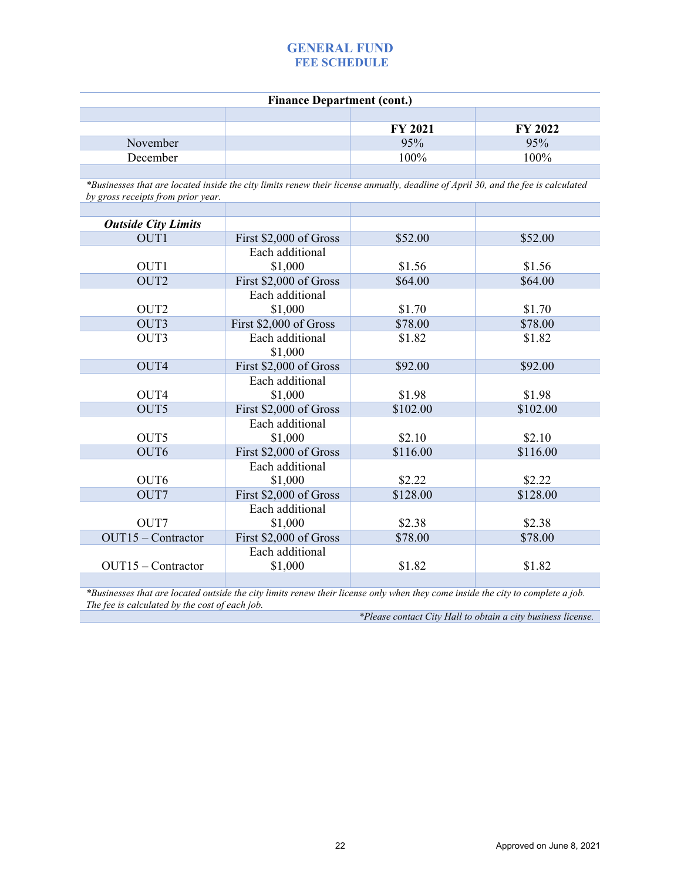# GENERAL FUND
## FEE SCHEDULE

| Finance Department (cont.) | | | |
|---|---|---|---|
| | | **FY 2021** | **FY 2022** |
| November | | 95% | 95% |
| December | | 100% | 100% |

*\*Businesses that are located inside the city limits renew their license annually, deadline of April 30, and the fee is calculated by gross receipts from prior year.*

| ***Outside City Limits*** | | | |
|---|---|---|---|
| OUT1 | First $2,000 of Gross | $52.00 | $52.00 |
| OUT1 | Each additional $1,000 | $1.56 | $1.56 |
| OUT2 | First $2,000 of Gross | $64.00 | $64.00 |
| OUT2 | Each additional $1,000 | $1.70 | $1.70 |
| OUT3 | First $2,000 of Gross | $78.00 | $78.00 |
| OUT3 | Each additional $1,000 | $1.82 | $1.82 |
| OUT4 | First $2,000 of Gross | $92.00 | $92.00 |
| OUT4 | Each additional $1,000 | $1.98 | $1.98 |
| OUT5 | First $2,000 of Gross | $102.00 | $102.00 |
| OUT5 | Each additional $1,000 | $2.10 | $2.10 |
| OUT6 | First $2,000 of Gross | $116.00 | $116.00 |
| OUT6 | Each additional $1,000 | $2.22 | $2.22 |
| OUT7 | First $2,000 of Gross | $128.00 | $128.00 |
| OUT7 | Each additional $1,000 | $2.38 | $2.38 |
| OUT15 – Contractor | First $2,000 of Gross | $78.00 | $78.00 |
| OUT15 – Contractor | Each additional $1,000 | $1.82 | $1.82 |

*\*Businesses that are located outside the city limits renew their license only when they come inside the city to complete a job. The fee is calculated by the cost of each job.*

*\*Please contact City Hall to obtain a city business license.*

Approved on June 8, 2021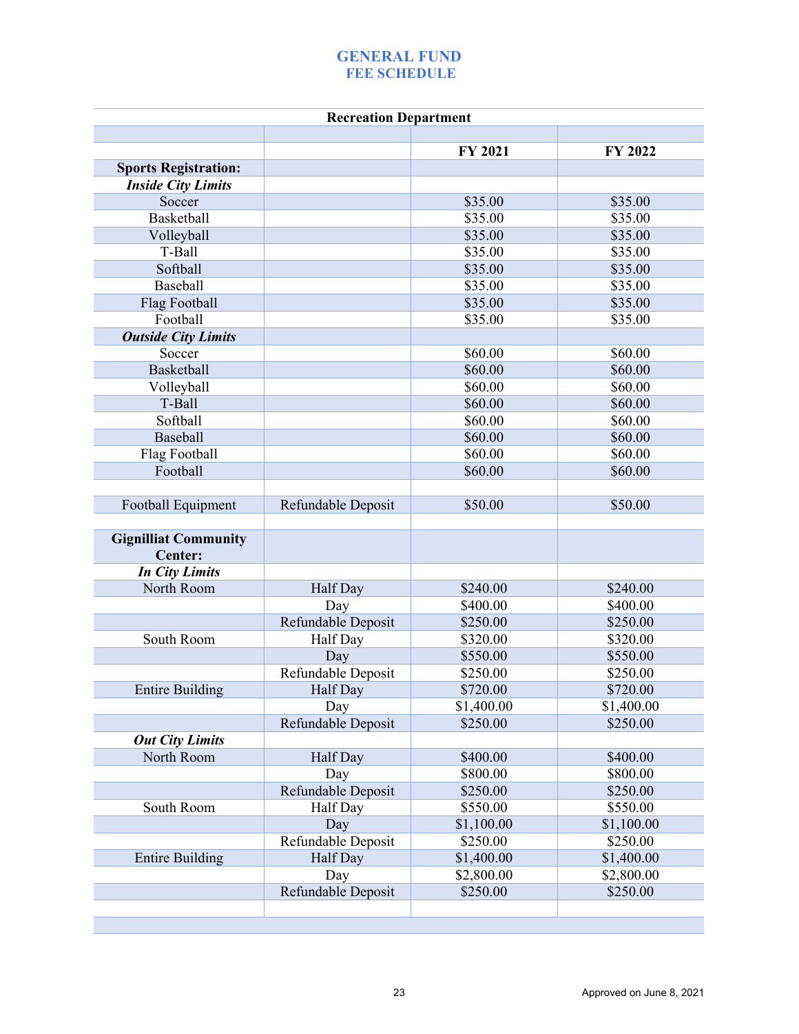# GENERAL FUND
## FEE SCHEDULE

| Recreation Department | | | |
|---|---|---|---|
| | | | |
| | | **FY 2021** | **FY 2022** |
| **Sports Registration:** | | | |
| ***Inside City Limits*** | | | |
| Soccer | | $35.00 | $35.00 |
| Basketball | | $35.00 | $35.00 |
| Volleyball | | $35.00 | $35.00 |
| T-Ball | | $35.00 | $35.00 |
| Softball | | $35.00 | $35.00 |
| Baseball | | $35.00 | $35.00 |
| Flag Football | | $35.00 | $35.00 |
| Football | | $35.00 | $35.00 |
| ***Outside City Limits*** | | | |
| Soccer | | $60.00 | $60.00 |
| Basketball | | $60.00 | $60.00 |
| Volleyball | | $60.00 | $60.00 |
| T-Ball | | $60.00 | $60.00 |
| Softball | | $60.00 | $60.00 |
| Baseball | | $60.00 | $60.00 |
| Flag Football | | $60.00 | $60.00 |
| Football | | $60.00 | $60.00 |
| | | | |
| Football Equipment | Refundable Deposit | $50.00 | $50.00 |
| | | | |
| **Gignilliat Community Center:** | | | |
| ***In City Limits*** | | | |
| North Room | Half Day | $240.00 | $240.00 |
| | Day | $400.00 | $400.00 |
| | Refundable Deposit | $250.00 | $250.00 |
| South Room | Half Day | $320.00 | $320.00 |
| | Day | $550.00 | $550.00 |
| | Refundable Deposit | $250.00 | $250.00 |
| Entire Building | Half Day | $720.00 | $720.00 |
| | Day | $1,400.00 | $1,400.00 |
| | Refundable Deposit | $250.00 | $250.00 |
| ***Out City Limits*** | | | |
| North Room | Half Day | $400.00 | $400.00 |
| | Day | $800.00 | $800.00 |
| | Refundable Deposit | $250.00 | $250.00 |
| South Room | Half Day | $550.00 | $550.00 |
| | Day | $1,100.00 | $1,100.00 |
| | Refundable Deposit | $250.00 | $250.00 |
| Entire Building | Half Day | $1,400.00 | $1,400.00 |
| | Day | $2,800.00 | $2,800.00 |
| | Refundable Deposit | $250.00 | $250.00 |

Approved on June 8, 2021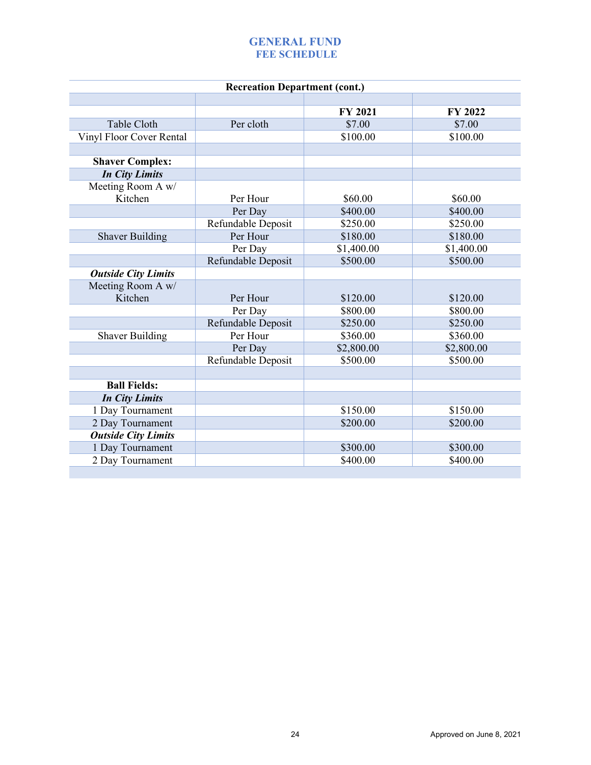# GENERAL FUND
## FEE SCHEDULE

| Recreation Department (cont.) | | | |
|---|---|---|---|
| | | | |
| | | **FY 2021** | **FY 2022** |
| Table Cloth | Per cloth | $7.00 | $7.00 |
| Vinyl Floor Cover Rental | | $100.00 | $100.00 |
| | | | |
| **Shaver Complex:** | | | |
| ***In City Limits*** | | | |
| Meeting Room A w/ Kitchen | Per Hour | $60.00 | $60.00 |
| | Per Day | $400.00 | $400.00 |
| | Refundable Deposit | $250.00 | $250.00 |
| Shaver Building | Per Hour | $180.00 | $180.00 |
| | Per Day | $1,400.00 | $1,400.00 |
| | Refundable Deposit | $500.00 | $500.00 |
| ***Outside City Limits*** | | | |
| Meeting Room A w/ Kitchen | Per Hour | $120.00 | $120.00 |
| | Per Day | $800.00 | $800.00 |
| | Refundable Deposit | $250.00 | $250.00 |
| Shaver Building | Per Hour | $360.00 | $360.00 |
| | Per Day | $2,800.00 | $2,800.00 |
| | Refundable Deposit | $500.00 | $500.00 |
| | | | |
| **Ball Fields:** | | | |
| ***In City Limits*** | | | |
| 1 Day Tournament | | $150.00 | $150.00 |
| 2 Day Tournament | | $200.00 | $200.00 |
| ***Outside City Limits*** | | | |
| 1 Day Tournament | | $300.00 | $300.00 |
| 2 Day Tournament | | $400.00 | $400.00 |
| | | | |

Approved on June 8, 2021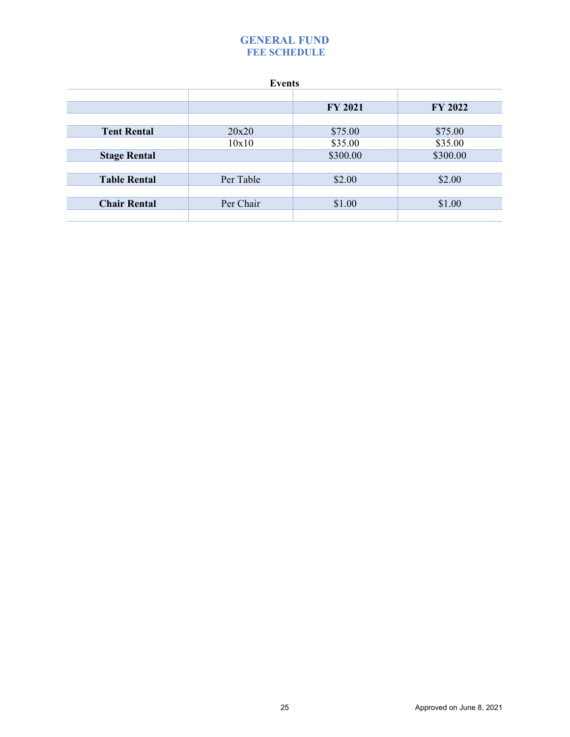# GENERAL FUND
## FEE SCHEDULE

**Events**

| | | FY 2021 | FY 2022 |
|---|---|---|---|
| **Tent Rental** | 20x20 | $75.00 | $75.00 |
| | 10x10 | $35.00 | $35.00 |
| **Stage Rental** | | $300.00 | $300.00 |
| **Table Rental** | Per Table | $2.00 | $2.00 |
| **Chair Rental** | Per Chair | $1.00 | $1.00 |

Approved on June 8, 2021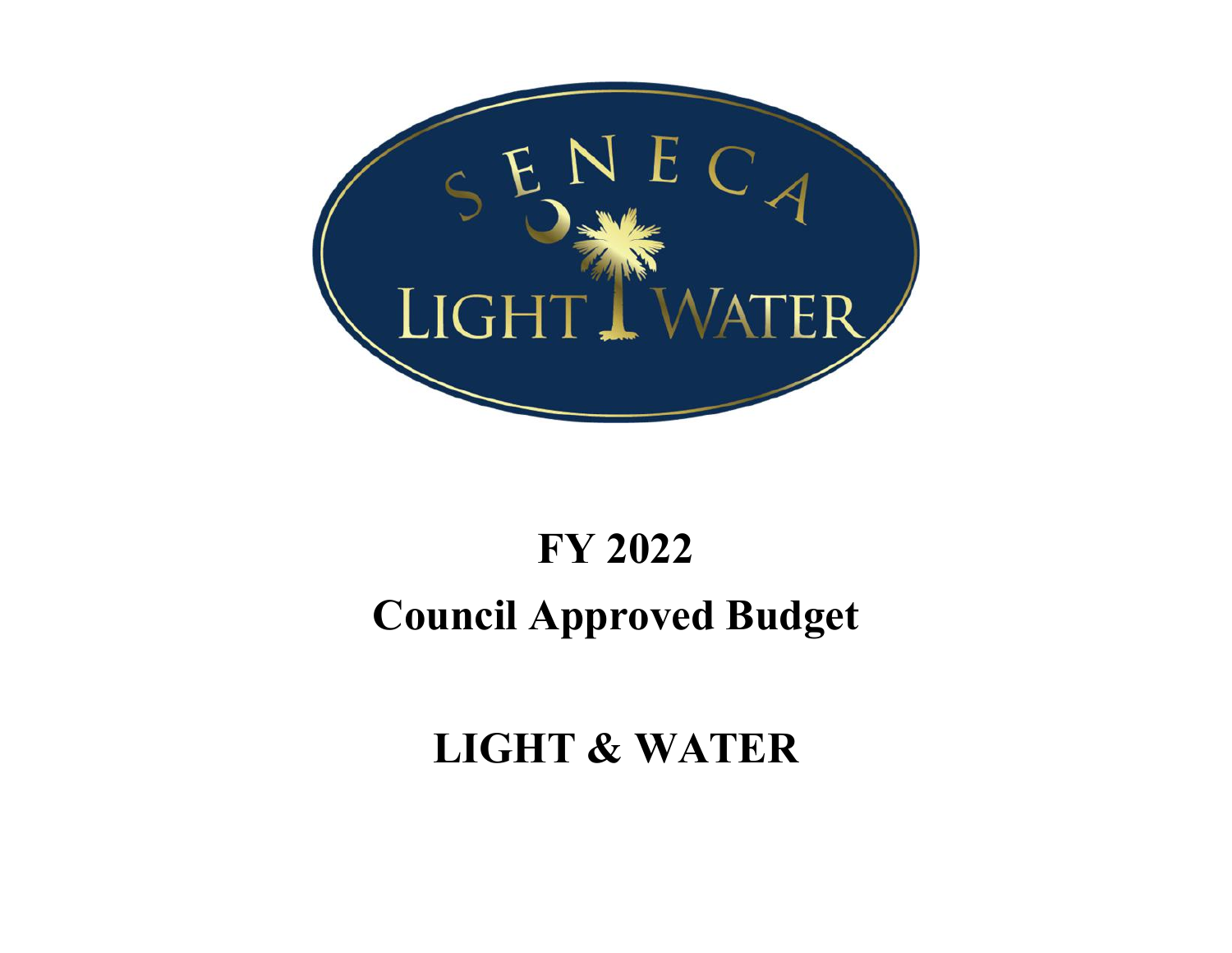# FY 2022

# Council Approved Budget

# LIGHT & WATER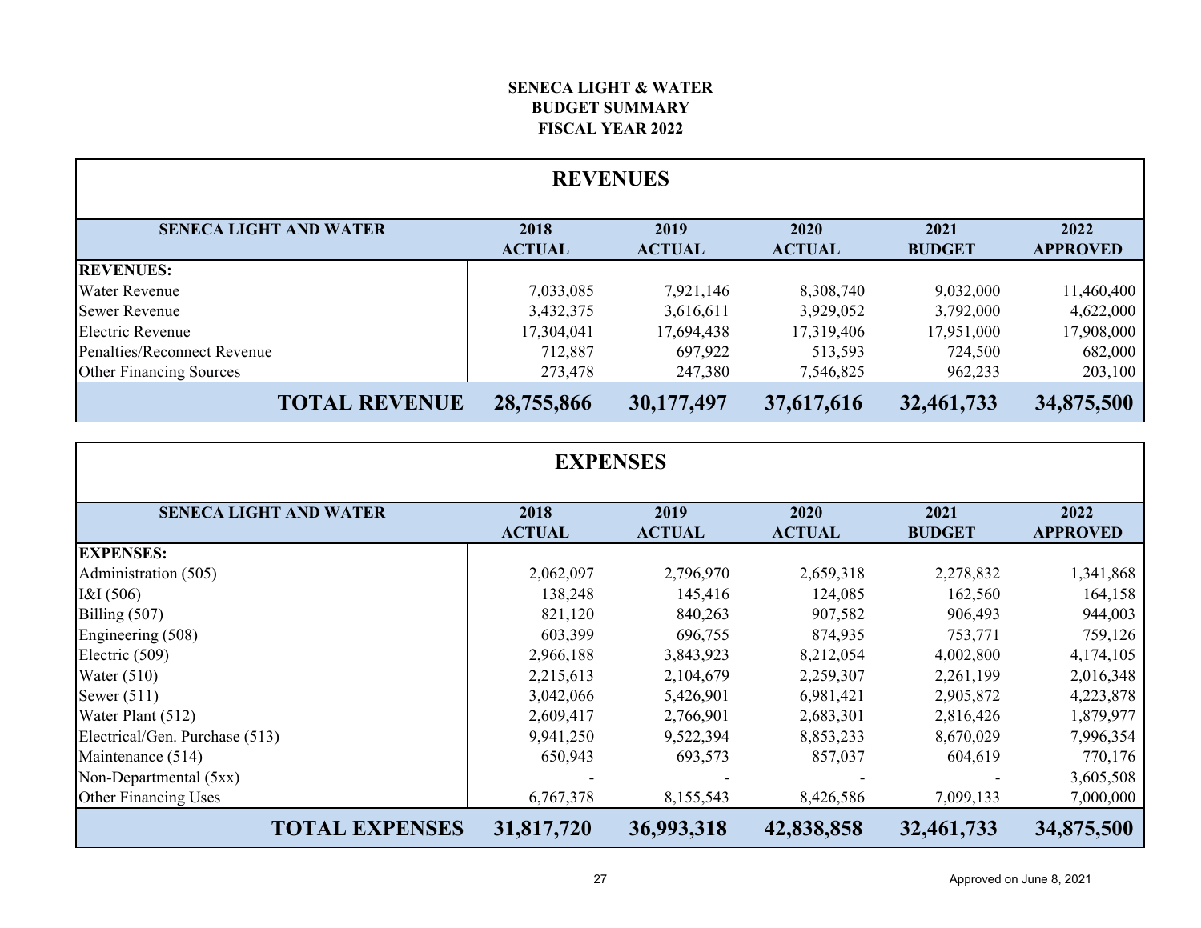**SENECA LIGHT & WATER**
**BUDGET SUMMARY**
**FISCAL YEAR 2022**

## REVENUES

| SENECA LIGHT AND WATER | 2018 ACTUAL | 2019 ACTUAL | 2020 ACTUAL | 2021 BUDGET | 2022 APPROVED |
|---|---|---|---|---|---|
| **REVENUES:** | | | | | |
| Water Revenue | 7,033,085 | 7,921,146 | 8,308,740 | 9,032,000 | 11,460,400 |
| Sewer Revenue | 3,432,375 | 3,616,611 | 3,929,052 | 3,792,000 | 4,622,000 |
| Electric Revenue | 17,304,041 | 17,694,438 | 17,319,406 | 17,951,000 | 17,908,000 |
| Penalties/Reconnect Revenue | 712,887 | 697,922 | 513,593 | 724,500 | 682,000 |
| Other Financing Sources | 273,478 | 247,380 | 7,546,825 | 962,233 | 203,100 |
| **TOTAL REVENUE** | **28,755,866** | **30,177,497** | **37,617,616** | **32,461,733** | **34,875,500** |

## EXPENSES

| SENECA LIGHT AND WATER | 2018 ACTUAL | 2019 ACTUAL | 2020 ACTUAL | 2021 BUDGET | 2022 APPROVED |
|---|---|---|---|---|---|
| **EXPENSES:** | | | | | |
| Administration (505) | 2,062,097 | 2,796,970 | 2,659,318 | 2,278,832 | 1,341,868 |
| I&I (506) | 138,248 | 145,416 | 124,085 | 162,560 | 164,158 |
| Billing (507) | 821,120 | 840,263 | 907,582 | 906,493 | 944,003 |
| Engineering (508) | 603,399 | 696,755 | 874,935 | 753,771 | 759,126 |
| Electric (509) | 2,966,188 | 3,843,923 | 8,212,054 | 4,002,800 | 4,174,105 |
| Water (510) | 2,215,613 | 2,104,679 | 2,259,307 | 2,261,199 | 2,016,348 |
| Sewer (511) | 3,042,066 | 5,426,901 | 6,981,421 | 2,905,872 | 4,223,878 |
| Water Plant (512) | 2,609,417 | 2,766,901 | 2,683,301 | 2,816,426 | 1,879,977 |
| Electrical/Gen. Purchase (513) | 9,941,250 | 9,522,394 | 8,853,233 | 8,670,029 | 7,996,354 |
| Maintenance (514) | 650,943 | 693,573 | 857,037 | 604,619 | 770,176 |
| Non-Departmental (5xx) | - | - | - | - | 3,605,508 |
| Other Financing Uses | 6,767,378 | 8,155,543 | 8,426,586 | 7,099,133 | 7,000,000 |
| **TOTAL EXPENSES** | **31,817,720** | **36,993,318** | **42,838,858** | **32,461,733** | **34,875,500** |

Approved on June 8, 2021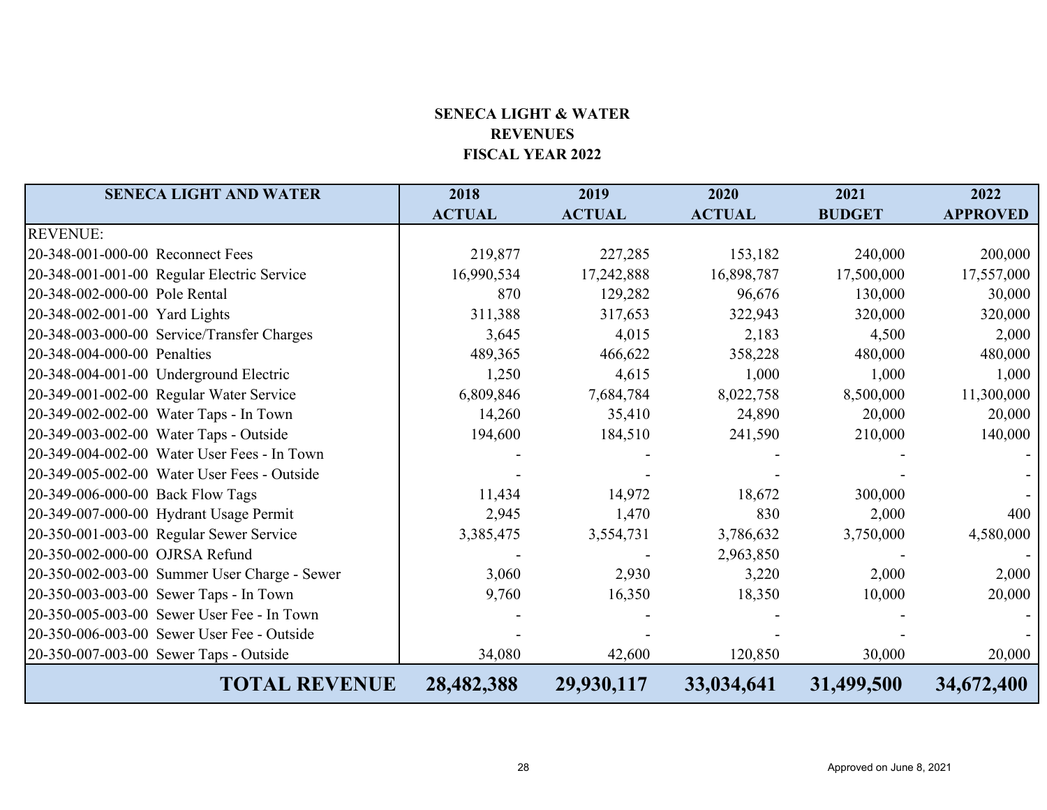# SENECA LIGHT & WATER
## REVENUES
## FISCAL YEAR 2022

| SENECA LIGHT AND WATER | 2018 ACTUAL | 2019 ACTUAL | 2020 ACTUAL | 2021 BUDGET | 2022 APPROVED |
|---|---|---|---|---|---|
| REVENUE: | | | | | |
| 20-348-001-000-00 Reconnect Fees | 219,877 | 227,285 | 153,182 | 240,000 | 200,000 |
| 20-348-001-001-00 Regular Electric Service | 16,990,534 | 17,242,888 | 16,898,787 | 17,500,000 | 17,557,000 |
| 20-348-002-000-00 Pole Rental | 870 | 129,282 | 96,676 | 130,000 | 30,000 |
| 20-348-002-001-00 Yard Lights | 311,388 | 317,653 | 322,943 | 320,000 | 320,000 |
| 20-348-003-000-00 Service/Transfer Charges | 3,645 | 4,015 | 2,183 | 4,500 | 2,000 |
| 20-348-004-000-00 Penalties | 489,365 | 466,622 | 358,228 | 480,000 | 480,000 |
| 20-348-004-001-00 Underground Electric | 1,250 | 4,615 | 1,000 | 1,000 | 1,000 |
| 20-349-001-002-00 Regular Water Service | 6,809,846 | 7,684,784 | 8,022,758 | 8,500,000 | 11,300,000 |
| 20-349-002-002-00 Water Taps - In Town | 14,260 | 35,410 | 24,890 | 20,000 | 20,000 |
| 20-349-003-002-00 Water Taps - Outside | 194,600 | 184,510 | 241,590 | 210,000 | 140,000 |
| 20-349-004-002-00 Water User Fees - In Town | - | - | - | - | - |
| 20-349-005-002-00 Water User Fees - Outside | - | - | - | - | - |
| 20-349-006-000-00 Back Flow Tags | 11,434 | 14,972 | 18,672 | 300,000 | - |
| 20-349-007-000-00 Hydrant Usage Permit | 2,945 | 1,470 | 830 | 2,000 | 400 |
| 20-350-001-003-00 Regular Sewer Service | 3,385,475 | 3,554,731 | 3,786,632 | 3,750,000 | 4,580,000 |
| 20-350-002-000-00 OJRSA Refund | - | - | 2,963,850 | - | - |
| 20-350-002-003-00 Summer User Charge - Sewer | 3,060 | 2,930 | 3,220 | 2,000 | 2,000 |
| 20-350-003-003-00 Sewer Taps - In Town | 9,760 | 16,350 | 18,350 | 10,000 | 20,000 |
| 20-350-005-003-00 Sewer User Fee - In Town | - | - | - | - | - |
| 20-350-006-003-00 Sewer User Fee - Outside | - | - | - | - | - |
| 20-350-007-003-00 Sewer Taps - Outside | 34,080 | 42,600 | 120,850 | 30,000 | 20,000 |
| **TOTAL REVENUE** | **28,482,388** | **29,930,117** | **33,034,641** | **31,499,500** | **34,672,400** |

Approved on June 8, 2021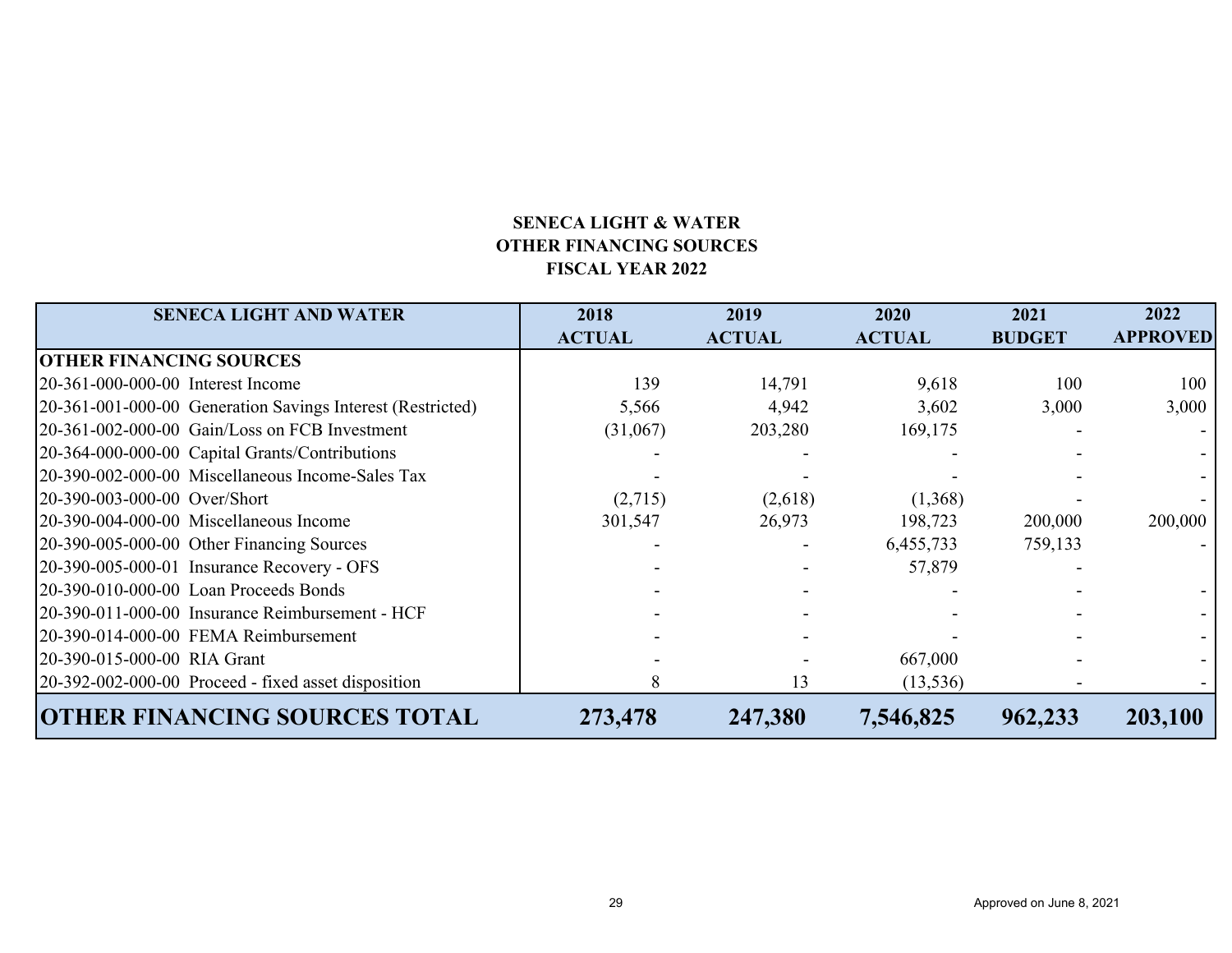# SENECA LIGHT & WATER
## OTHER FINANCING SOURCES
## FISCAL YEAR 2022

| SENECA LIGHT AND WATER | 2018 ACTUAL | 2019 ACTUAL | 2020 ACTUAL | 2021 BUDGET | 2022 APPROVED |
|---|---|---|---|---|---|
| **OTHER FINANCING SOURCES** | | | | | |
| 20-361-000-000-00 Interest Income | 139 | 14,791 | 9,618 | 100 | 100 |
| 20-361-001-000-00 Generation Savings Interest (Restricted) | 5,566 | 4,942 | 3,602 | 3,000 | 3,000 |
| 20-361-002-000-00 Gain/Loss on FCB Investment | (31,067) | 203,280 | 169,175 | - | - |
| 20-364-000-000-00 Capital Grants/Contributions | - | - | - | - | - |
| 20-390-002-000-00 Miscellaneous Income-Sales Tax | - | - | - | - | - |
| 20-390-003-000-00 Over/Short | (2,715) | (2,618) | (1,368) | - | - |
| 20-390-004-000-00 Miscellaneous Income | 301,547 | 26,973 | 198,723 | 200,000 | 200,000 |
| 20-390-005-000-00 Other Financing Sources | - | - | 6,455,733 | 759,133 | - |
| 20-390-005-000-01 Insurance Recovery - OFS | - | - | 57,879 | - | |
| 20-390-010-000-00 Loan Proceeds Bonds | - | - | - | - | - |
| 20-390-011-000-00 Insurance Reimbursement - HCF | - | - | - | - | - |
| 20-390-014-000-00 FEMA Reimbursement | - | - | - | - | - |
| 20-390-015-000-00 RIA Grant | - | - | 667,000 | - | - |
| 20-392-002-000-00 Proceed - fixed asset disposition | 8 | 13 | (13,536) | - | - |
| **OTHER FINANCING SOURCES TOTAL** | **273,478** | **247,380** | **7,546,825** | **962,233** | **203,100** |

Approved on June 8, 2021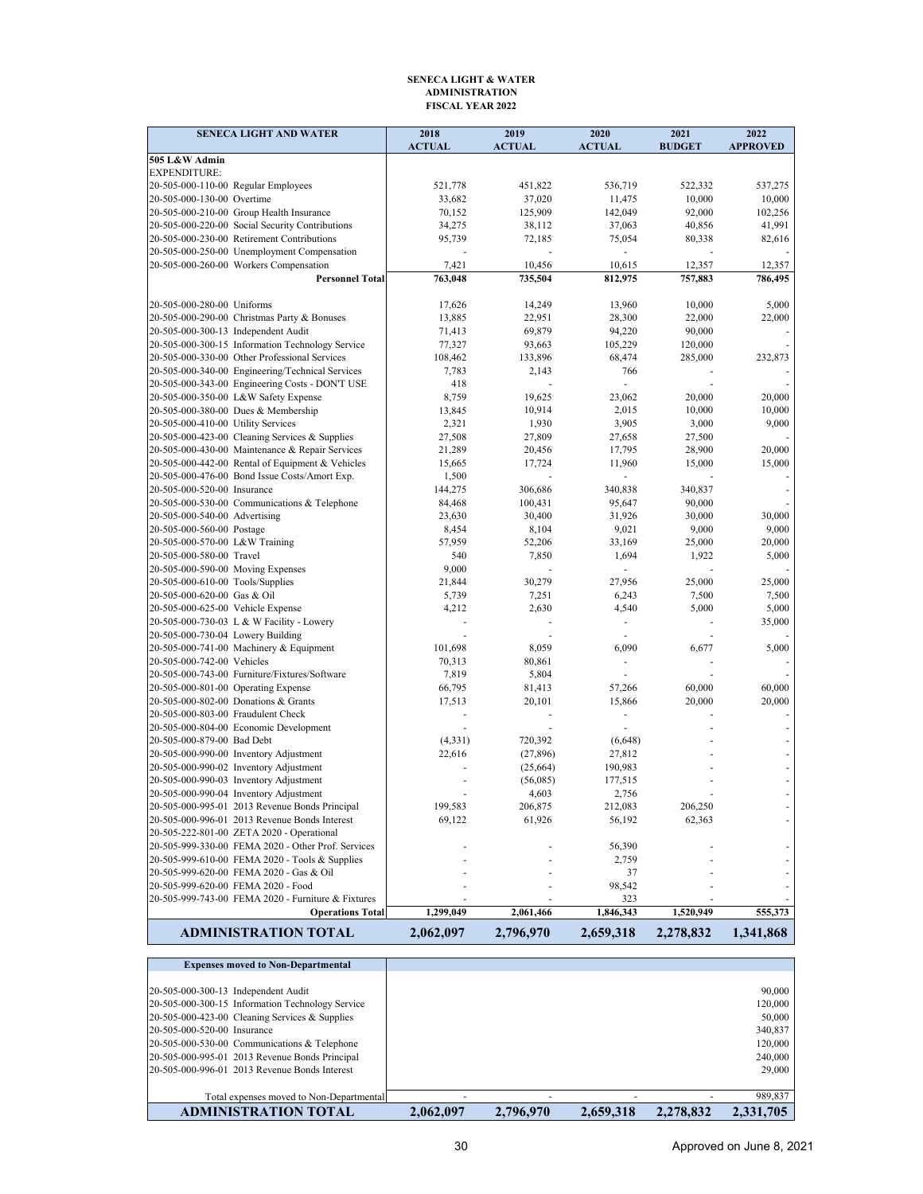**SENECA LIGHT & WATER**
**ADMINISTRATION**
**FISCAL YEAR 2022**

| SENECA LIGHT AND WATER | 2018 ACTUAL | 2019 ACTUAL | 2020 ACTUAL | 2021 BUDGET | 2022 APPROVED |
|---|---|---|---|---|---|
| **505 L&W Admin** | | | | | |
| EXPENDITURE: | | | | | |
| 20-505-000-110-00 Regular Employees | 521,778 | 451,822 | 536,719 | 522,332 | 537,275 |
| 20-505-000-130-00 Overtime | 33,682 | 37,020 | 11,475 | 10,000 | 10,000 |
| 20-505-000-210-00 Group Health Insurance | 70,152 | 125,909 | 142,049 | 92,000 | 102,256 |
| 20-505-000-220-00 Social Security Contributions | 34,275 | 38,112 | 37,063 | 40,856 | 41,991 |
| 20-505-000-230-00 Retirement Contributions | 95,739 | 72,185 | 75,054 | 80,338 | 82,616 |
| 20-505-000-250-00 Unemployment Compensation | - | - | - | - | - |
| 20-505-000-260-00 Workers Compensation | 7,421 | 10,456 | 10,615 | 12,357 | 12,357 |
| **Personnel Total** | **763,048** | **735,504** | **812,975** | **757,883** | **786,495** |
| 20-505-000-280-00 Uniforms | 17,626 | 14,249 | 13,960 | 10,000 | 5,000 |
| 20-505-000-290-00 Christmas Party & Bonuses | 13,885 | 22,951 | 28,300 | 22,000 | 22,000 |
| 20-505-000-300-13 Independent Audit | 71,413 | 69,879 | 94,220 | 90,000 | - |
| 20-505-000-300-15 Information Technology Service | 77,327 | 93,663 | 105,229 | 120,000 | - |
| 20-505-000-330-00 Other Professional Services | 108,462 | 133,896 | 68,474 | 285,000 | 232,873 |
| 20-505-000-340-00 Engineering/Technical Services | 7,783 | 2,143 | 766 | - | - |
| 20-505-000-343-00 Engineering Costs - DON'T USE | 418 | - | - | - | - |
| 20-505-000-350-00 L&W Safety Expense | 8,759 | 19,625 | 23,062 | 20,000 | 20,000 |
| 20-505-000-380-00 Dues & Membership | 13,845 | 10,914 | 2,015 | 10,000 | 10,000 |
| 20-505-000-410-00 Utility Services | 2,321 | 1,930 | 3,905 | 3,000 | 9,000 |
| 20-505-000-423-00 Cleaning Services & Supplies | 27,508 | 27,809 | 27,658 | 27,500 | - |
| 20-505-000-430-00 Maintenance & Repair Services | 21,289 | 20,456 | 17,795 | 28,900 | 20,000 |
| 20-505-000-442-00 Rental of Equipment & Vehicles | 15,665 | 17,724 | 11,960 | 15,000 | 15,000 |
| 20-505-000-476-00 Bond Issue Costs/Amort Exp. | 1,500 | - | - | - | - |
| 20-505-000-520-00 Insurance | 144,275 | 306,686 | 340,838 | 340,837 | - |
| 20-505-000-530-00 Communications & Telephone | 84,468 | 100,431 | 95,647 | 90,000 | - |
| 20-505-000-540-00 Advertising | 23,630 | 30,400 | 31,926 | 30,000 | 30,000 |
| 20-505-000-560-00 Postage | 8,454 | 8,104 | 9,021 | 9,000 | 9,000 |
| 20-505-000-570-00 L&W Training | 57,959 | 52,206 | 33,169 | 25,000 | 20,000 |
| 20-505-000-580-00 Travel | 540 | 7,850 | 1,694 | 1,922 | 5,000 |
| 20-505-000-590-00 Moving Expenses | 9,000 | - | - | - | - |
| 20-505-000-610-00 Tools/Supplies | 21,844 | 30,279 | 27,956 | 25,000 | 25,000 |
| 20-505-000-620-00 Gas & Oil | 5,739 | 7,251 | 6,243 | 7,500 | 7,500 |
| 20-505-000-625-00 Vehicle Expense | 4,212 | 2,630 | 4,540 | 5,000 | 5,000 |
| 20-505-000-730-03 L & W Facility - Lowery | - | - | - | - | 35,000 |
| 20-505-000-730-04 Lowery Building | - | - | - | - | - |
| 20-505-000-741-00 Machinery & Equipment | 101,698 | 8,059 | 6,090 | 6,677 | 5,000 |
| 20-505-000-742-00 Vehicles | 70,313 | 80,861 | - | - | - |
| 20-505-000-743-00 Furniture/Fixtures/Software | 7,819 | 5,804 | - | - | - |
| 20-505-000-801-00 Operating Expense | 66,795 | 81,413 | 57,266 | 60,000 | 60,000 |
| 20-505-000-802-00 Donations & Grants | 17,513 | 20,101 | 15,866 | 20,000 | 20,000 |
| 20-505-000-803-00 Fraudulent Check | - | - | - | - | - |
| 20-505-000-804-00 Economic Development | - | - | - | - | - |
| 20-505-000-879-00 Bad Debt | (4,331) | 720,392 | (6,648) | - | - |
| 20-505-000-990-00 Inventory Adjustment | 22,616 | (27,896) | 27,812 | - | - |
| 20-505-000-990-02 Inventory Adjustment | - | (25,664) | 190,983 | - | - |
| 20-505-000-990-03 Inventory Adjustment | - | (56,085) | 177,515 | - | - |
| 20-505-000-990-04 Inventory Adjustment | - | 4,603 | 2,756 | - | - |
| 20-505-000-995-01 2013 Revenue Bonds Principal | 199,583 | 206,875 | 212,083 | 206,250 | - |
| 20-505-000-996-01 2013 Revenue Bonds Interest | 69,122 | 61,926 | 56,192 | 62,363 | - |
| 20-505-222-801-00 ZETA 2020 - Operational | | | | | |
| 20-505-999-330-00 FEMA 2020 - Other Prof. Services | - | - | 56,390 | - | - |
| 20-505-999-610-00 FEMA 2020 - Tools & Supplies | - | - | 2,759 | - | - |
| 20-505-999-620-00 FEMA 2020 - Gas & Oil | - | - | 37 | - | - |
| 20-505-999-620-00 FEMA 2020 - Food | - | - | 98,542 | - | - |
| 20-505-999-743-00 FEMA 2020 - Furniture & Fixtures | - | - | 323 | - | - |
| **Operations Total** | **1,299,049** | **2,061,466** | **1,846,343** | **1,520,949** | **555,373** |
| **ADMINISTRATION TOTAL** | **2,062,097** | **2,796,970** | **2,659,318** | **2,278,832** | **1,341,868** |

| Expenses moved to Non-Departmental | | | | | |
|---|---|---|---|---|---|
| 20-505-000-300-13 Independent Audit | | | | | 90,000 |
| 20-505-000-300-15 Information Technology Service | | | | | 120,000 |
| 20-505-000-423-00 Cleaning Services & Supplies | | | | | 50,000 |
| 20-505-000-520-00 Insurance | | | | | 340,837 |
| 20-505-000-530-00 Communications & Telephone | | | | | 120,000 |
| 20-505-000-995-01 2013 Revenue Bonds Principal | | | | | 240,000 |
| 20-505-000-996-01 2013 Revenue Bonds Interest | | | | | 29,000 |
| Total expenses moved to Non-Departmental | - | - | - | - | 989,837 |
| **ADMINISTRATION TOTAL** | **2,062,097** | **2,796,970** | **2,659,318** | **2,278,832** | **2,331,705** |

Approved on June 8, 2021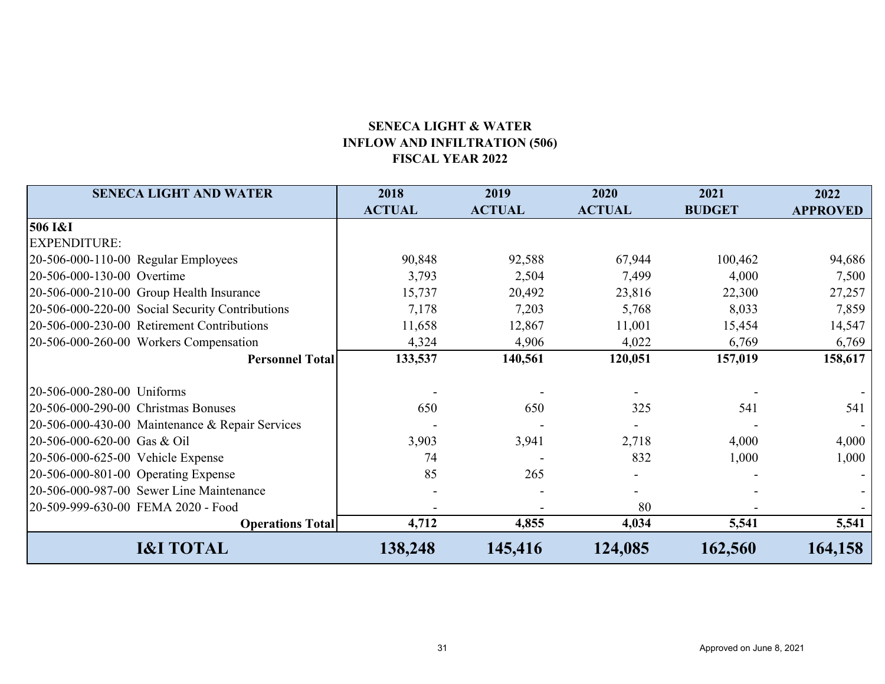# SENECA LIGHT & WATER
## INFLOW AND INFILTRATION (506)
## FISCAL YEAR 2022

| SENECA LIGHT AND WATER | 2018 ACTUAL | 2019 ACTUAL | 2020 ACTUAL | 2021 BUDGET | 2022 APPROVED |
|---|---|---|---|---|---|
| **506 I&I** | | | | | |
| EXPENDITURE: | | | | | |
| 20-506-000-110-00 Regular Employees | 90,848 | 92,588 | 67,944 | 100,462 | 94,686 |
| 20-506-000-130-00 Overtime | 3,793 | 2,504 | 7,499 | 4,000 | 7,500 |
| 20-506-000-210-00 Group Health Insurance | 15,737 | 20,492 | 23,816 | 22,300 | 27,257 |
| 20-506-000-220-00 Social Security Contributions | 7,178 | 7,203 | 5,768 | 8,033 | 7,859 |
| 20-506-000-230-00 Retirement Contributions | 11,658 | 12,867 | 11,001 | 15,454 | 14,547 |
| 20-506-000-260-00 Workers Compensation | 4,324 | 4,906 | 4,022 | 6,769 | 6,769 |
| **Personnel Total** | **133,537** | **140,561** | **120,051** | **157,019** | **158,617** |
| 20-506-000-280-00 Uniforms | - | - | - | - | - |
| 20-506-000-290-00 Christmas Bonuses | 650 | 650 | 325 | 541 | 541 |
| 20-506-000-430-00 Maintenance & Repair Services | - | - | - | - | - |
| 20-506-000-620-00 Gas & Oil | 3,903 | 3,941 | 2,718 | 4,000 | 4,000 |
| 20-506-000-625-00 Vehicle Expense | 74 | - | 832 | 1,000 | 1,000 |
| 20-506-000-801-00 Operating Expense | 85 | 265 | - | - | - |
| 20-506-000-987-00 Sewer Line Maintenance | - | - | - | - | - |
| 20-509-999-630-00 FEMA 2020 - Food | - | - | 80 | - | - |
| **Operations Total** | **4,712** | **4,855** | **4,034** | **5,541** | **5,541** |
| **I&I TOTAL** | **138,248** | **145,416** | **124,085** | **162,560** | **164,158** |

Approved on June 8, 2021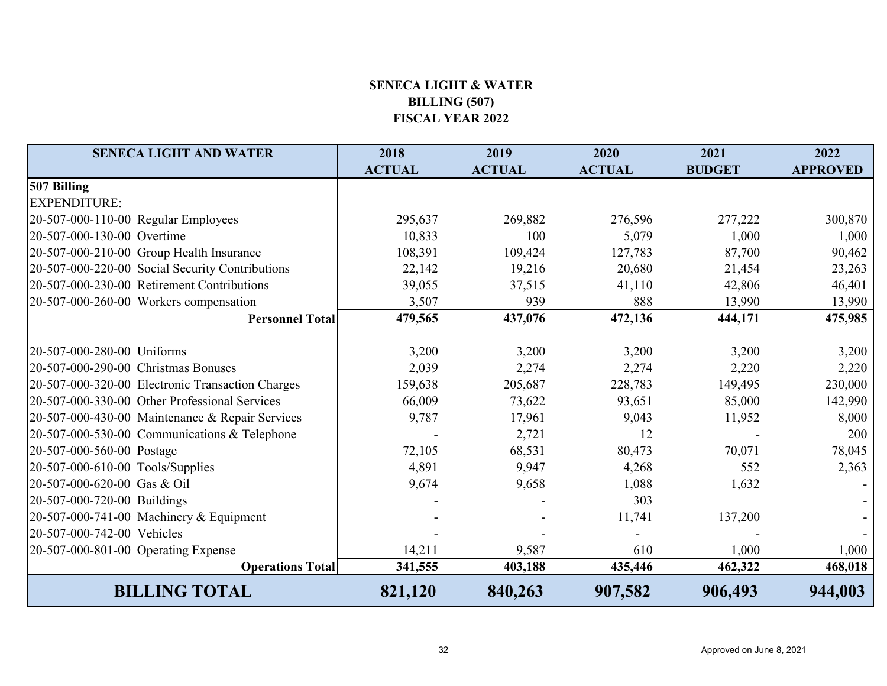**SENECA LIGHT & WATER**
**BILLING (507)**
**FISCAL YEAR 2022**

| SENECA LIGHT AND WATER | 2018 ACTUAL | 2019 ACTUAL | 2020 ACTUAL | 2021 BUDGET | 2022 APPROVED |
|---|---|---|---|---|---|
| **507 Billing** | | | | | |
| EXPENDITURE: | | | | | |
| 20-507-000-110-00 Regular Employees | 295,637 | 269,882 | 276,596 | 277,222 | 300,870 |
| 20-507-000-130-00 Overtime | 10,833 | 100 | 5,079 | 1,000 | 1,000 |
| 20-507-000-210-00 Group Health Insurance | 108,391 | 109,424 | 127,783 | 87,700 | 90,462 |
| 20-507-000-220-00 Social Security Contributions | 22,142 | 19,216 | 20,680 | 21,454 | 23,263 |
| 20-507-000-230-00 Retirement Contributions | 39,055 | 37,515 | 41,110 | 42,806 | 46,401 |
| 20-507-000-260-00 Workers compensation | 3,507 | 939 | 888 | 13,990 | 13,990 |
| **Personnel Total** | **479,565** | **437,076** | **472,136** | **444,171** | **475,985** |
| | | | | | |
| 20-507-000-280-00 Uniforms | 3,200 | 3,200 | 3,200 | 3,200 | 3,200 |
| 20-507-000-290-00 Christmas Bonuses | 2,039 | 2,274 | 2,274 | 2,220 | 2,220 |
| 20-507-000-320-00 Electronic Transaction Charges | 159,638 | 205,687 | 228,783 | 149,495 | 230,000 |
| 20-507-000-330-00 Other Professional Services | 66,009 | 73,622 | 93,651 | 85,000 | 142,990 |
| 20-507-000-430-00 Maintenance & Repair Services | 9,787 | 17,961 | 9,043 | 11,952 | 8,000 |
| 20-507-000-530-00 Communications & Telephone | - | 2,721 | 12 | - | 200 |
| 20-507-000-560-00 Postage | 72,105 | 68,531 | 80,473 | 70,071 | 78,045 |
| 20-507-000-610-00 Tools/Supplies | 4,891 | 9,947 | 4,268 | 552 | 2,363 |
| 20-507-000-620-00 Gas & Oil | 9,674 | 9,658 | 1,088 | 1,632 | - |
| 20-507-000-720-00 Buildings | - | - | 303 | | - |
| 20-507-000-741-00 Machinery & Equipment | - | - | 11,741 | 137,200 | - |
| 20-507-000-742-00 Vehicles | - | - | - | - | - |
| 20-507-000-801-00 Operating Expense | 14,211 | 9,587 | 610 | 1,000 | 1,000 |
| **Operations Total** | **341,555** | **403,188** | **435,446** | **462,322** | **468,018** |
| **BILLING TOTAL** | **821,120** | **840,263** | **907,582** | **906,493** | **944,003** |

Approved on June 8, 2021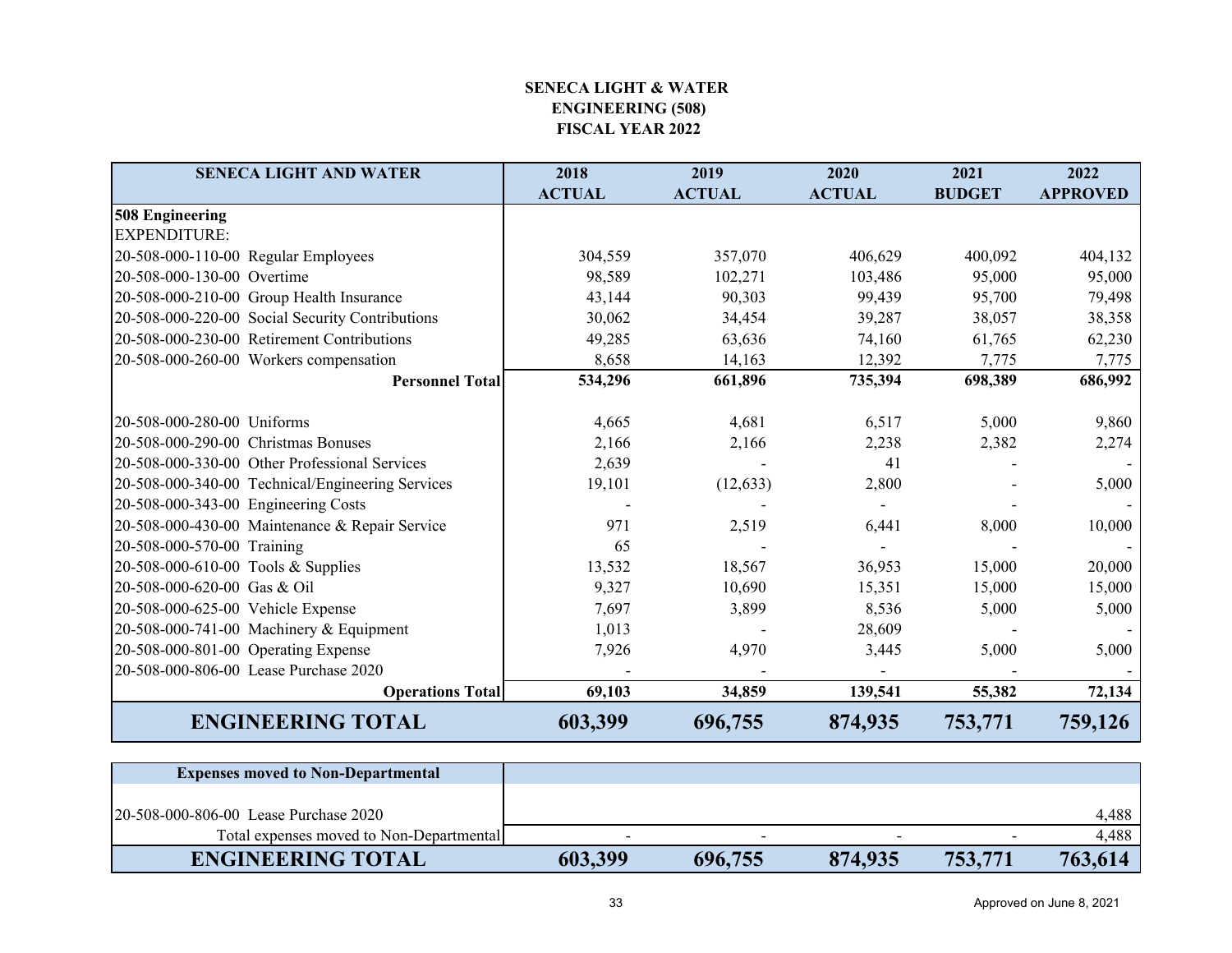# SENECA LIGHT & WATER
## ENGINEERING (508)
## FISCAL YEAR 2022

| SENECA LIGHT AND WATER | 2018 ACTUAL | 2019 ACTUAL | 2020 ACTUAL | 2021 BUDGET | 2022 APPROVED |
|---|---|---|---|---|---|
| **508 Engineering** | | | | | |
| EXPENDITURE: | | | | | |
| 20-508-000-110-00 Regular Employees | 304,559 | 357,070 | 406,629 | 400,092 | 404,132 |
| 20-508-000-130-00 Overtime | 98,589 | 102,271 | 103,486 | 95,000 | 95,000 |
| 20-508-000-210-00 Group Health Insurance | 43,144 | 90,303 | 99,439 | 95,700 | 79,498 |
| 20-508-000-220-00 Social Security Contributions | 30,062 | 34,454 | 39,287 | 38,057 | 38,358 |
| 20-508-000-230-00 Retirement Contributions | 49,285 | 63,636 | 74,160 | 61,765 | 62,230 |
| 20-508-000-260-00 Workers compensation | 8,658 | 14,163 | 12,392 | 7,775 | 7,775 |
| **Personnel Total** | **534,296** | **661,896** | **735,394** | **698,389** | **686,992** |
| | | | | | |
| 20-508-000-280-00 Uniforms | 4,665 | 4,681 | 6,517 | 5,000 | 9,860 |
| 20-508-000-290-00 Christmas Bonuses | 2,166 | 2,166 | 2,238 | 2,382 | 2,274 |
| 20-508-000-330-00 Other Professional Services | 2,639 | - | 41 | - | - |
| 20-508-000-340-00 Technical/Engineering Services | 19,101 | (12,633) | 2,800 | - | 5,000 |
| 20-508-000-343-00 Engineering Costs | - | - | - | - | - |
| 20-508-000-430-00 Maintenance & Repair Service | 971 | 2,519 | 6,441 | 8,000 | 10,000 |
| 20-508-000-570-00 Training | 65 | - | - | - | - |
| 20-508-000-610-00 Tools & Supplies | 13,532 | 18,567 | 36,953 | 15,000 | 20,000 |
| 20-508-000-620-00 Gas & Oil | 9,327 | 10,690 | 15,351 | 15,000 | 15,000 |
| 20-508-000-625-00 Vehicle Expense | 7,697 | 3,899 | 8,536 | 5,000 | 5,000 |
| 20-508-000-741-00 Machinery & Equipment | 1,013 | - | 28,609 | - | - |
| 20-508-000-801-00 Operating Expense | 7,926 | 4,970 | 3,445 | 5,000 | 5,000 |
| 20-508-000-806-00 Lease Purchase 2020 | - | - | - | - | - |
| **Operations Total** | **69,103** | **34,859** | **139,541** | **55,382** | **72,134** |
| **ENGINEERING TOTAL** | **603,399** | **696,755** | **874,935** | **753,771** | **759,126** |

| Expenses moved to Non-Departmental | | | | | |
|---|---|---|---|---|---|
| 20-508-000-806-00 Lease Purchase 2020 | | | | | 4,488 |
| Total expenses moved to Non-Departmental | - | - | - | - | 4,488 |
| **ENGINEERING TOTAL** | **603,399** | **696,755** | **874,935** | **753,771** | **763,614** |

Approved on June 8, 2021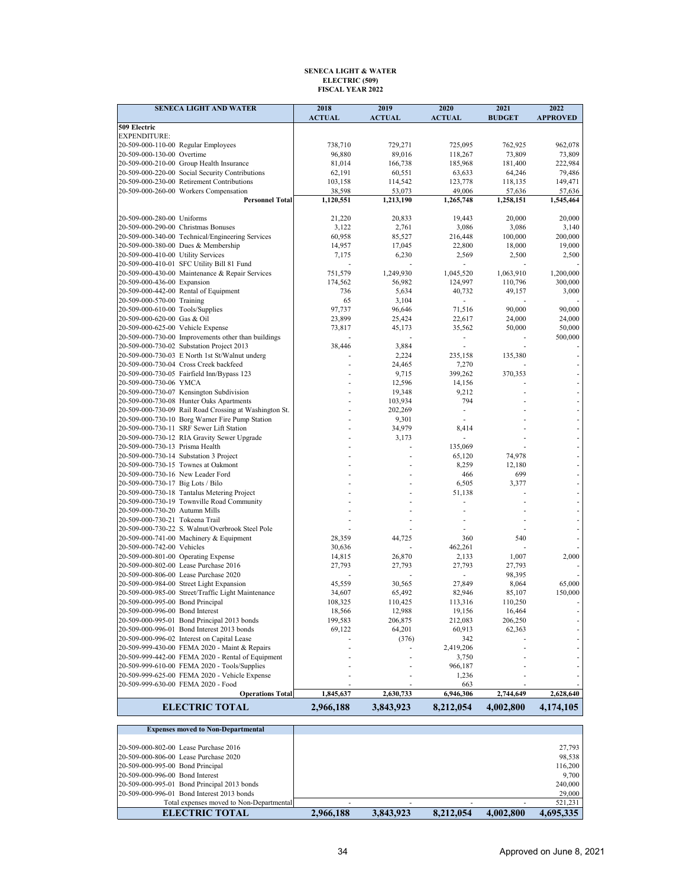**SENECA LIGHT & WATER**
**ELECTRIC (509)**
**FISCAL YEAR 2022**

| SENECA LIGHT AND WATER | 2018 ACTUAL | 2019 ACTUAL | 2020 ACTUAL | 2021 BUDGET | 2022 APPROVED |
|---|---|---|---|---|---|
| **509 Electric** | | | | | |
| EXPENDITURE: | | | | | |
| 20-509-000-110-00 Regular Employees | 738,710 | 729,271 | 725,095 | 762,925 | 962,078 |
| 20-509-000-130-00 Overtime | 96,880 | 89,016 | 118,267 | 73,809 | 73,809 |
| 20-509-000-210-00 Group Health Insurance | 81,014 | 166,738 | 185,968 | 181,400 | 222,984 |
| 20-509-000-220-00 Social Security Contributions | 62,191 | 60,551 | 63,633 | 64,246 | 79,486 |
| 20-509-000-230-00 Retirement Contributions | 103,158 | 114,542 | 123,778 | 118,135 | 149,471 |
| 20-509-000-260-00 Workers Compensation | 38,598 | 53,073 | 49,006 | 57,636 | 57,636 |
| **Personnel Total** | **1,120,551** | **1,213,190** | **1,265,748** | **1,258,151** | **1,545,464** |
| | | | | | |
| 20-509-000-280-00 Uniforms | 21,220 | 20,833 | 19,443 | 20,000 | 20,000 |
| 20-509-000-290-00 Christmas Bonuses | 3,122 | 2,761 | 3,086 | 3,086 | 3,140 |
| 20-509-000-340-00 Technical/Engineering Services | 60,958 | 85,527 | 216,448 | 100,000 | 200,000 |
| 20-509-000-380-00 Dues & Membership | 14,957 | 17,045 | 22,800 | 18,000 | 19,000 |
| 20-509-000-410-00 Utility Services | 7,175 | 6,230 | 2,569 | 2,500 | 2,500 |
| 20-509-000-410-01 SFC Utility Bill 81 Fund | - | - | - | - | - |
| 20-509-000-430-00 Maintenance & Repair Services | 751,579 | 1,249,930 | 1,045,520 | 1,063,910 | 1,200,000 |
| 20-509-000-436-00 Expansion | 174,562 | 56,982 | 124,997 | 110,796 | 300,000 |
| 20-509-000-442-00 Rental of Equipment | 736 | 5,634 | 40,732 | 49,157 | 3,000 |
| 20-509-000-570-00 Training | 65 | 3,104 | - | - | - |
| 20-509-000-610-00 Tools/Supplies | 97,737 | 96,646 | 71,516 | 90,000 | 90,000 |
| 20-509-000-620-00 Gas & Oil | 23,899 | 25,424 | 22,617 | 24,000 | 24,000 |
| 20-509-000-625-00 Vehicle Expense | 73,817 | 45,173 | 35,562 | 50,000 | 50,000 |
| 20-509-000-730-00 Improvements other than buildings | - | - | - | - | 500,000 |
| 20-509-000-730-02 Substation Project 2013 | 38,446 | 3,884 | - | - | - |
| 20-509-000-730-03 E North 1st St/Walnut underg | - | 2,224 | 235,158 | 135,380 | - |
| 20-509-000-730-04 Cross Creek backfeed | - | 24,465 | 7,270 | - | - |
| 20-509-000-730-05 Fairfield Inn/Bypass 123 | - | 9,715 | 399,262 | 370,353 | - |
| 20-509-000-730-06 YMCA | - | 12,596 | 14,156 | - | - |
| 20-509-000-730-07 Kensington Subdivision | - | 19,348 | 9,212 | - | - |
| 20-509-000-730-08 Hunter Oaks Apartments | - | 103,934 | 794 | - | - |
| 20-509-000-730-09 Rail Road Crossing at Washington St. | - | 202,269 | - | - | - |
| 20-509-000-730-10 Borg Warner Fire Pump Station | - | 9,301 | - | - | - |
| 20-509-000-730-11 SRF Sewer Lift Station | - | 34,979 | 8,414 | - | - |
| 20-509-000-730-12 RIA Gravity Sewer Upgrade | - | 3,173 | - | - | - |
| 20-509-000-730-13 Prisma Health | - | - | 135,069 | - | - |
| 20-509-000-730-14 Substation 3 Project | - | - | 65,120 | 74,978 | - |
| 20-509-000-730-15 Townes at Oakmont | - | - | 8,259 | 12,180 | - |
| 20-509-000-730-16 New Leader Ford | - | - | 466 | 699 | - |
| 20-509-000-730-17 Big Lots / Bilo | - | - | 6,505 | 3,377 | - |
| 20-509-000-730-18 Tantalus Metering Project | - | - | 51,138 | - | - |
| 20-509-000-730-19 Townville Road Community | - | - | - | - | - |
| 20-509-000-730-20 Autumn Mills | - | - | - | - | - |
| 20-509-000-730-21 Tokeena Trail | - | - | - | - | - |
| 20-509-000-730-22 S. Walnut/Overbrook Steel Pole | - | - | - | - | - |
| 20-509-000-741-00 Machinery & Equipment | 28,359 | 44,725 | 360 | 540 | - |
| 20-509-000-742-00 Vehicles | 30,636 | - | 462,261 | - | - |
| 20-509-000-801-00 Operating Expense | 14,815 | 26,870 | 2,133 | 1,007 | 2,000 |
| 20-509-000-802-00 Lease Purchase 2016 | 27,793 | 27,793 | 27,793 | 27,793 | - |
| 20-509-000-806-00 Lease Purchase 2020 | - | - | - | 98,395 | - |
| 20-509-000-984-00 Street Light Expansion | 45,559 | 30,565 | 27,849 | 8,064 | 65,000 |
| 20-509-000-985-00 Street/Traffic Light Maintenance | 34,607 | 65,492 | 82,946 | 85,107 | 150,000 |
| 20-509-000-995-00 Bond Principal | 108,325 | 110,425 | 113,316 | 110,250 | - |
| 20-509-000-996-00 Bond Interest | 18,566 | 12,988 | 19,156 | 16,464 | - |
| 20-509-000-995-01 Bond Principal 2013 bonds | 199,583 | 206,875 | 212,083 | 206,250 | - |
| 20-509-000-996-01 Bond Interest 2013 bonds | 69,122 | 64,201 | 60,913 | 62,363 | - |
| 20-509-000-996-02 Interest on Capital Lease | - | (376) | 342 | - | - |
| 20-509-999-430-00 FEMA 2020 - Maint & Repairs | - | - | 2,419,206 | - | - |
| 20-509-999-442-00 FEMA 2020 - Rental of Equipment | - | - | 3,750 | - | - |
| 20-509-999-610-00 FEMA 2020 - Tools/Supplies | - | - | 966,187 | - | - |
| 20-509-999-625-00 FEMA 2020 - Vehicle Expense | - | - | 1,236 | - | - |
| 20-509-999-630-00 FEMA 2020 - Food | - | - | 663 | - | - |
| **Operations Total** | **1,845,637** | **2,630,733** | **6,946,306** | **2,744,649** | **2,628,640** |
| **ELECTRIC TOTAL** | **2,966,188** | **3,843,923** | **8,212,054** | **4,002,800** | **4,174,105** |

| Expenses moved to Non-Departmental | | | | | |
|---|---|---|---|---|---|
| 20-509-000-802-00 Lease Purchase 2016 | | | | | 27,793 |
| 20-509-000-806-00 Lease Purchase 2020 | | | | | 98,538 |
| 20-509-000-995-00 Bond Principal | | | | | 116,200 |
| 20-509-000-996-00 Bond Interest | | | | | 9,700 |
| 20-509-000-995-01 Bond Principal 2013 bonds | | | | | 240,000 |
| 20-509-000-996-01 Bond Interest 2013 bonds | | | | | 29,000 |
| Total expenses moved to Non-Departmental | - | - | - | - | 521,231 |
| **ELECTRIC TOTAL** | **2,966,188** | **3,843,923** | **8,212,054** | **4,002,800** | **4,695,335** |

Approved on June 8, 2021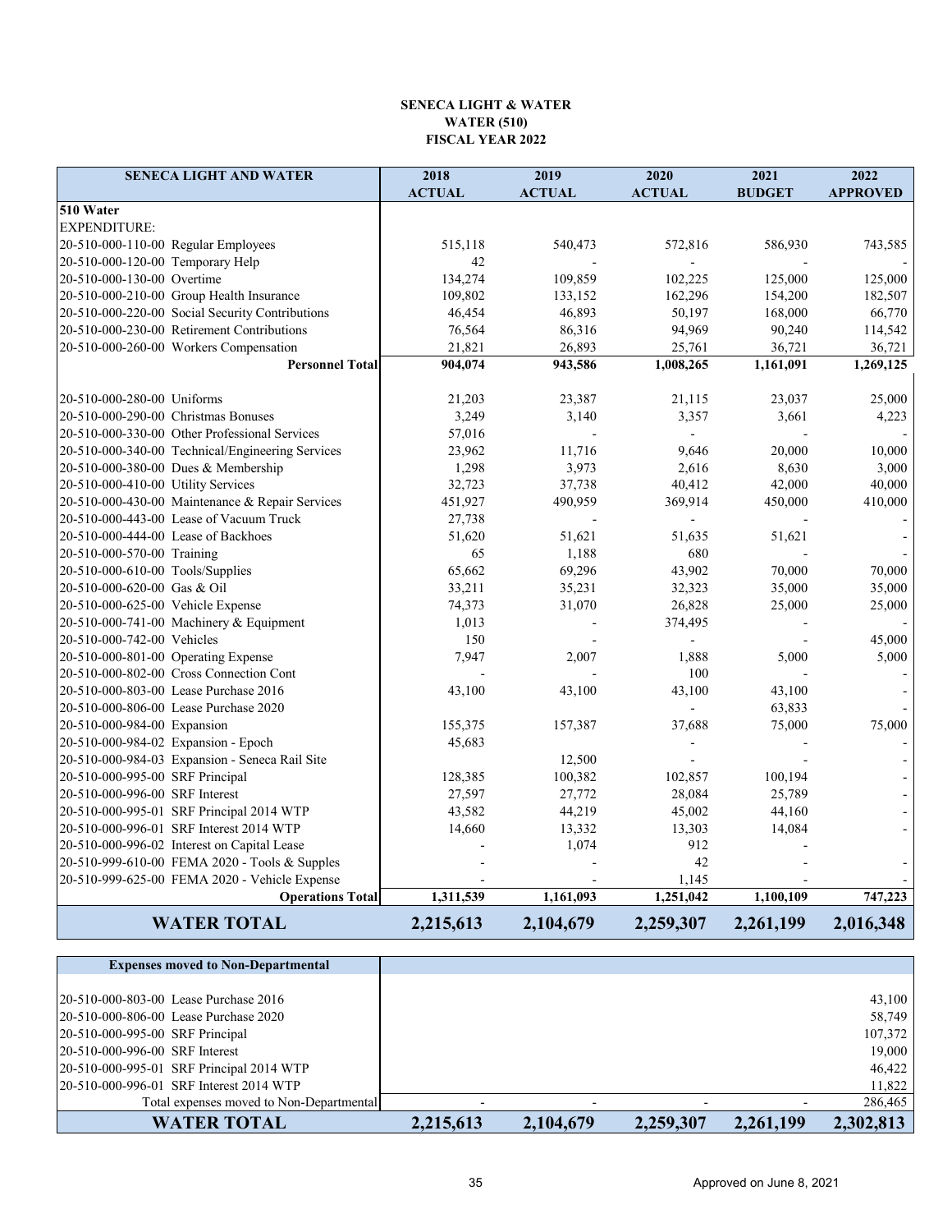**SENECA LIGHT & WATER**
**WATER (510)**
**FISCAL YEAR 2022**

| SENECA LIGHT AND WATER | 2018 ACTUAL | 2019 ACTUAL | 2020 ACTUAL | 2021 BUDGET | 2022 APPROVED |
|---|---|---|---|---|---|
| **510 Water** | | | | | |
| EXPENDITURE: | | | | | |
| 20-510-000-110-00 Regular Employees | 515,118 | 540,473 | 572,816 | 586,930 | 743,585 |
| 20-510-000-120-00 Temporary Help | 42 | - | - | - | - |
| 20-510-000-130-00 Overtime | 134,274 | 109,859 | 102,225 | 125,000 | 125,000 |
| 20-510-000-210-00 Group Health Insurance | 109,802 | 133,152 | 162,296 | 154,200 | 182,507 |
| 20-510-000-220-00 Social Security Contributions | 46,454 | 46,893 | 50,197 | 168,000 | 66,770 |
| 20-510-000-230-00 Retirement Contributions | 76,564 | 86,316 | 94,969 | 90,240 | 114,542 |
| 20-510-000-260-00 Workers Compensation | 21,821 | 26,893 | 25,761 | 36,721 | 36,721 |
| **Personnel Total** | **904,074** | **943,586** | **1,008,265** | **1,161,091** | **1,269,125** |
| | | | | | |
| 20-510-000-280-00 Uniforms | 21,203 | 23,387 | 21,115 | 23,037 | 25,000 |
| 20-510-000-290-00 Christmas Bonuses | 3,249 | 3,140 | 3,357 | 3,661 | 4,223 |
| 20-510-000-330-00 Other Professional Services | 57,016 | - | - | - | - |
| 20-510-000-340-00 Technical/Engineering Services | 23,962 | 11,716 | 9,646 | 20,000 | 10,000 |
| 20-510-000-380-00 Dues & Membership | 1,298 | 3,973 | 2,616 | 8,630 | 3,000 |
| 20-510-000-410-00 Utility Services | 32,723 | 37,738 | 40,412 | 42,000 | 40,000 |
| 20-510-000-430-00 Maintenance & Repair Services | 451,927 | 490,959 | 369,914 | 450,000 | 410,000 |
| 20-510-000-443-00 Lease of Vacuum Truck | 27,738 | - | - | - | - |
| 20-510-000-444-00 Lease of Backhoes | 51,620 | 51,621 | 51,635 | 51,621 | - |
| 20-510-000-570-00 Training | 65 | 1,188 | 680 | - | - |
| 20-510-000-610-00 Tools/Supplies | 65,662 | 69,296 | 43,902 | 70,000 | 70,000 |
| 20-510-000-620-00 Gas & Oil | 33,211 | 35,231 | 32,323 | 35,000 | 35,000 |
| 20-510-000-625-00 Vehicle Expense | 74,373 | 31,070 | 26,828 | 25,000 | 25,000 |
| 20-510-000-741-00 Machinery & Equipment | 1,013 | - | 374,495 | - | - |
| 20-510-000-742-00 Vehicles | 150 | - | - | - | 45,000 |
| 20-510-000-801-00 Operating Expense | 7,947 | 2,007 | 1,888 | 5,000 | 5,000 |
| 20-510-000-802-00 Cross Connection Cont | - | - | 100 | - | - |
| 20-510-000-803-00 Lease Purchase 2016 | 43,100 | 43,100 | 43,100 | 43,100 | - |
| 20-510-000-806-00 Lease Purchase 2020 | | | - | 63,833 | - |
| 20-510-000-984-00 Expansion | 155,375 | 157,387 | 37,688 | 75,000 | 75,000 |
| 20-510-000-984-02 Expansion - Epoch | 45,683 | | - | - | - |
| 20-510-000-984-03 Expansion - Seneca Rail Site | | 12,500 | - | - | - |
| 20-510-000-995-00 SRF Principal | 128,385 | 100,382 | 102,857 | 100,194 | - |
| 20-510-000-996-00 SRF Interest | 27,597 | 27,772 | 28,084 | 25,789 | - |
| 20-510-000-995-01 SRF Principal 2014 WTP | 43,582 | 44,219 | 45,002 | 44,160 | - |
| 20-510-000-996-01 SRF Interest 2014 WTP | 14,660 | 13,332 | 13,303 | 14,084 | - |
| 20-510-000-996-02 Interest on Capital Lease | - | 1,074 | 912 | - | |
| 20-510-999-610-00 FEMA 2020 - Tools & Supples | - | - | 42 | - | - |
| 20-510-999-625-00 FEMA 2020 - Vehicle Expense | - | - | 1,145 | - | - |
| **Operations Total** | **1,311,539** | **1,161,093** | **1,251,042** | **1,100,109** | **747,223** |
| **WATER TOTAL** | **2,215,613** | **2,104,679** | **2,259,307** | **2,261,199** | **2,016,348** |

| Expenses moved to Non-Departmental | | | | | |
|---|---|---|---|---|---|
| 20-510-000-803-00 Lease Purchase 2016 | | | | | 43,100 |
| 20-510-000-806-00 Lease Purchase 2020 | | | | | 58,749 |
| 20-510-000-995-00 SRF Principal | | | | | 107,372 |
| 20-510-000-996-00 SRF Interest | | | | | 19,000 |
| 20-510-000-995-01 SRF Principal 2014 WTP | | | | | 46,422 |
| 20-510-000-996-01 SRF Interest 2014 WTP | | | | | 11,822 |
| Total expenses moved to Non-Departmental | - | - | - | - | 286,465 |
| **WATER TOTAL** | **2,215,613** | **2,104,679** | **2,259,307** | **2,261,199** | **2,302,813** |

Approved on June 8, 2021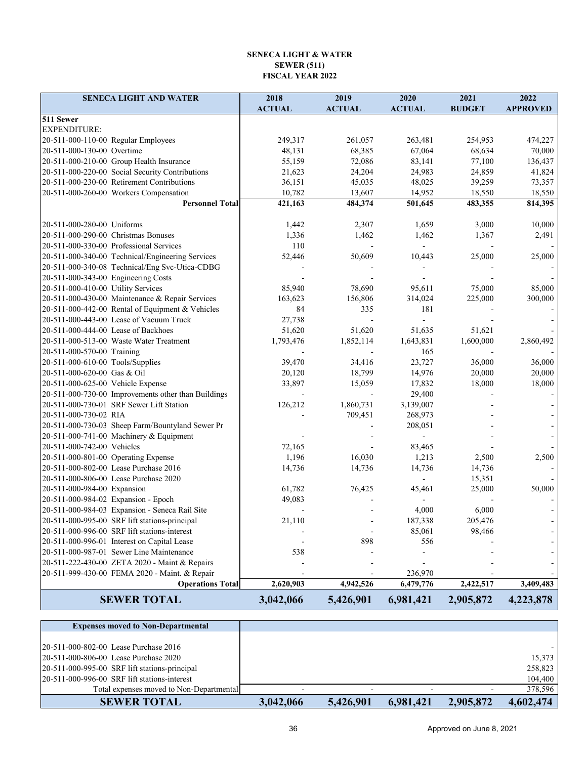**SENECA LIGHT & WATER**
**SEWER (511)**
**FISCAL YEAR 2022**

| SENECA LIGHT AND WATER | 2018 ACTUAL | 2019 ACTUAL | 2020 ACTUAL | 2021 BUDGET | 2022 APPROVED |
|---|---|---|---|---|---|
| **511 Sewer** | | | | | |
| EXPENDITURE: | | | | | |
| 20-511-000-110-00 Regular Employees | 249,317 | 261,057 | 263,481 | 254,953 | 474,227 |
| 20-511-000-130-00 Overtime | 48,131 | 68,385 | 67,064 | 68,634 | 70,000 |
| 20-511-000-210-00 Group Health Insurance | 55,159 | 72,086 | 83,141 | 77,100 | 136,437 |
| 20-511-000-220-00 Social Security Contributions | 21,623 | 24,204 | 24,983 | 24,859 | 41,824 |
| 20-511-000-230-00 Retirement Contributions | 36,151 | 45,035 | 48,025 | 39,259 | 73,357 |
| 20-511-000-260-00 Workers Compensation | 10,782 | 13,607 | 14,952 | 18,550 | 18,550 |
| **Personnel Total** | **421,163** | **484,374** | **501,645** | **483,355** | **814,395** |
| 20-511-000-280-00 Uniforms | 1,442 | 2,307 | 1,659 | 3,000 | 10,000 |
| 20-511-000-290-00 Christmas Bonuses | 1,336 | 1,462 | 1,462 | 1,367 | 2,491 |
| 20-511-000-330-00 Professional Services | 110 | - | - | - | - |
| 20-511-000-340-00 Technical/Engineering Services | 52,446 | 50,609 | 10,443 | 25,000 | 25,000 |
| 20-511-000-340-08 Technical/Eng Svc-Utica-CDBG | - | - | - | - | - |
| 20-511-000-343-00 Engineering Costs | - | - | - | - | - |
| 20-511-000-410-00 Utility Services | 85,940 | 78,690 | 95,611 | 75,000 | 85,000 |
| 20-511-000-430-00 Maintenance & Repair Services | 163,623 | 156,806 | 314,024 | 225,000 | 300,000 |
| 20-511-000-442-00 Rental of Equipment & Vehicles | 84 | 335 | 181 | - | - |
| 20-511-000-443-00 Lease of Vacuum Truck | 27,738 | - | - | - | - |
| 20-511-000-444-00 Lease of Backhoes | 51,620 | 51,620 | 51,635 | 51,621 | - |
| 20-511-000-513-00 Waste Water Treatment | 1,793,476 | 1,852,114 | 1,643,831 | 1,600,000 | 2,860,492 |
| 20-511-000-570-00 Training | - | - | 165 | - | - |
| 20-511-000-610-00 Tools/Supplies | 39,470 | 34,416 | 23,727 | 36,000 | 36,000 |
| 20-511-000-620-00 Gas & Oil | 20,120 | 18,799 | 14,976 | 20,000 | 20,000 |
| 20-511-000-625-00 Vehicle Expense | 33,897 | 15,059 | 17,832 | 18,000 | 18,000 |
| 20-511-000-730-00 Improvements other than Buildings | - | - | 29,400 | - | - |
| 20-511-000-730-01 SRF Sewer Lift Station | 126,212 | 1,860,731 | 3,139,007 | - | - |
| 20-511-000-730-02 RIA | - | 709,451 | 268,973 | - | - |
| 20-511-000-730-03 Sheep Farm/Bountyland Sewer Pr | | - | 208,051 | - | - |
| 20-511-000-741-00 Machinery & Equipment | - | - | - | - | - |
| 20-511-000-742-00 Vehicles | 72,165 | - | 83,465 | - | - |
| 20-511-000-801-00 Operating Expense | 1,196 | 16,030 | 1,213 | 2,500 | 2,500 |
| 20-511-000-802-00 Lease Purchase 2016 | 14,736 | 14,736 | 14,736 | 14,736 | - |
| 20-511-000-806-00 Lease Purchase 2020 | | | - | 15,351 | - |
| 20-511-000-984-00 Expansion | 61,782 | 76,425 | 45,461 | 25,000 | 50,000 |
| 20-511-000-984-02 Expansion - Epoch | 49,083 | - | - | - | - |
| 20-511-000-984-03 Expansion - Seneca Rail Site | - | - | 4,000 | 6,000 | - |
| 20-511-000-995-00 SRF lift stations-principal | 21,110 | - | 187,338 | 205,476 | - |
| 20-511-000-996-00 SRF lift stations-interest | - | - | 85,061 | 98,466 | - |
| 20-511-000-996-01 Interest on Capital Lease | - | 898 | 556 | - | - |
| 20-511-000-987-01 Sewer Line Maintenance | 538 | - | - | - | - |
| 20-511-222-430-00 ZETA 2020 - Maint & Repairs | - | - | - | - | - |
| 20-511-999-430-00 FEMA 2020 - Maint. & Repair | - | - | 236,970 | - | - |
| **Operations Total** | **2,620,903** | **4,942,526** | **6,479,776** | **2,422,517** | **3,409,483** |
| **SEWER TOTAL** | **3,042,066** | **5,426,901** | **6,981,421** | **2,905,872** | **4,223,878** |

| Expenses moved to Non-Departmental | | | | | |
|---|---|---|---|---|---|
| 20-511-000-802-00 Lease Purchase 2016 | | | | | - |
| 20-511-000-806-00 Lease Purchase 2020 | | | | | 15,373 |
| 20-511-000-995-00 SRF lift stations-principal | | | | | 258,823 |
| 20-511-000-996-00 SRF lift stations-interest | | | | | 104,400 |
| Total expenses moved to Non-Departmental | - | - | - | - | 378,596 |
| **SEWER TOTAL** | **3,042,066** | **5,426,901** | **6,981,421** | **2,905,872** | **4,602,474** |

Approved on June 8, 2021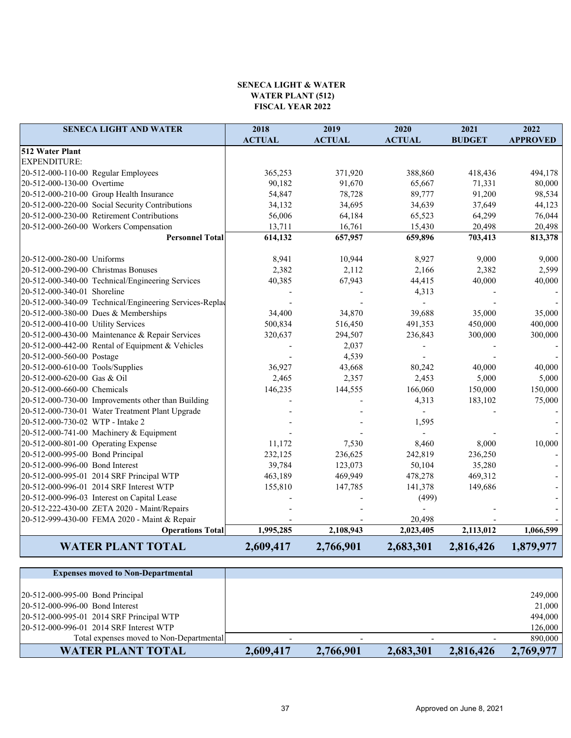**SENECA LIGHT & WATER**
**WATER PLANT (512)**
**FISCAL YEAR 2022**

| SENECA LIGHT AND WATER | 2018 ACTUAL | 2019 ACTUAL | 2020 ACTUAL | 2021 BUDGET | 2022 APPROVED |
|---|---|---|---|---|---|
| **512 Water Plant** | | | | | |
| EXPENDITURE: | | | | | |
| 20-512-000-110-00 Regular Employees | 365,253 | 371,920 | 388,860 | 418,436 | 494,178 |
| 20-512-000-130-00 Overtime | 90,182 | 91,670 | 65,667 | 71,331 | 80,000 |
| 20-512-000-210-00 Group Health Insurance | 54,847 | 78,728 | 89,777 | 91,200 | 98,534 |
| 20-512-000-220-00 Social Security Contributions | 34,132 | 34,695 | 34,639 | 37,649 | 44,123 |
| 20-512-000-230-00 Retirement Contributions | 56,006 | 64,184 | 65,523 | 64,299 | 76,044 |
| 20-512-000-260-00 Workers Compensation | 13,711 | 16,761 | 15,430 | 20,498 | 20,498 |
| **Personnel Total** | **614,132** | **657,957** | **659,896** | **703,413** | **813,378** |
| 20-512-000-280-00 Uniforms | 8,941 | 10,944 | 8,927 | 9,000 | 9,000 |
| 20-512-000-290-00 Christmas Bonuses | 2,382 | 2,112 | 2,166 | 2,382 | 2,599 |
| 20-512-000-340-00 Technical/Engineering Services | 40,385 | 67,943 | 44,415 | 40,000 | 40,000 |
| 20-512-000-340-01 Shoreline | - | - | 4,313 | - | - |
| 20-512-000-340-09 Technical/Engineering Services-Replac | - | - | - | - | - |
| 20-512-000-380-00 Dues & Memberships | 34,400 | 34,870 | 39,688 | 35,000 | 35,000 |
| 20-512-000-410-00 Utility Services | 500,834 | 516,450 | 491,353 | 450,000 | 400,000 |
| 20-512-000-430-00 Maintenance & Repair Services | 320,637 | 294,507 | 236,843 | 300,000 | 300,000 |
| 20-512-000-442-00 Rental of Equipment & Vehicles | - | 2,037 | - | - | - |
| 20-512-000-560-00 Postage | - | 4,539 | - | - | - |
| 20-512-000-610-00 Tools/Supplies | 36,927 | 43,668 | 80,242 | 40,000 | 40,000 |
| 20-512-000-620-00 Gas & Oil | 2,465 | 2,357 | 2,453 | 5,000 | 5,000 |
| 20-512-000-660-00 Chemicals | 146,235 | 144,555 | 166,060 | 150,000 | 150,000 |
| 20-512-000-730-00 Improvements other than Building | - | - | 4,313 | 183,102 | 75,000 |
| 20-512-000-730-01 Water Treatment Plant Upgrade | - | - | - | - | - |
| 20-512-000-730-02 WTP - Intake 2 | - | - | 1,595 | | - |
| 20-512-000-741-00 Machinery & Equipment | - | - | - | - | - |
| 20-512-000-801-00 Operating Expense | 11,172 | 7,530 | 8,460 | 8,000 | 10,000 |
| 20-512-000-995-00 Bond Principal | 232,125 | 236,625 | 242,819 | 236,250 | - |
| 20-512-000-996-00 Bond Interest | 39,784 | 123,073 | 50,104 | 35,280 | - |
| 20-512-000-995-01 2014 SRF Principal WTP | 463,189 | 469,949 | 478,278 | 469,312 | - |
| 20-512-000-996-01 2014 SRF Interest WTP | 155,810 | 147,785 | 141,378 | 149,686 | - |
| 20-512-000-996-03 Interest on Capital Lease | - | - | (499) | | - |
| 20-512-222-430-00 ZETA 2020 - Maint/Repairs | - | - | - | - | - |
| 20-512-999-430-00 FEMA 2020 - Maint & Repair | - | - | 20,498 | - | - |
| **Operations Total** | **1,995,285** | **2,108,943** | **2,023,405** | **2,113,012** | **1,066,599** |
| **WATER PLANT TOTAL** | **2,609,417** | **2,766,901** | **2,683,301** | **2,816,426** | **1,879,977** |

| Expenses moved to Non-Departmental | | | | | |
|---|---|---|---|---|---|
| 20-512-000-995-00 Bond Principal | | | | | 249,000 |
| 20-512-000-996-00 Bond Interest | | | | | 21,000 |
| 20-512-000-995-01 2014 SRF Principal WTP | | | | | 494,000 |
| 20-512-000-996-01 2014 SRF Interest WTP | | | | | 126,000 |
| Total expenses moved to Non-Departmental | - | - | - | - | 890,000 |
| **WATER PLANT TOTAL** | **2,609,417** | **2,766,901** | **2,683,301** | **2,816,426** | **2,769,977** |

Approved on June 8, 2021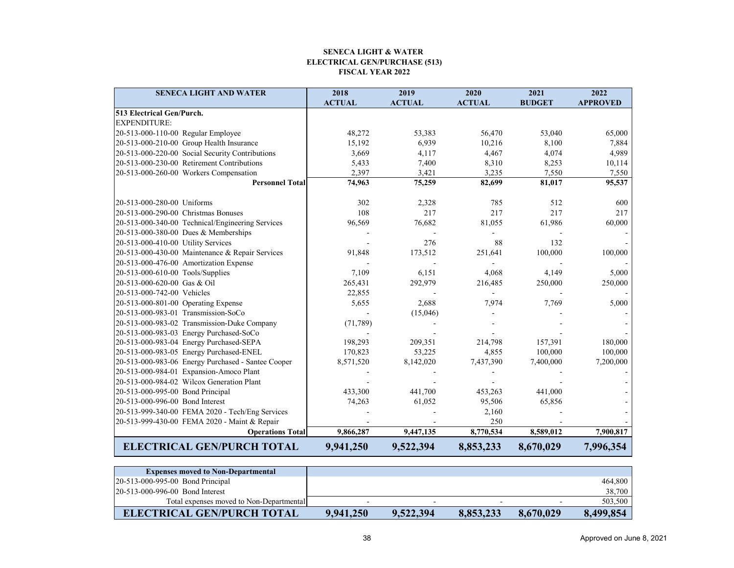**SENECA LIGHT & WATER**
**ELECTRICAL GEN/PURCHASE (513)**
**FISCAL YEAR 2022**

| SENECA LIGHT AND WATER | 2018 ACTUAL | 2019 ACTUAL | 2020 ACTUAL | 2021 BUDGET | 2022 APPROVED |
|---|---|---|---|---|---|
| **513 Electrical Gen/Purch.** | | | | | |
| EXPENDITURE: | | | | | |
| 20-513-000-110-00 Regular Employee | 48,272 | 53,383 | 56,470 | 53,040 | 65,000 |
| 20-513-000-210-00 Group Health Insurance | 15,192 | 6,939 | 10,216 | 8,100 | 7,884 |
| 20-513-000-220-00 Social Security Contributions | 3,669 | 4,117 | 4,467 | 4,074 | 4,989 |
| 20-513-000-230-00 Retirement Contributions | 5,433 | 7,400 | 8,310 | 8,253 | 10,114 |
| 20-513-000-260-00 Workers Compensation | 2,397 | 3,421 | 3,235 | 7,550 | 7,550 |
| **Personnel Total** | **74,963** | **75,259** | **82,699** | **81,017** | **95,537** |
| | | | | | |
| 20-513-000-280-00 Uniforms | 302 | 2,328 | 785 | 512 | 600 |
| 20-513-000-290-00 Christmas Bonuses | 108 | 217 | 217 | 217 | 217 |
| 20-513-000-340-00 Technical/Engineering Services | 96,569 | 76,682 | 81,055 | 61,986 | 60,000 |
| 20-513-000-380-00 Dues & Memberships | - | - | - | - | - |
| 20-513-000-410-00 Utility Services | - | 276 | 88 | 132 | - |
| 20-513-000-430-00 Maintenance & Repair Services | 91,848 | 173,512 | 251,641 | 100,000 | 100,000 |
| 20-513-000-476-00 Amortization Expense | - | - | - | - | - |
| 20-513-000-610-00 Tools/Supplies | 7,109 | 6,151 | 4,068 | 4,149 | 5,000 |
| 20-513-000-620-00 Gas & Oil | 265,431 | 292,979 | 216,485 | 250,000 | 250,000 |
| 20-513-000-742-00 Vehicles | 22,855 | - | - | - | - |
| 20-513-000-801-00 Operating Expense | 5,655 | 2,688 | 7,974 | 7,769 | 5,000 |
| 20-513-000-983-01 Transmission-SoCo | - | (15,046) | - | - | - |
| 20-513-000-983-02 Transmission-Duke Company | (71,789) | - | - | - | - |
| 20-513-000-983-03 Energy Purchased-SoCo | - | - | - | - | - |
| 20-513-000-983-04 Energy Purchased-SEPA | 198,293 | 209,351 | 214,798 | 157,391 | 180,000 |
| 20-513-000-983-05 Energy Purchased-ENEL | 170,823 | 53,225 | 4,855 | 100,000 | 100,000 |
| 20-513-000-983-06 Energy Purchased - Santee Cooper | 8,571,520 | 8,142,020 | 7,437,390 | 7,400,000 | 7,200,000 |
| 20-513-000-984-01 Expansion-Amoco Plant | - | - | - | - | - |
| 20-513-000-984-02 Wilcox Generation Plant | - | - | - | - | - |
| 20-513-000-995-00 Bond Principal | 433,300 | 441,700 | 453,263 | 441,000 | - |
| 20-513-000-996-00 Bond Interest | 74,263 | 61,052 | 95,506 | 65,856 | - |
| 20-513-999-340-00 FEMA 2020 - Tech/Eng Services | - | - | 2,160 | - | - |
| 20-513-999-430-00 FEMA 2020 - Maint & Repair | - | - | 250 | - | - |
| **Operations Total** | **9,866,287** | **9,447,135** | **8,770,534** | **8,589,012** | **7,900,817** |
| **ELECTRICAL GEN/PURCH TOTAL** | **9,941,250** | **9,522,394** | **8,853,233** | **8,670,029** | **7,996,354** |

| Expenses moved to Non-Departmental | | | | | |
|---|---|---|---|---|---|
| 20-513-000-995-00 Bond Principal | | | | | 464,800 |
| 20-513-000-996-00 Bond Interest | | | | | 38,700 |
| Total expenses moved to Non-Departmental | - | - | - | - | 503,500 |
| **ELECTRICAL GEN/PURCH TOTAL** | **9,941,250** | **9,522,394** | **8,853,233** | **8,670,029** | **8,499,854** |

Approved on June 8, 2021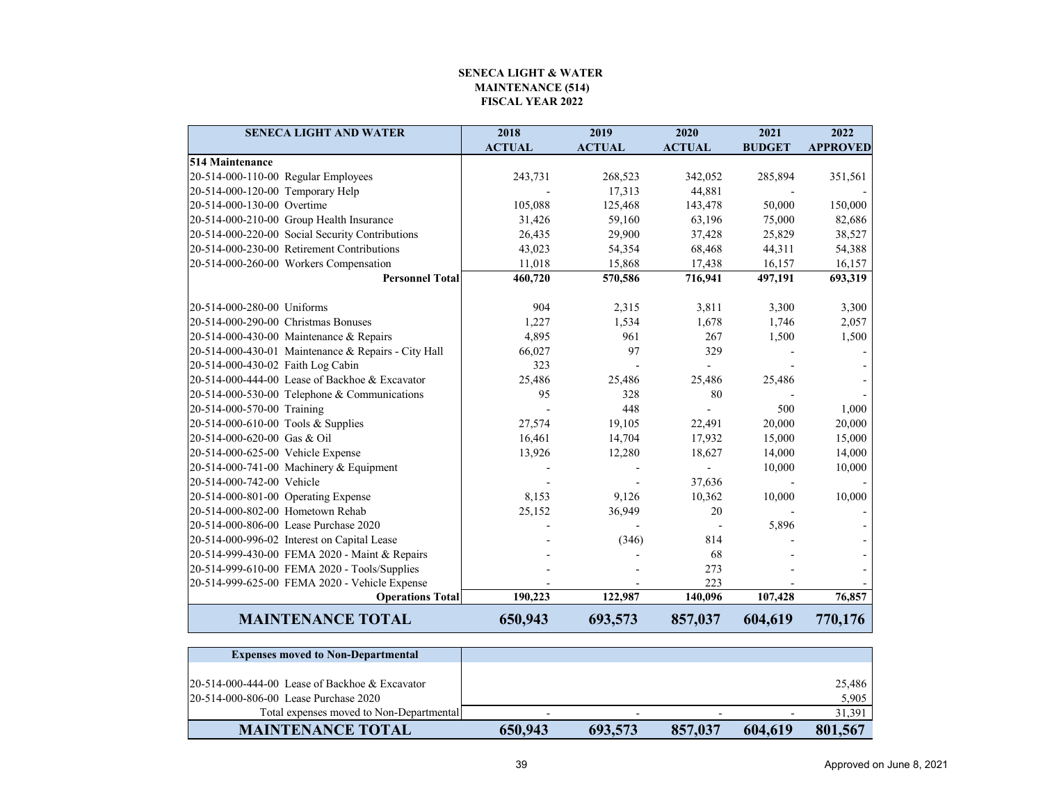**SENECA LIGHT & WATER**
**MAINTENANCE (514)**
**FISCAL YEAR 2022**

| SENECA LIGHT AND WATER | 2018 ACTUAL | 2019 ACTUAL | 2020 ACTUAL | 2021 BUDGET | 2022 APPROVED |
|---|---|---|---|---|---|
| **514 Maintenance** | | | | | |
| 20-514-000-110-00 Regular Employees | 243,731 | 268,523 | 342,052 | 285,894 | 351,561 |
| 20-514-000-120-00 Temporary Help | - | 17,313 | 44,881 | - | - |
| 20-514-000-130-00 Overtime | 105,088 | 125,468 | 143,478 | 50,000 | 150,000 |
| 20-514-000-210-00 Group Health Insurance | 31,426 | 59,160 | 63,196 | 75,000 | 82,686 |
| 20-514-000-220-00 Social Security Contributions | 26,435 | 29,900 | 37,428 | 25,829 | 38,527 |
| 20-514-000-230-00 Retirement Contributions | 43,023 | 54,354 | 68,468 | 44,311 | 54,388 |
| 20-514-000-260-00 Workers Compensation | 11,018 | 15,868 | 17,438 | 16,157 | 16,157 |
| **Personnel Total** | **460,720** | **570,586** | **716,941** | **497,191** | **693,319** |
| | | | | | |
| 20-514-000-280-00 Uniforms | 904 | 2,315 | 3,811 | 3,300 | 3,300 |
| 20-514-000-290-00 Christmas Bonuses | 1,227 | 1,534 | 1,678 | 1,746 | 2,057 |
| 20-514-000-430-00 Maintenance & Repairs | 4,895 | 961 | 267 | 1,500 | 1,500 |
| 20-514-000-430-01 Maintenance & Repairs - City Hall | 66,027 | 97 | 329 | - | - |
| 20-514-000-430-02 Faith Log Cabin | 323 | - | - | - | - |
| 20-514-000-444-00 Lease of Backhoe & Excavator | 25,486 | 25,486 | 25,486 | 25,486 | - |
| 20-514-000-530-00 Telephone & Communications | 95 | 328 | 80 | - | - |
| 20-514-000-570-00 Training | - | 448 | - | 500 | 1,000 |
| 20-514-000-610-00 Tools & Supplies | 27,574 | 19,105 | 22,491 | 20,000 | 20,000 |
| 20-514-000-620-00 Gas & Oil | 16,461 | 14,704 | 17,932 | 15,000 | 15,000 |
| 20-514-000-625-00 Vehicle Expense | 13,926 | 12,280 | 18,627 | 14,000 | 14,000 |
| 20-514-000-741-00 Machinery & Equipment | - | - | - | 10,000 | 10,000 |
| 20-514-000-742-00 Vehicle | - | - | 37,636 | - | - |
| 20-514-000-801-00 Operating Expense | 8,153 | 9,126 | 10,362 | 10,000 | 10,000 |
| 20-514-000-802-00 Hometown Rehab | 25,152 | 36,949 | 20 | - | - |
| 20-514-000-806-00 Lease Purchase 2020 | - | - | - | 5,896 | - |
| 20-514-000-996-02 Interest on Capital Lease | - | (346) | 814 | - | - |
| 20-514-999-430-00 FEMA 2020 - Maint & Repairs | - | - | 68 | - | - |
| 20-514-999-610-00 FEMA 2020 - Tools/Supplies | - | - | 273 | - | - |
| 20-514-999-625-00 FEMA 2020 - Vehicle Expense | - | - | 223 | - | - |
| **Operations Total** | **190,223** | **122,987** | **140,096** | **107,428** | **76,857** |
| **MAINTENANCE TOTAL** | **650,943** | **693,573** | **857,037** | **604,619** | **770,176** |

| **Expenses moved to Non-Departmental** | | | | | |
|---|---|---|---|---|---|
| 20-514-000-444-00 Lease of Backhoe & Excavator | | | | | 25,486 |
| 20-514-000-806-00 Lease Purchase 2020 | | | | | 5,905 |
| Total expenses moved to Non-Departmental | - | - | - | - | 31,391 |
| **MAINTENANCE TOTAL** | **650,943** | **693,573** | **857,037** | **604,619** | **801,567** |

Approved on June 8, 2021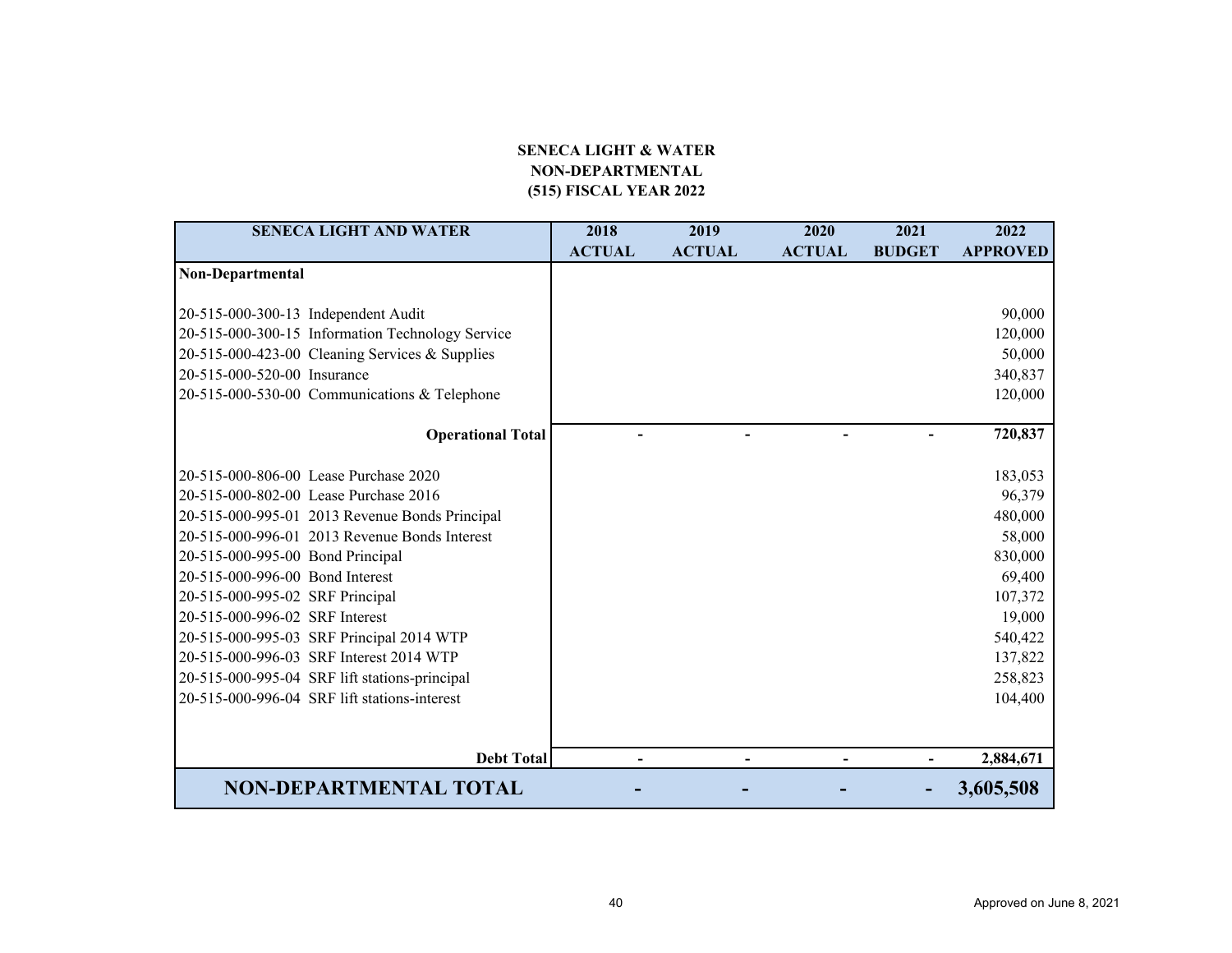**SENECA LIGHT & WATER**
**NON-DEPARTMENTAL**
**(515) FISCAL YEAR 2022**

| SENECA LIGHT AND WATER | 2018 ACTUAL | 2019 ACTUAL | 2020 ACTUAL | 2021 BUDGET | 2022 APPROVED |
|---|---|---|---|---|---|
| **Non-Departmental** | | | | | |
| 20-515-000-300-13 Independent Audit | | | | | 90,000 |
| 20-515-000-300-15 Information Technology Service | | | | | 120,000 |
| 20-515-000-423-00 Cleaning Services & Supplies | | | | | 50,000 |
| 20-515-000-520-00 Insurance | | | | | 340,837 |
| 20-515-000-530-00 Communications & Telephone | | | | | 120,000 |
| **Operational Total** | - | - | - | - | **720,837** |
| 20-515-000-806-00 Lease Purchase 2020 | | | | | 183,053 |
| 20-515-000-802-00 Lease Purchase 2016 | | | | | 96,379 |
| 20-515-000-995-01 2013 Revenue Bonds Principal | | | | | 480,000 |
| 20-515-000-996-01 2013 Revenue Bonds Interest | | | | | 58,000 |
| 20-515-000-995-00 Bond Principal | | | | | 830,000 |
| 20-515-000-996-00 Bond Interest | | | | | 69,400 |
| 20-515-000-995-02 SRF Principal | | | | | 107,372 |
| 20-515-000-996-02 SRF Interest | | | | | 19,000 |
| 20-515-000-995-03 SRF Principal 2014 WTP | | | | | 540,422 |
| 20-515-000-996-03 SRF Interest 2014 WTP | | | | | 137,822 |
| 20-515-000-995-04 SRF lift stations-principal | | | | | 258,823 |
| 20-515-000-996-04 SRF lift stations-interest | | | | | 104,400 |
| **Debt Total** | - | - | - | - | **2,884,671** |
| **NON-DEPARTMENTAL TOTAL** | **-** | **-** | **-** | **-** | **3,605,508** |

Approved on June 8, 2021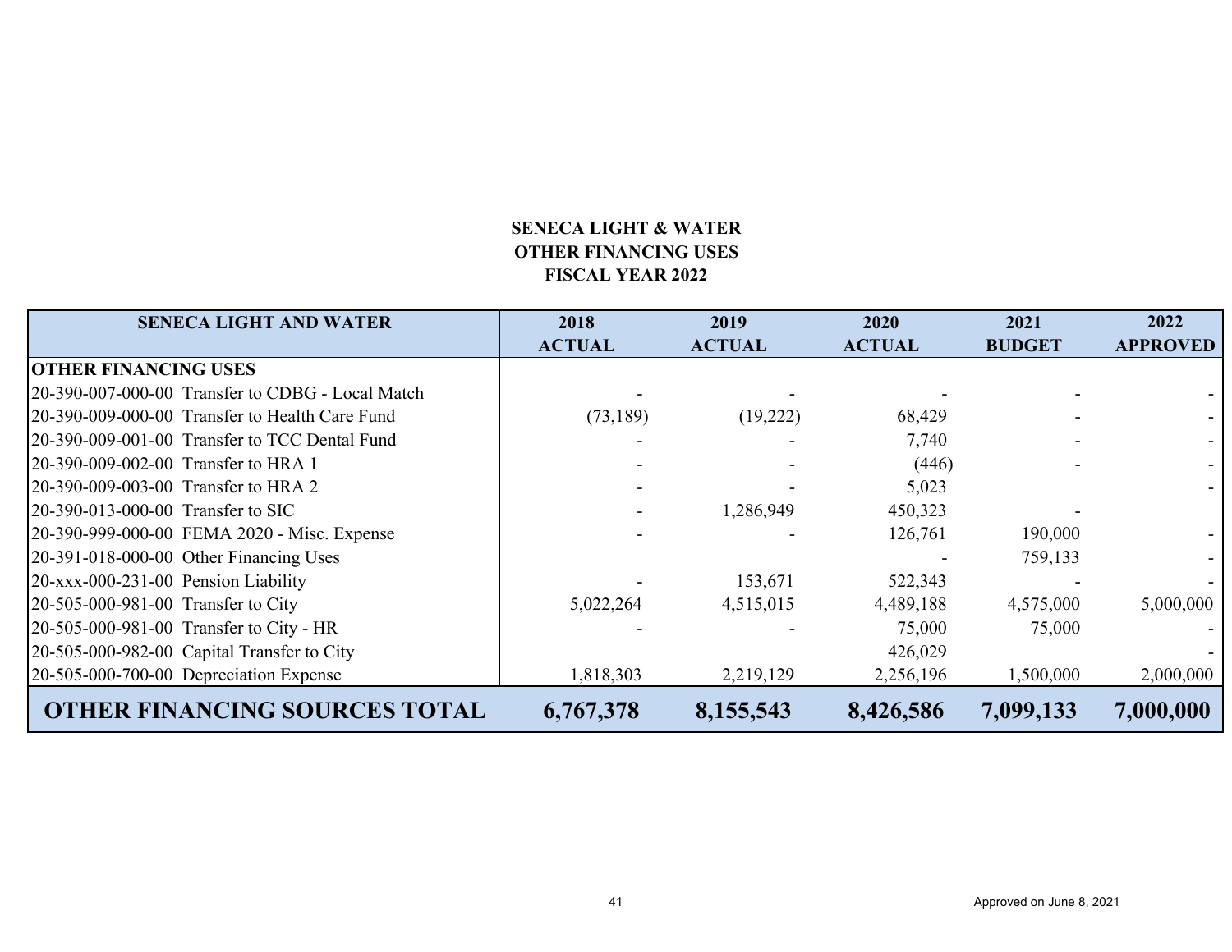**SENECA LIGHT & WATER**
**OTHER FINANCING USES**
**FISCAL YEAR 2022**

| SENECA LIGHT AND WATER | 2018 ACTUAL | 2019 ACTUAL | 2020 ACTUAL | 2021 BUDGET | 2022 APPROVED |
|---|---|---|---|---|---|
| **OTHER FINANCING USES** | | | | | |
| 20-390-007-000-00 Transfer to CDBG - Local Match | - | - | - | - | - |
| 20-390-009-000-00 Transfer to Health Care Fund | (73,189) | (19,222) | 68,429 | - | - |
| 20-390-009-001-00 Transfer to TCC Dental Fund | - | - | 7,740 | - | - |
| 20-390-009-002-00 Transfer to HRA 1 | - | - | (446) | - | - |
| 20-390-009-003-00 Transfer to HRA 2 | - | - | 5,023 | | - |
| 20-390-013-000-00 Transfer to SIC | - | 1,286,949 | 450,323 | - | |
| 20-390-999-000-00 FEMA 2020 - Misc. Expense | - | - | 126,761 | 190,000 | - |
| 20-391-018-000-00 Other Financing Uses | | | - | 759,133 | - |
| 20-xxx-000-231-00 Pension Liability | - | 153,671 | 522,343 | - | - |
| 20-505-000-981-00 Transfer to City | 5,022,264 | 4,515,015 | 4,489,188 | 4,575,000 | 5,000,000 |
| 20-505-000-981-00 Transfer to City - HR | - | - | 75,000 | 75,000 | - |
| 20-505-000-982-00 Capital Transfer to City | | | 426,029 | | - |
| 20-505-000-700-00 Depreciation Expense | 1,818,303 | 2,219,129 | 2,256,196 | 1,500,000 | 2,000,000 |
| **OTHER FINANCING SOURCES TOTAL** | **6,767,378** | **8,155,543** | **8,426,586** | **7,099,133** | **7,000,000** |

Approved on June 8, 2021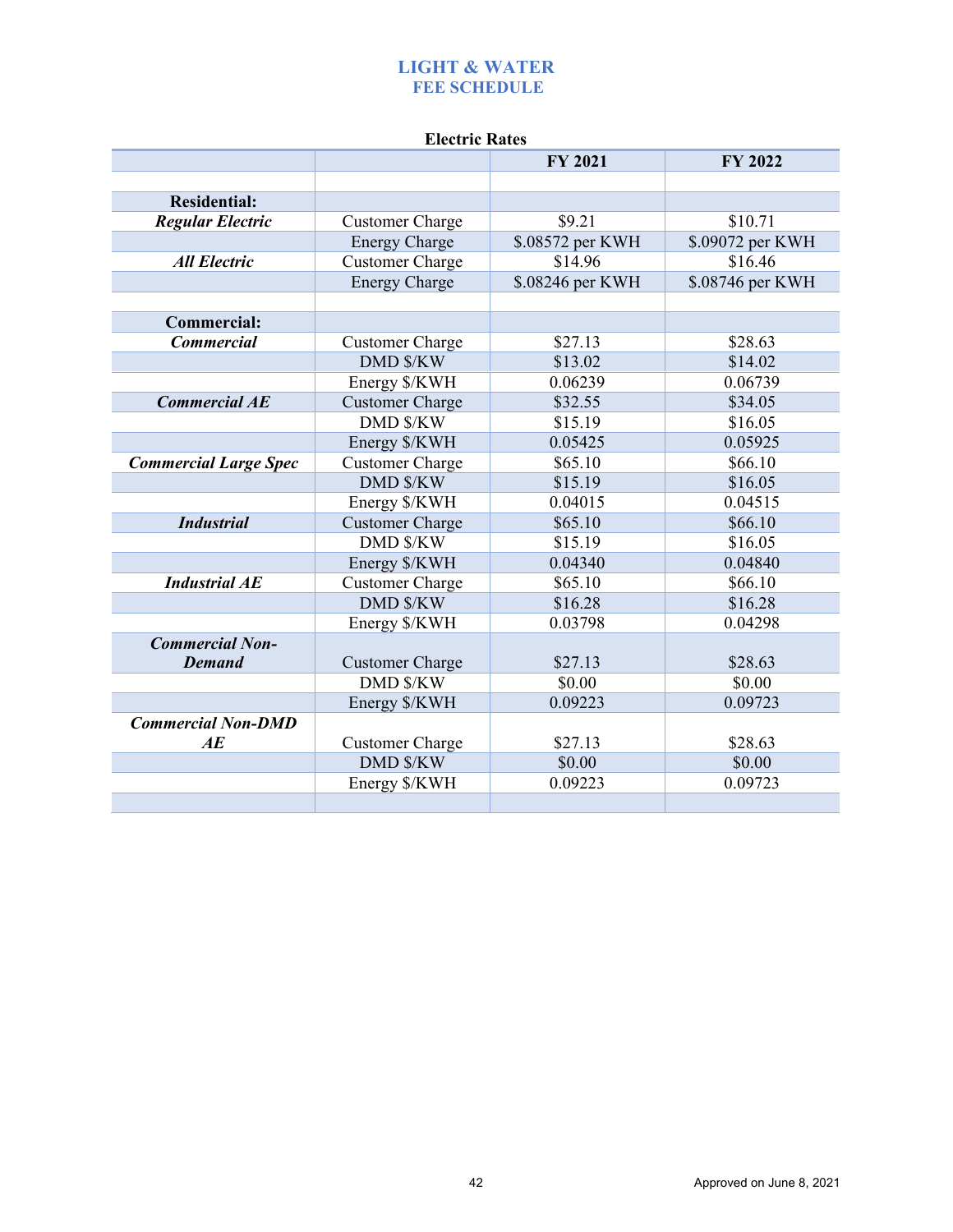# LIGHT & WATER
## FEE SCHEDULE

**Electric Rates**

| | | FY 2021 | FY 2022 |
|---|---|---|---|
| | | | |
| **Residential:** | | | |
| ***Regular Electric*** | Customer Charge | $9.21 | $10.71 |
| | Energy Charge | $.08572 per KWH | $.09072 per KWH |
| ***All Electric*** | Customer Charge | $14.96 | $16.46 |
| | Energy Charge | $.08246 per KWH | $.08746 per KWH |
| | | | |
| **Commercial:** | | | |
| ***Commercial*** | Customer Charge | $27.13 | $28.63 |
| | DMD $/KW | $13.02 | $14.02 |
| | Energy $/KWH | 0.06239 | 0.06739 |
| ***Commercial AE*** | Customer Charge | $32.55 | $34.05 |
| | DMD $/KW | $15.19 | $16.05 |
| | Energy $/KWH | 0.05425 | 0.05925 |
| ***Commercial Large Spec*** | Customer Charge | $65.10 | $66.10 |
| | DMD $/KW | $15.19 | $16.05 |
| | Energy $/KWH | 0.04015 | 0.04515 |
| ***Industrial*** | Customer Charge | $65.10 | $66.10 |
| | DMD $/KW | $15.19 | $16.05 |
| | Energy $/KWH | 0.04340 | 0.04840 |
| ***Industrial AE*** | Customer Charge | $65.10 | $66.10 |
| | DMD $/KW | $16.28 | $16.28 |
| | Energy $/KWH | 0.03798 | 0.04298 |
| ***Commercial Non-Demand*** | Customer Charge | $27.13 | $28.63 |
| | DMD $/KW | $0.00 | $0.00 |
| | Energy $/KWH | 0.09223 | 0.09723 |
| ***Commercial Non-DMD AE*** | Customer Charge | $27.13 | $28.63 |
| | DMD $/KW | $0.00 | $0.00 |
| | Energy $/KWH | 0.09223 | 0.09723 |
| | | | |

Approved on June 8, 2021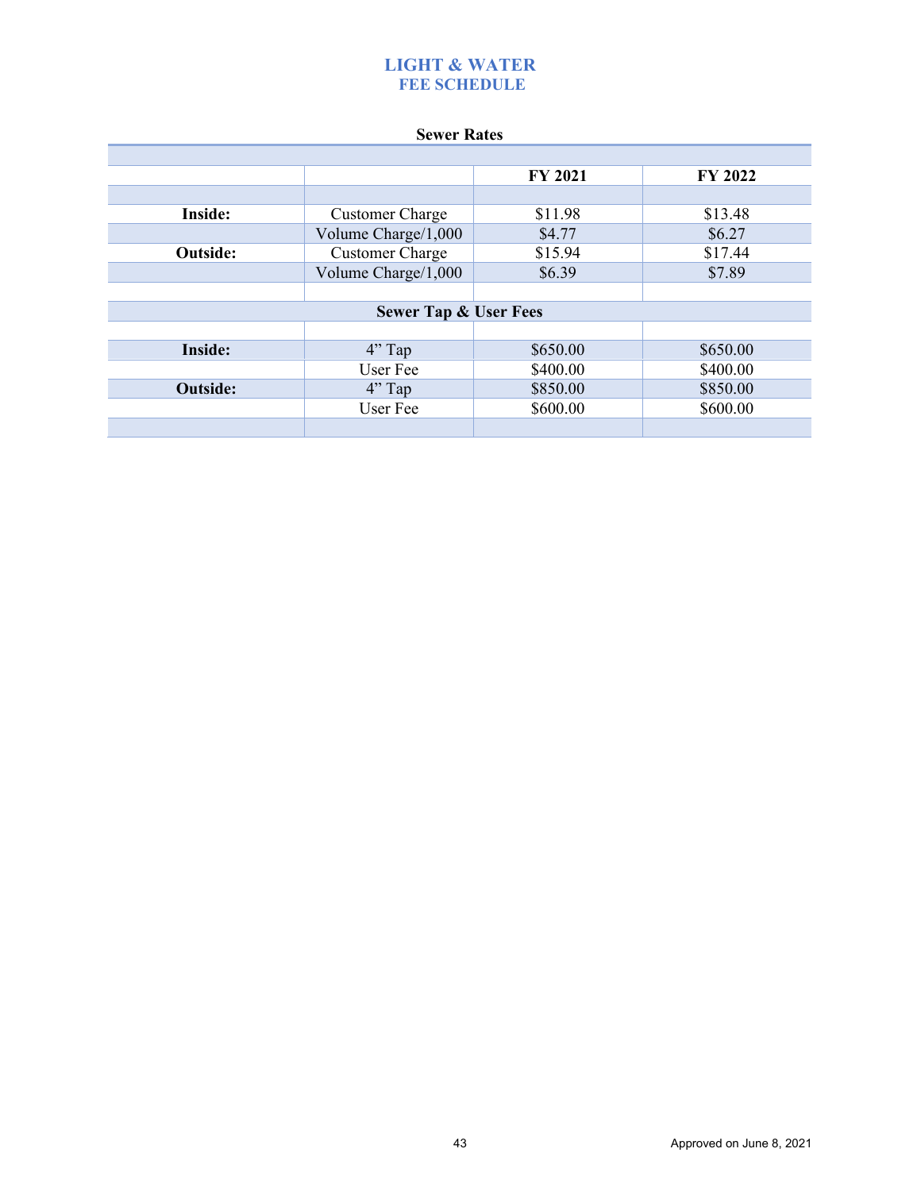# LIGHT & WATER
## FEE SCHEDULE

### Sewer Rates

| | | FY 2021 | FY 2022 |
|---|---|---|---|
| **Inside:** | Customer Charge | $11.98 | $13.48 |
| | Volume Charge/1,000 | $4.77 | $6.27 |
| **Outside:** | Customer Charge | $15.94 | $17.44 |
| | Volume Charge/1,000 | $6.39 | $7.89 |
| | **Sewer Tap & User Fees** | | |
| **Inside:** | 4" Tap | $650.00 | $650.00 |
| | User Fee | $400.00 | $400.00 |
| **Outside:** | 4" Tap | $850.00 | $850.00 |
| | User Fee | $600.00 | $600.00 |

Approved on June 8, 2021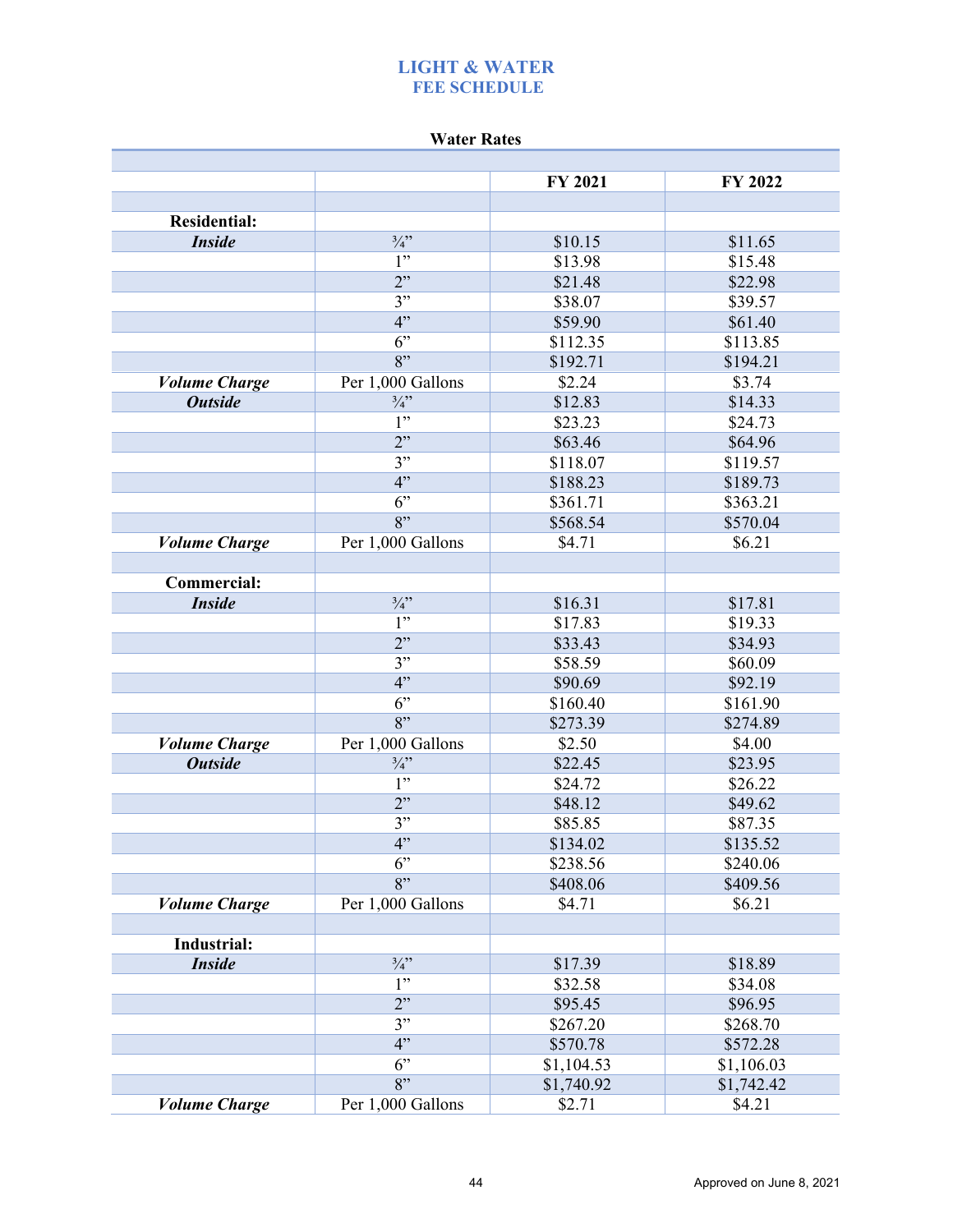# LIGHT & WATER
## FEE SCHEDULE

### Water Rates

| | | FY 2021 | FY 2022 |
|---|---|---|---|
| **Residential:** | | | |
| ***Inside*** | ¾" | $10.15 | $11.65 |
| | 1" | $13.98 | $15.48 |
| | 2" | $21.48 | $22.98 |
| | 3" | $38.07 | $39.57 |
| | 4" | $59.90 | $61.40 |
| | 6" | $112.35 | $113.85 |
| | 8" | $192.71 | $194.21 |
| ***Volume Charge*** | Per 1,000 Gallons | $2.24 | $3.74 |
| ***Outside*** | ¾" | $12.83 | $14.33 |
| | 1" | $23.23 | $24.73 |
| | 2" | $63.46 | $64.96 |
| | 3" | $118.07 | $119.57 |
| | 4" | $188.23 | $189.73 |
| | 6" | $361.71 | $363.21 |
| | 8" | $568.54 | $570.04 |
| ***Volume Charge*** | Per 1,000 Gallons | $4.71 | $6.21 |
| | | | |
| **Commercial:** | | | |
| ***Inside*** | ¾" | $16.31 | $17.81 |
| | 1" | $17.83 | $19.33 |
| | 2" | $33.43 | $34.93 |
| | 3" | $58.59 | $60.09 |
| | 4" | $90.69 | $92.19 |
| | 6" | $160.40 | $161.90 |
| | 8" | $273.39 | $274.89 |
| ***Volume Charge*** | Per 1,000 Gallons | $2.50 | $4.00 |
| ***Outside*** | ¾" | $22.45 | $23.95 |
| | 1" | $24.72 | $26.22 |
| | 2" | $48.12 | $49.62 |
| | 3" | $85.85 | $87.35 |
| | 4" | $134.02 | $135.52 |
| | 6" | $238.56 | $240.06 |
| | 8" | $408.06 | $409.56 |
| ***Volume Charge*** | Per 1,000 Gallons | $4.71 | $6.21 |
| | | | |
| **Industrial:** | | | |
| ***Inside*** | ¾" | $17.39 | $18.89 |
| | 1" | $32.58 | $34.08 |
| | 2" | $95.45 | $96.95 |
| | 3" | $267.20 | $268.70 |
| | 4" | $570.78 | $572.28 |
| | 6" | $1,104.53 | $1,106.03 |
| | 8" | $1,740.92 | $1,742.42 |
| ***Volume Charge*** | Per 1,000 Gallons | $2.71 | $4.21 |

Approved on June 8, 2021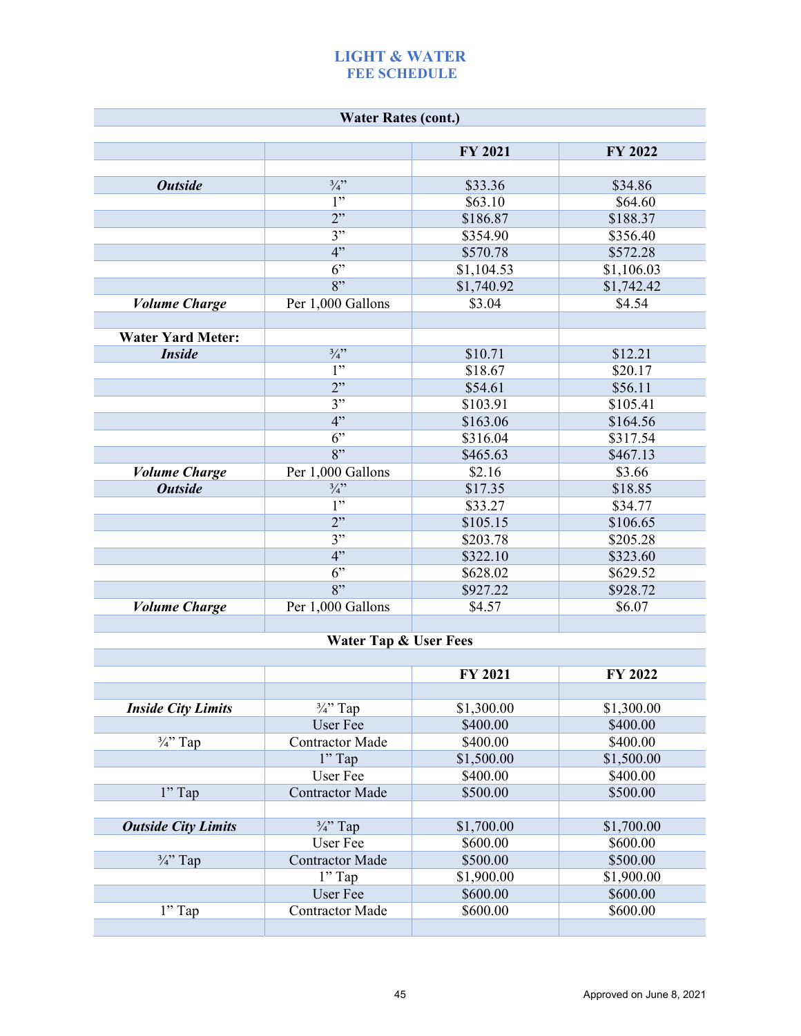# LIGHT & WATER
## FEE SCHEDULE

| Water Rates (cont.) | | | |
|---|---|---|---|
| | | **FY 2021** | **FY 2022** |
| | | | |
| ***Outside*** | ¾” | $33.36 | $34.86 |
| | 1” | $63.10 | $64.60 |
| | 2” | $186.87 | $188.37 |
| | 3” | $354.90 | $356.40 |
| | 4” | $570.78 | $572.28 |
| | 6” | $1,104.53 | $1,106.03 |
| | 8” | $1,740.92 | $1,742.42 |
| ***Volume Charge*** | Per 1,000 Gallons | $3.04 | $4.54 |
| | | | |
| **Water Yard Meter:** | | | |
| ***Inside*** | ¾” | $10.71 | $12.21 |
| | 1” | $18.67 | $20.17 |
| | 2” | $54.61 | $56.11 |
| | 3” | $103.91 | $105.41 |
| | 4” | $163.06 | $164.56 |
| | 6” | $316.04 | $317.54 |
| | 8” | $465.63 | $467.13 |
| ***Volume Charge*** | Per 1,000 Gallons | $2.16 | $3.66 |
| ***Outside*** | ¾” | $17.35 | $18.85 |
| | 1” | $33.27 | $34.77 |
| | 2” | $105.15 | $106.65 |
| | 3” | $203.78 | $205.28 |
| | 4” | $322.10 | $323.60 |
| | 6” | $628.02 | $629.52 |
| | 8” | $927.22 | $928.72 |
| ***Volume Charge*** | Per 1,000 Gallons | $4.57 | $6.07 |

| Water Tap & User Fees | | | |
|---|---|---|---|
| | | **FY 2021** | **FY 2022** |
| | | | |
| ***Inside City Limits*** | ¾” Tap | $1,300.00 | $1,300.00 |
| | User Fee | $400.00 | $400.00 |
| ¾” Tap | Contractor Made | $400.00 | $400.00 |
| | 1” Tap | $1,500.00 | $1,500.00 |
| | User Fee | $400.00 | $400.00 |
| 1” Tap | Contractor Made | $500.00 | $500.00 |
| | | | |
| ***Outside City Limits*** | ¾” Tap | $1,700.00 | $1,700.00 |
| | User Fee | $600.00 | $600.00 |
| ¾” Tap | Contractor Made | $500.00 | $500.00 |
| | 1” Tap | $1,900.00 | $1,900.00 |
| | User Fee | $600.00 | $600.00 |
| 1” Tap | Contractor Made | $600.00 | $600.00 |

Approved on June 8, 2021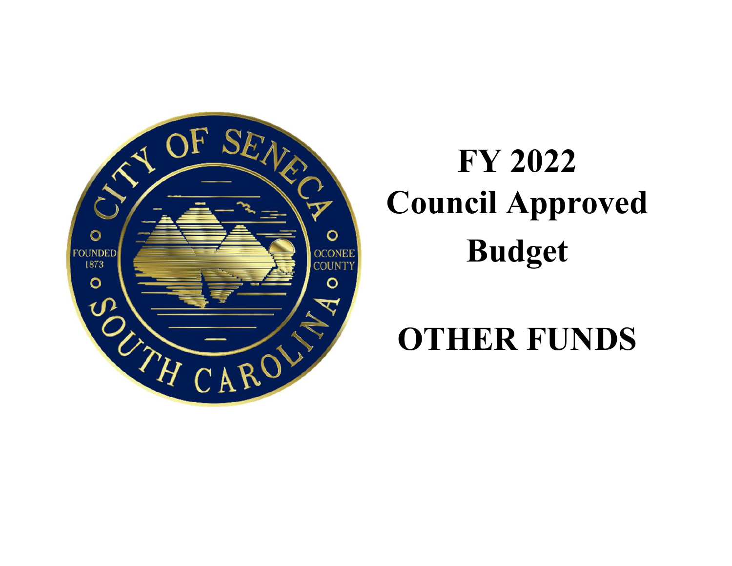# FY 2022 Council Approved Budget

# OTHER FUNDS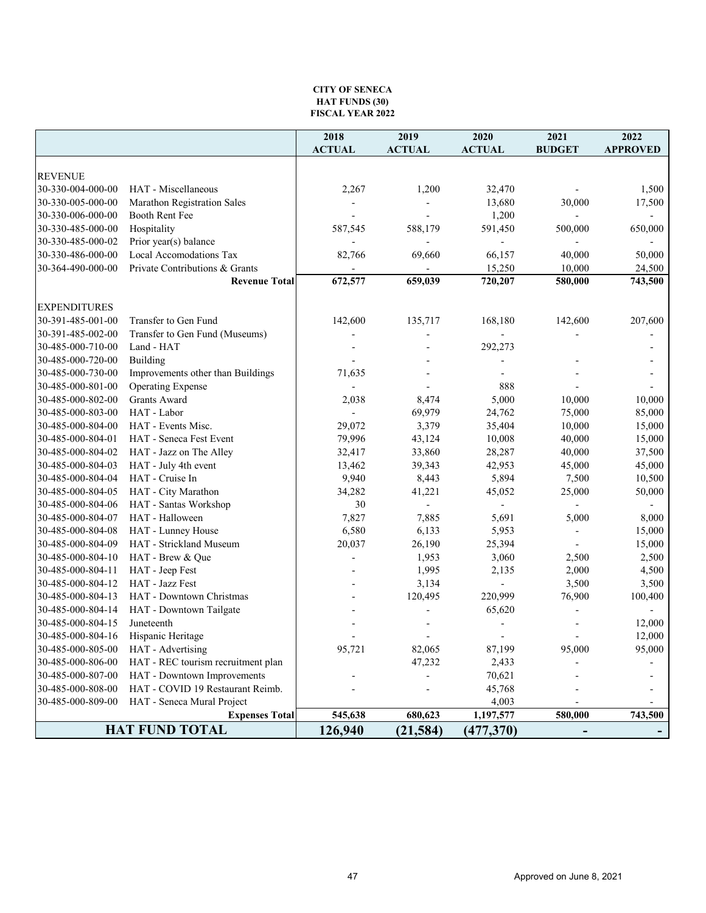**CITY OF SENECA**
**HAT FUNDS (30)**
**FISCAL YEAR 2022**

| | | 2018 ACTUAL | 2019 ACTUAL | 2020 ACTUAL | 2021 BUDGET | 2022 APPROVED |
|---|---|---|---|---|---|---|
| REVENUE | | | | | | |
| 30-330-004-000-00 | HAT - Miscellaneous | 2,267 | 1,200 | 32,470 | - | 1,500 |
| 30-330-005-000-00 | Marathon Registration Sales | - | - | 13,680 | 30,000 | 17,500 |
| 30-330-006-000-00 | Booth Rent Fee | - | - | 1,200 | - | - |
| 30-330-485-000-00 | Hospitality | 587,545 | 588,179 | 591,450 | 500,000 | 650,000 |
| 30-330-485-000-02 | Prior year(s) balance | - | - | - | - | - |
| 30-330-486-000-00 | Local Accomodations Tax | 82,766 | 69,660 | 66,157 | 40,000 | 50,000 |
| 30-364-490-000-00 | Private Contributions & Grants | - | - | 15,250 | 10,000 | 24,500 |
| | **Revenue Total** | **672,577** | **659,039** | **720,207** | **580,000** | **743,500** |
| EXPENDITURES | | | | | | |
| 30-391-485-001-00 | Transfer to Gen Fund | 142,600 | 135,717 | 168,180 | 142,600 | 207,600 |
| 30-391-485-002-00 | Transfer to Gen Fund (Museums) | - | - | - | - | - |
| 30-485-000-710-00 | Land - HAT | - | - | 292,273 | | - |
| 30-485-000-720-00 | Building | - | - | - | - | - |
| 30-485-000-730-00 | Improvements other than Buildings | 71,635 | - | - | - | - |
| 30-485-000-801-00 | Operating Expense | - | - | 888 | - | - |
| 30-485-000-802-00 | Grants Award | 2,038 | 8,474 | 5,000 | 10,000 | 10,000 |
| 30-485-000-803-00 | HAT - Labor | - | 69,979 | 24,762 | 75,000 | 85,000 |
| 30-485-000-804-00 | HAT - Events Misc. | 29,072 | 3,379 | 35,404 | 10,000 | 15,000 |
| 30-485-000-804-01 | HAT - Seneca Fest Event | 79,996 | 43,124 | 10,008 | 40,000 | 15,000 |
| 30-485-000-804-02 | HAT - Jazz on The Alley | 32,417 | 33,860 | 28,287 | 40,000 | 37,500 |
| 30-485-000-804-03 | HAT - July 4th event | 13,462 | 39,343 | 42,953 | 45,000 | 45,000 |
| 30-485-000-804-04 | HAT - Cruise In | 9,940 | 8,443 | 5,894 | 7,500 | 10,500 |
| 30-485-000-804-05 | HAT - City Marathon | 34,282 | 41,221 | 45,052 | 25,000 | 50,000 |
| 30-485-000-804-06 | HAT - Santas Workshop | 30 | - | - | - | - |
| 30-485-000-804-07 | HAT - Halloween | 7,827 | 7,885 | 5,691 | 5,000 | 8,000 |
| 30-485-000-804-08 | HAT - Lunney House | 6,580 | 6,133 | 5,953 | - | 15,000 |
| 30-485-000-804-09 | HAT - Strickland Museum | 20,037 | 26,190 | 25,394 | - | 15,000 |
| 30-485-000-804-10 | HAT - Brew & Que | - | 1,953 | 3,060 | 2,500 | 2,500 |
| 30-485-000-804-11 | HAT - Jeep Fest | - | 1,995 | 2,135 | 2,000 | 4,500 |
| 30-485-000-804-12 | HAT - Jazz Fest | - | 3,134 | - | 3,500 | 3,500 |
| 30-485-000-804-13 | HAT - Downtown Christmas | - | 120,495 | 220,999 | 76,900 | 100,400 |
| 30-485-000-804-14 | HAT - Downtown Tailgate | - | - | 65,620 | - | - |
| 30-485-000-804-15 | Juneteenth | - | - | - | - | 12,000 |
| 30-485-000-804-16 | Hispanic Heritage | - | - | - | - | 12,000 |
| 30-485-000-805-00 | HAT - Advertising | 95,721 | 82,065 | 87,199 | 95,000 | 95,000 |
| 30-485-000-806-00 | HAT - REC tourism recruitment plan | | 47,232 | 2,433 | - | - |
| 30-485-000-807-00 | HAT - Downtown Improvements | - | - | 70,621 | - | - |
| 30-485-000-808-00 | HAT - COVID 19 Restaurant Reimb. | - | - | 45,768 | - | - |
| 30-485-000-809-00 | HAT - Seneca Mural Project | | | 4,003 | - | - |
| | **Expenses Total** | **545,638** | **680,623** | **1,197,577** | **580,000** | **743,500** |
| **HAT FUND TOTAL** | | **126,940** | **(21,584)** | **(477,370)** | **-** | **-** |

Approved on June 8, 2021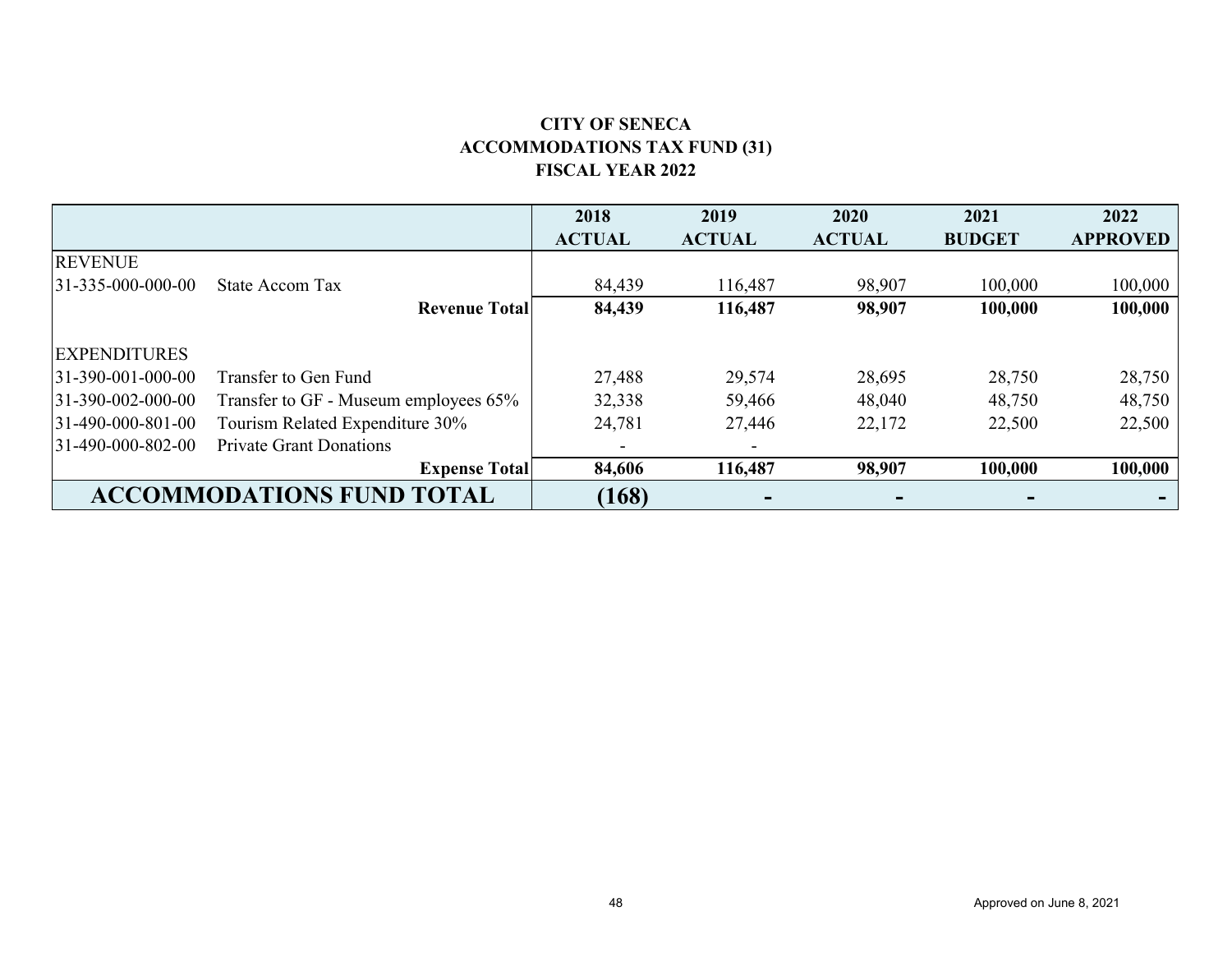**CITY OF SENECA**
**ACCOMMODATIONS TAX FUND (31)**
**FISCAL YEAR 2022**

| | | 2018 ACTUAL | 2019 ACTUAL | 2020 ACTUAL | 2021 BUDGET | 2022 APPROVED |
|---|---|---|---|---|---|---|
| REVENUE | | | | | | |
| 31-335-000-000-00 | State Accom Tax | 84,439 | 116,487 | 98,907 | 100,000 | 100,000 |
| | **Revenue Total** | **84,439** | **116,487** | **98,907** | **100,000** | **100,000** |
| EXPENDITURES | | | | | | |
| 31-390-001-000-00 | Transfer to Gen Fund | 27,488 | 29,574 | 28,695 | 28,750 | 28,750 |
| 31-390-002-000-00 | Transfer to GF - Museum employees 65% | 32,338 | 59,466 | 48,040 | 48,750 | 48,750 |
| 31-490-000-801-00 | Tourism Related Expenditure 30% | 24,781 | 27,446 | 22,172 | 22,500 | 22,500 |
| 31-490-000-802-00 | Private Grant Donations | - | - | | | |
| | **Expense Total** | **84,606** | **116,487** | **98,907** | **100,000** | **100,000** |
| **ACCOMMODATIONS FUND TOTAL** | | **(168)** | **-** | **-** | **-** | **-** |

Approved on June 8, 2021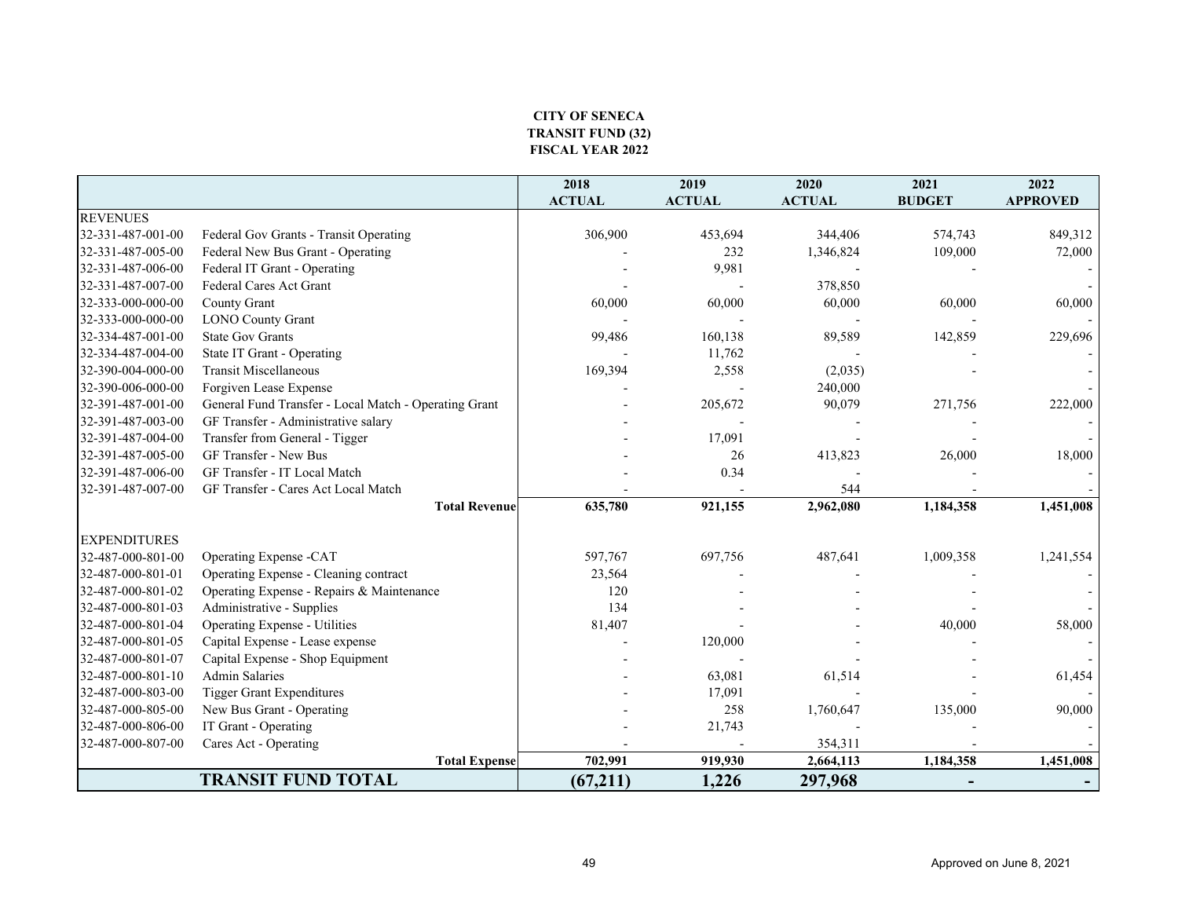**CITY OF SENECA**
**TRANSIT FUND (32)**
**FISCAL YEAR 2022**

| | | 2018 ACTUAL | 2019 ACTUAL | 2020 ACTUAL | 2021 BUDGET | 2022 APPROVED |
|---|---|---|---|---|---|---|
| REVENUES | | | | | | |
| 32-331-487-001-00 | Federal Gov Grants - Transit Operating | 306,900 | 453,694 | 344,406 | 574,743 | 849,312 |
| 32-331-487-005-00 | Federal New Bus Grant - Operating | - | 232 | 1,346,824 | 109,000 | 72,000 |
| 32-331-487-006-00 | Federal IT Grant - Operating | - | 9,981 | - | - | - |
| 32-331-487-007-00 | Federal Cares Act Grant | - | - | 378,850 | | - |
| 32-333-000-000-00 | County Grant | 60,000 | 60,000 | 60,000 | 60,000 | 60,000 |
| 32-333-000-000-00 | LONO County Grant | - | - | - | - | - |
| 32-334-487-001-00 | State Gov Grants | 99,486 | 160,138 | 89,589 | 142,859 | 229,696 |
| 32-334-487-004-00 | State IT Grant - Operating | - | 11,762 | - | - | - |
| 32-390-004-000-00 | Transit Miscellaneous | 169,394 | 2,558 | (2,035) | - | - |
| 32-390-006-000-00 | Forgiven Lease Expense | - | - | 240,000 | | - |
| 32-391-487-001-00 | General Fund Transfer - Local Match - Operating Grant | - | 205,672 | 90,079 | 271,756 | 222,000 |
| 32-391-487-003-00 | GF Transfer - Administrative salary | - | - | - | - | - |
| 32-391-487-004-00 | Transfer from General - Tigger | - | 17,091 | - | - | - |
| 32-391-487-005-00 | GF Transfer - New Bus | - | 26 | 413,823 | 26,000 | 18,000 |
| 32-391-487-006-00 | GF Transfer - IT Local Match | - | 0.34 | - | - | - |
| 32-391-487-007-00 | GF Transfer - Cares Act Local Match | - | - | 544 | - | - |
| | **Total Revenue** | **635,780** | **921,155** | **2,962,080** | **1,184,358** | **1,451,008** |
| EXPENDITURES | | | | | | |
| 32-487-000-801-00 | Operating Expense -CAT | 597,767 | 697,756 | 487,641 | 1,009,358 | 1,241,554 |
| 32-487-000-801-01 | Operating Expense - Cleaning contract | 23,564 | - | - | - | - |
| 32-487-000-801-02 | Operating Expense - Repairs & Maintenance | 120 | - | - | - | - |
| 32-487-000-801-03 | Administrative - Supplies | 134 | - | - | - | - |
| 32-487-000-801-04 | Operating Expense - Utilities | 81,407 | - | - | 40,000 | 58,000 |
| 32-487-000-801-05 | Capital Expense - Lease expense | - | 120,000 | - | - | - |
| 32-487-000-801-07 | Capital Expense - Shop Equipment | - | - | - | - | - |
| 32-487-000-801-10 | Admin Salaries | - | 63,081 | 61,514 | - | 61,454 |
| 32-487-000-803-00 | Tigger Grant Expenditures | - | 17,091 | - | - | - |
| 32-487-000-805-00 | New Bus Grant - Operating | - | 258 | 1,760,647 | 135,000 | 90,000 |
| 32-487-000-806-00 | IT Grant - Operating | - | 21,743 | - | - | - |
| 32-487-000-807-00 | Cares Act - Operating | - | - | 354,311 | - | - |
| | **Total Expense** | **702,991** | **919,930** | **2,664,113** | **1,184,358** | **1,451,008** |
| | **TRANSIT FUND TOTAL** | **(67,211)** | **1,226** | **297,968** | **-** | **-** |

Approved on June 8, 2021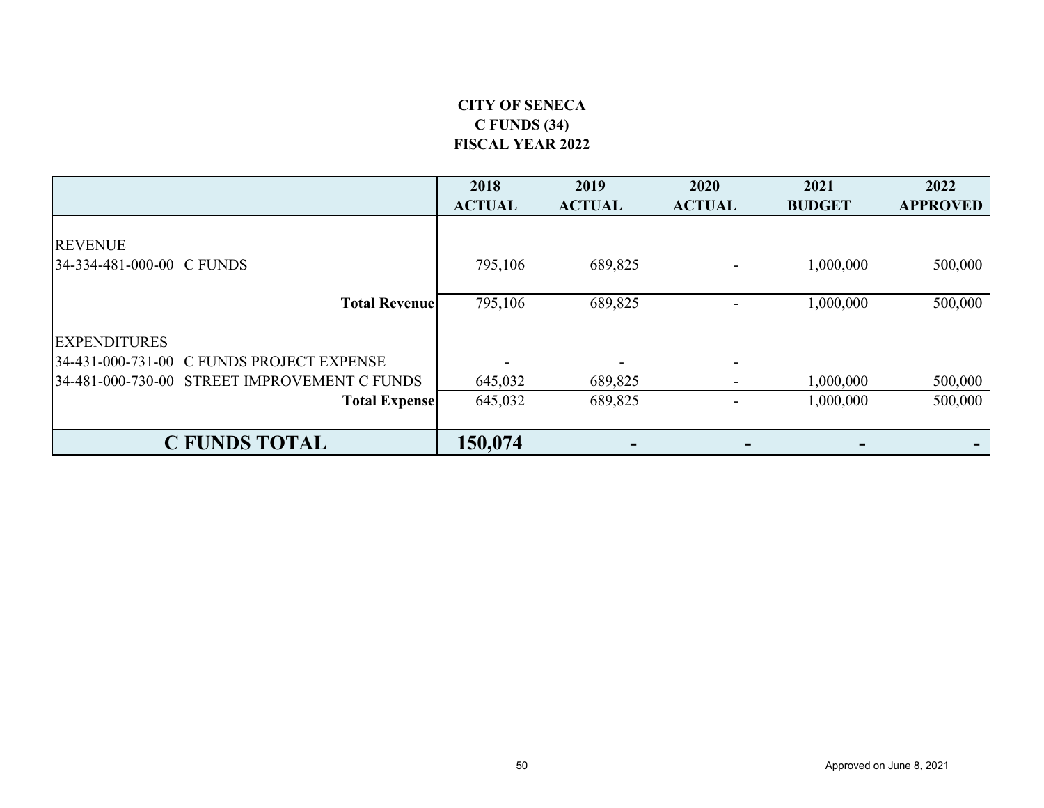# CITY OF SENECA
## C FUNDS (34)
## FISCAL YEAR 2022

| | 2018 ACTUAL | 2019 ACTUAL | 2020 ACTUAL | 2021 BUDGET | 2022 APPROVED |
|---|---|---|---|---|---|
| REVENUE | | | | | |
| 34-334-481-000-00 C FUNDS | 795,106 | 689,825 | - | 1,000,000 | 500,000 |
| **Total Revenue** | 795,106 | 689,825 | - | 1,000,000 | 500,000 |
| EXPENDITURES | | | | | |
| 34-431-000-731-00 C FUNDS PROJECT EXPENSE | - | - | - | | |
| 34-481-000-730-00 STREET IMPROVEMENT C FUNDS | 645,032 | 689,825 | - | 1,000,000 | 500,000 |
| **Total Expense** | 645,032 | 689,825 | - | 1,000,000 | 500,000 |
| **C FUNDS TOTAL** | **150,074** | **-** | **-** | **-** | **-** |

Approved on June 8, 2021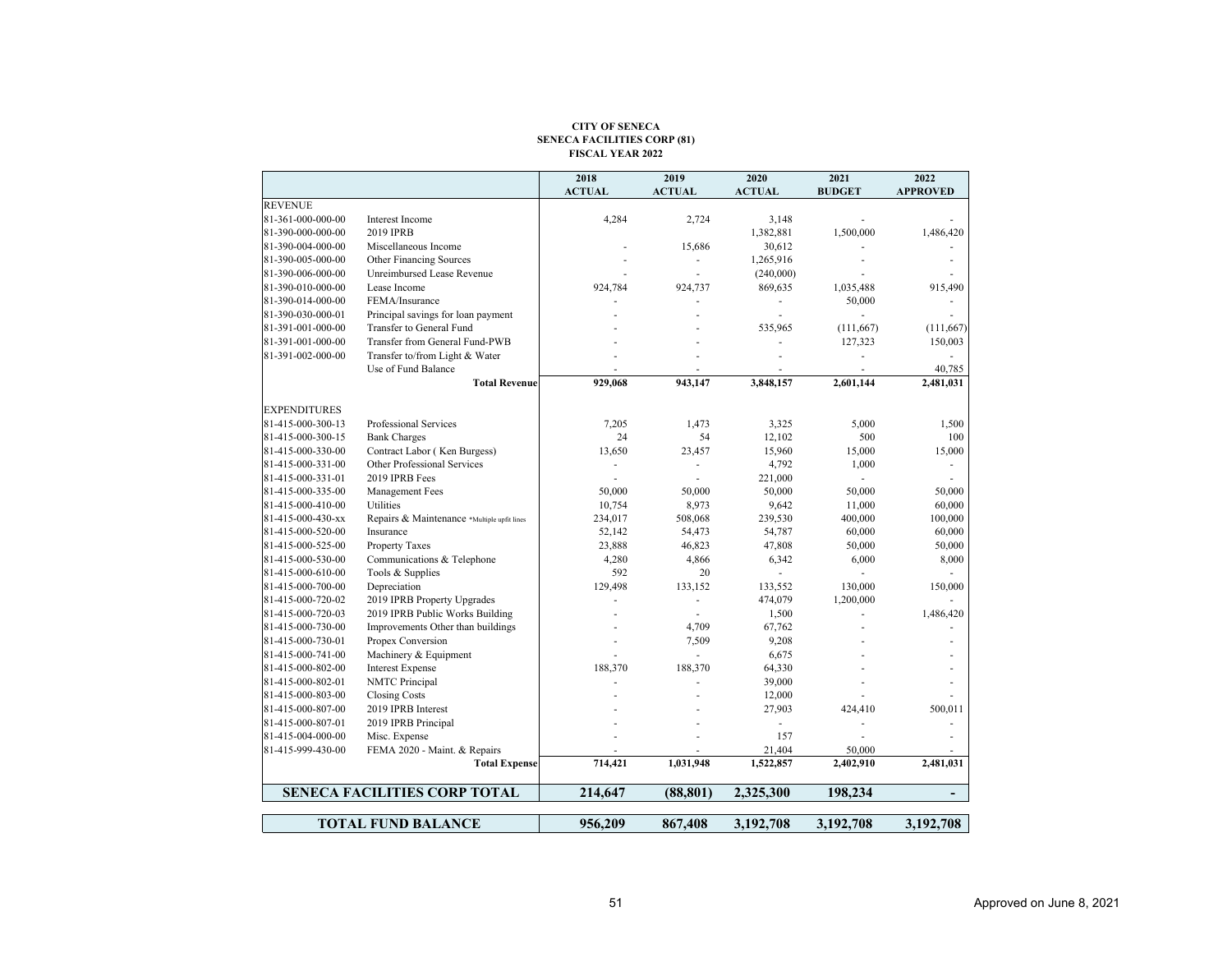**CITY OF SENECA**
**SENECA FACILITIES CORP (81)**
**FISCAL YEAR 2022**

| | | 2018 ACTUAL | 2019 ACTUAL | 2020 ACTUAL | 2021 BUDGET | 2022 APPROVED |
|---|---|---|---|---|---|---|
| REVENUE | | | | | | |
| 81-361-000-000-00 | Interest Income | 4,284 | 2,724 | 3,148 | - | - |
| 81-390-000-000-00 | 2019 IPRB | | | 1,382,881 | 1,500,000 | 1,486,420 |
| 81-390-004-000-00 | Miscellaneous Income | - | 15,686 | 30,612 | - | - |
| 81-390-005-000-00 | Other Financing Sources | - | - | 1,265,916 | - | - |
| 81-390-006-000-00 | Unreimbursed Lease Revenue | - | - | (240,000) | - | - |
| 81-390-010-000-00 | Lease Income | 924,784 | 924,737 | 869,635 | 1,035,488 | 915,490 |
| 81-390-014-000-00 | FEMA/Insurance | - | - | - | 50,000 | - |
| 81-390-030-000-01 | Principal savings for loan payment | - | - | - | - | - |
| 81-391-001-000-00 | Transfer to General Fund | - | - | 535,965 | (111,667) | (111,667) |
| 81-391-001-000-00 | Transfer from General Fund-PWB | - | - | - | 127,323 | 150,003 |
| 81-391-002-000-00 | Transfer to/from Light & Water | - | - | - | - | - |
| | Use of Fund Balance | - | - | - | - | 40,785 |
| | **Total Revenue** | **929,068** | **943,147** | **3,848,157** | **2,601,144** | **2,481,031** |
| EXPENDITURES | | | | | | |
| 81-415-000-300-13 | Professional Services | 7,205 | 1,473 | 3,325 | 5,000 | 1,500 |
| 81-415-000-300-15 | Bank Charges | 24 | 54 | 12,102 | 500 | 100 |
| 81-415-000-330-00 | Contract Labor ( Ken Burgess) | 13,650 | 23,457 | 15,960 | 15,000 | 15,000 |
| 81-415-000-331-00 | Other Professional Services | - | - | 4,792 | 1,000 | - |
| 81-415-000-331-01 | 2019 IPRB Fees | - | - | 221,000 | - | - |
| 81-415-000-335-00 | Management Fees | 50,000 | 50,000 | 50,000 | 50,000 | 50,000 |
| 81-415-000-410-00 | Utilities | 10,754 | 8,973 | 9,642 | 11,000 | 60,000 |
| 81-415-000-430-xx | Repairs & Maintenance *Multiple upfit lines | 234,017 | 508,068 | 239,530 | 400,000 | 100,000 |
| 81-415-000-520-00 | Insurance | 52,142 | 54,473 | 54,787 | 60,000 | 60,000 |
| 81-415-000-525-00 | Property Taxes | 23,888 | 46,823 | 47,808 | 50,000 | 50,000 |
| 81-415-000-530-00 | Communications & Telephone | 4,280 | 4,866 | 6,342 | 6,000 | 8,000 |
| 81-415-000-610-00 | Tools & Supplies | 592 | 20 | - | - | - |
| 81-415-000-700-00 | Depreciation | 129,498 | 133,152 | 133,552 | 130,000 | 150,000 |
| 81-415-000-720-02 | 2019 IPRB Property Upgrades | - | - | 474,079 | 1,200,000 | - |
| 81-415-000-720-03 | 2019 IPRB Public Works Building | - | - | 1,500 | - | 1,486,420 |
| 81-415-000-730-00 | Improvements Other than buildings | - | 4,709 | 67,762 | - | - |
| 81-415-000-730-01 | Propex Conversion | - | 7,509 | 9,208 | - | - |
| 81-415-000-741-00 | Machinery & Equipment | - | - | 6,675 | - | - |
| 81-415-000-802-00 | Interest Expense | 188,370 | 188,370 | 64,330 | - | - |
| 81-415-000-802-01 | NMTC Principal | - | - | 39,000 | - | - |
| 81-415-000-803-00 | Closing Costs | - | - | 12,000 | - | - |
| 81-415-000-807-00 | 2019 IPRB Interest | - | - | 27,903 | 424,410 | 500,011 |
| 81-415-000-807-01 | 2019 IPRB Principal | - | - | - | - | - |
| 81-415-004-000-00 | Misc. Expense | - | - | 157 | - | - |
| 81-415-999-430-00 | FEMA 2020 - Maint. & Repairs | - | - | 21,404 | 50,000 | - |
| | **Total Expense** | **714,421** | **1,031,948** | **1,522,857** | **2,402,910** | **2,481,031** |
| **SENECA FACILITIES CORP TOTAL** | | **214,647** | **(88,801)** | **2,325,300** | **198,234** | **-** |
| **TOTAL FUND BALANCE** | | **956,209** | **867,408** | **3,192,708** | **3,192,708** | **3,192,708** |

Approved on June 8, 2021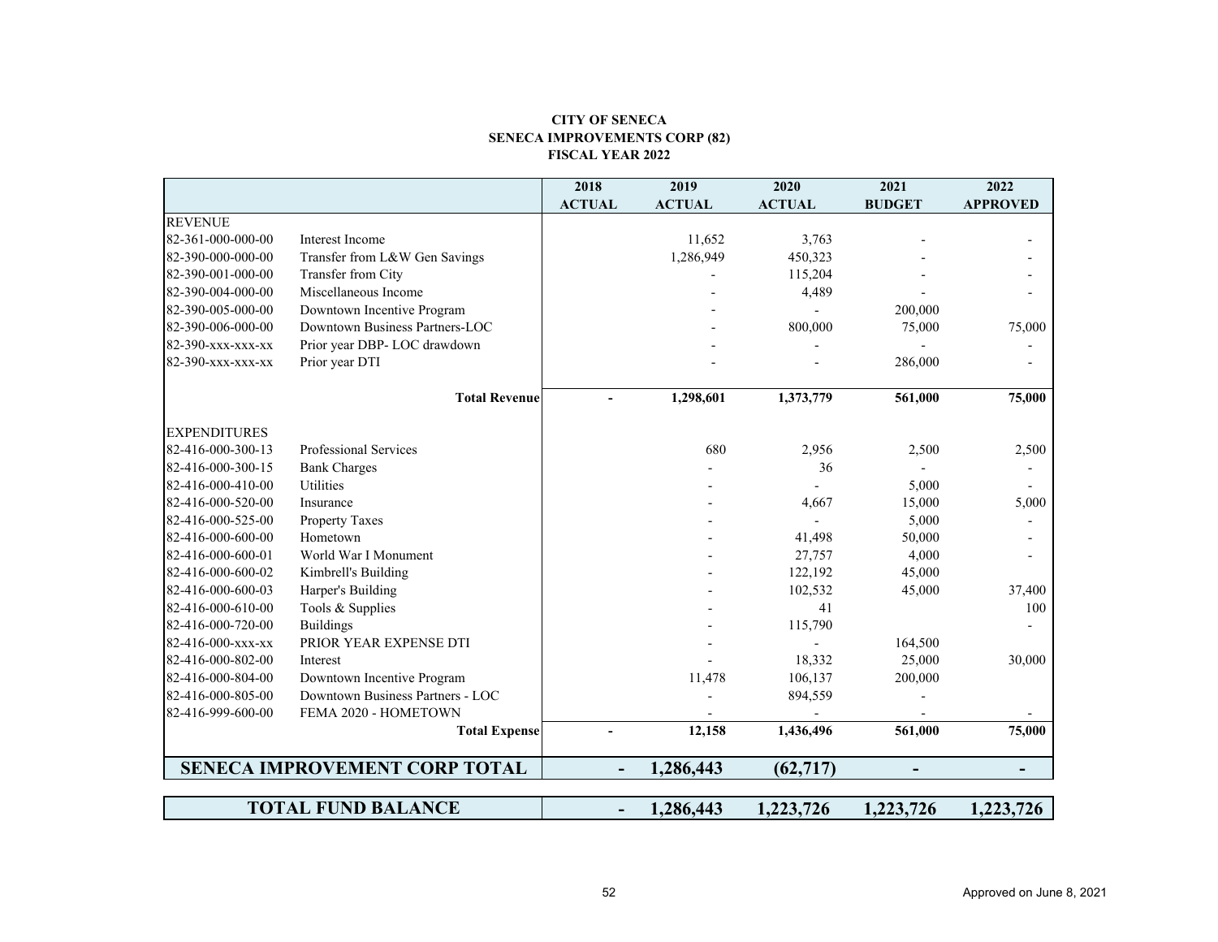**CITY OF SENECA**
**SENECA IMPROVEMENTS CORP (82)**
**FISCAL YEAR 2022**

| | | 2018 ACTUAL | 2019 ACTUAL | 2020 ACTUAL | 2021 BUDGET | 2022 APPROVED |
|---|---|---|---|---|---|---|
| REVENUE | | | | | | |
| 82-361-000-000-00 | Interest Income | | 11,652 | 3,763 | - | - |
| 82-390-000-000-00 | Transfer from L&W Gen Savings | | 1,286,949 | 450,323 | - | - |
| 82-390-001-000-00 | Transfer from City | | - | 115,204 | - | - |
| 82-390-004-000-00 | Miscellaneous Income | | - | 4,489 | - | - |
| 82-390-005-000-00 | Downtown Incentive Program | | - | - | 200,000 | |
| 82-390-006-000-00 | Downtown Business Partners-LOC | | - | 800,000 | 75,000 | 75,000 |
| 82-390-xxx-xxx-xx | Prior year DBP- LOC drawdown | | - | - | - | - |
| 82-390-xxx-xxx-xx | Prior year DTI | | - | - | 286,000 | - |
| | **Total Revenue** | **-** | **1,298,601** | **1,373,779** | **561,000** | **75,000** |
| EXPENDITURES | | | | | | |
| 82-416-000-300-13 | Professional Services | | 680 | 2,956 | 2,500 | 2,500 |
| 82-416-000-300-15 | Bank Charges | | - | 36 | - | - |
| 82-416-000-410-00 | Utilities | | - | - | 5,000 | - |
| 82-416-000-520-00 | Insurance | | - | 4,667 | 15,000 | 5,000 |
| 82-416-000-525-00 | Property Taxes | | - | - | 5,000 | - |
| 82-416-000-600-00 | Hometown | | - | 41,498 | 50,000 | - |
| 82-416-000-600-01 | World War I Monument | | - | 27,757 | 4,000 | - |
| 82-416-000-600-02 | Kimbrell's Building | | - | 122,192 | 45,000 | |
| 82-416-000-600-03 | Harper's Building | | - | 102,532 | 45,000 | 37,400 |
| 82-416-000-610-00 | Tools & Supplies | | - | 41 | | 100 |
| 82-416-000-720-00 | Buildings | | - | 115,790 | | - |
| 82-416-000-xxx-xx | PRIOR YEAR EXPENSE DTI | | - | - | 164,500 | |
| 82-416-000-802-00 | Interest | | - | 18,332 | 25,000 | 30,000 |
| 82-416-000-804-00 | Downtown Incentive Program | | 11,478 | 106,137 | 200,000 | |
| 82-416-000-805-00 | Downtown Business Partners - LOC | | - | 894,559 | - | |
| 82-416-999-600-00 | FEMA 2020 - HOMETOWN | | - | - | - | - |
| | **Total Expense** | **-** | **12,158** | **1,436,496** | **561,000** | **75,000** |
| **SENECA IMPROVEMENT CORP TOTAL** | | **-** | **1,286,443** | **(62,717)** | **-** | **-** |
| **TOTAL FUND BALANCE** | | **-** | **1,286,443** | **1,223,726** | **1,223,726** | **1,223,726** |

Approved on June 8, 2021